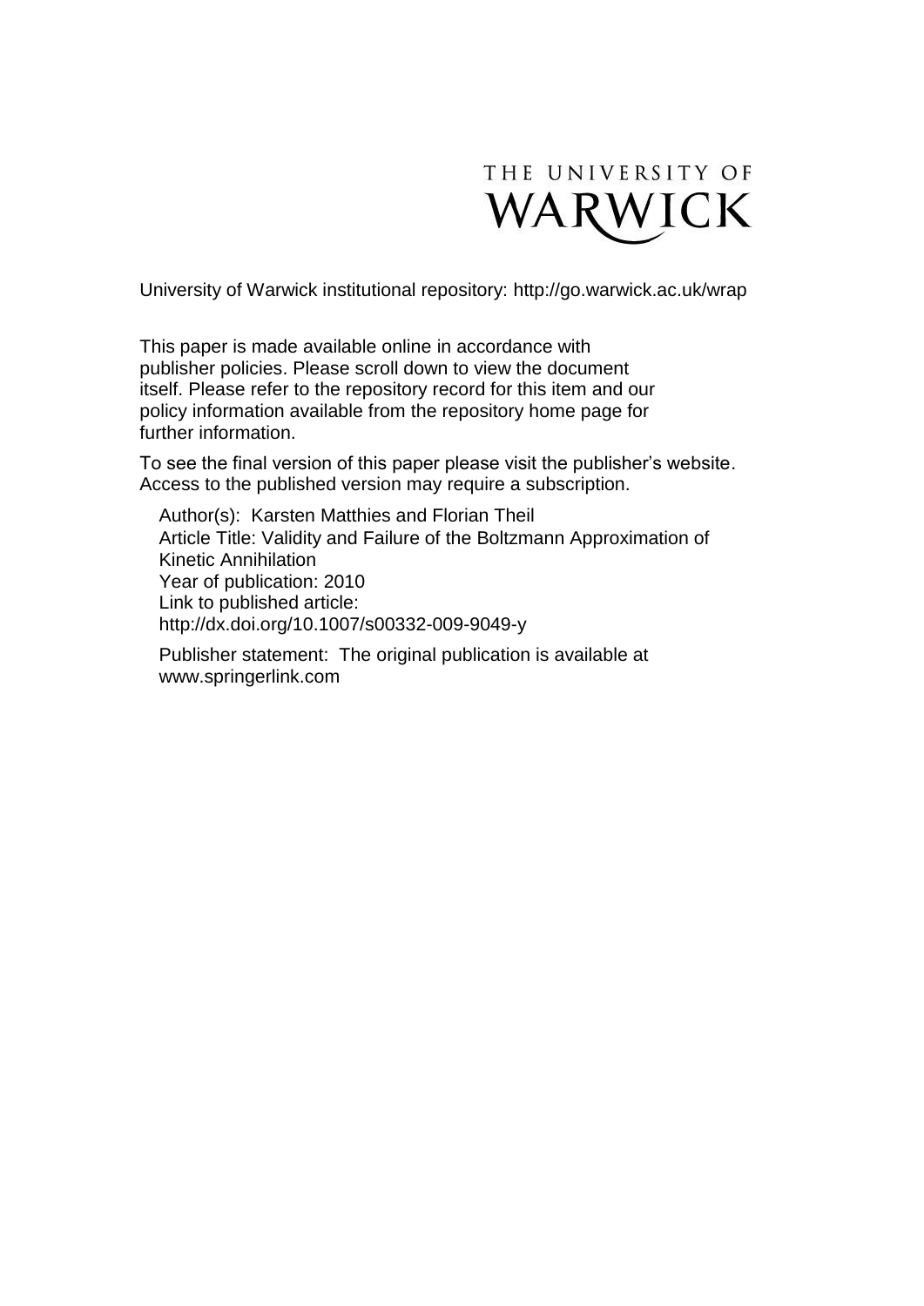THE UNIVERSITY OF WARWICK

University of Warwick institutional repository: http://go.warwick.ac.uk/wrap

This paper is made available online in accordance with publisher policies. Please scroll down to view the document itself. Please refer to the repository record for this item and our policy information available from the repository home page for further information.

To see the final version of this paper please visit the publisher's website. Access to the published version may require a subscription.

Author(s): Karsten Matthies and Florian Theil
Article Title: Validity and Failure of the Boltzmann Approximation of Kinetic Annihilation
Year of publication: 2010
Link to published article:
http://dx.doi.org/10.1007/s00332-009-9049-y

Publisher statement: The original publication is available at www.springerlink.com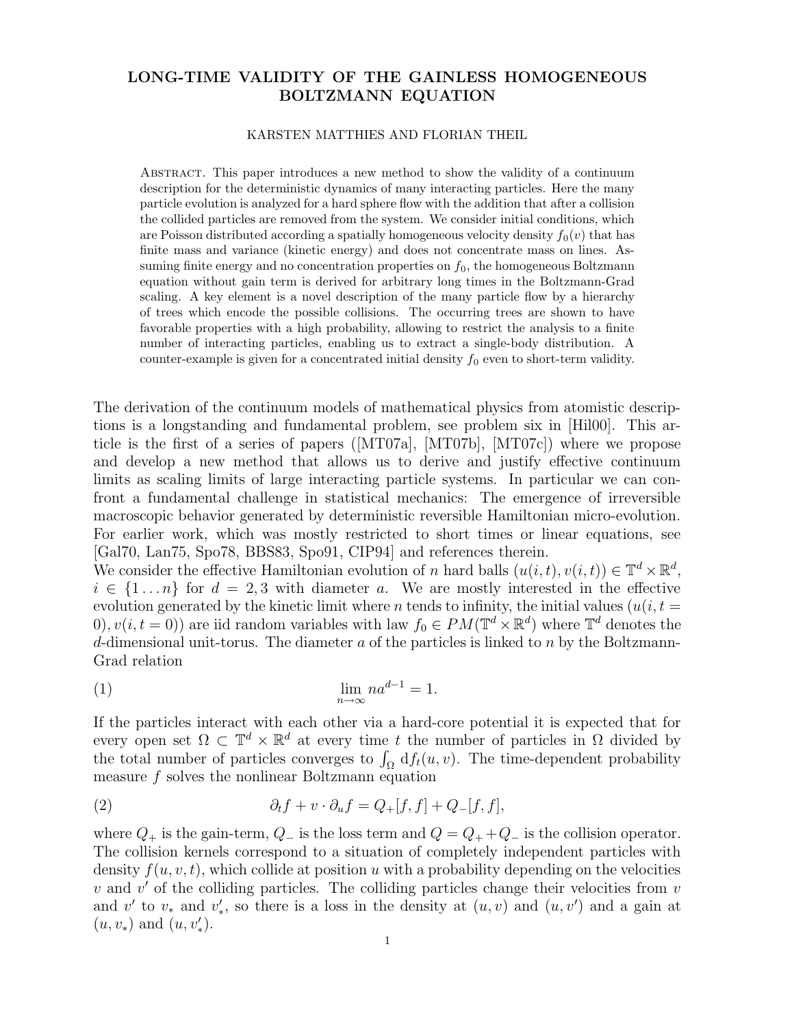# LONG-TIME VALIDITY OF THE GAINLESS HOMOGENEOUS BOLTZMANN EQUATION

KARSTEN MATTHIES AND FLORIAN THEIL

Abstract. This paper introduces a new method to show the validity of a continuum description for the deterministic dynamics of many interacting particles. Here the many particle evolution is analyzed for a hard sphere flow with the addition that after a collision the collided particles are removed from the system. We consider initial conditions, which are Poisson distributed according a spatially homogeneous velocity density $f_0(v)$ that has finite mass and variance (kinetic energy) and does not concentrate mass on lines. Assuming finite energy and no concentration properties on $f_0$, the homogeneous Boltzmann equation without gain term is derived for arbitrary long times in the Boltzmann-Grad scaling. A key element is a novel description of the many particle flow by a hierarchy of trees which encode the possible collisions. The occurring trees are shown to have favorable properties with a high probability, allowing to restrict the analysis to a finite number of interacting particles, enabling us to extract a single-body distribution. A counter-example is given for a concentrated initial density $f_0$ even to short-term validity.

The derivation of the continuum models of mathematical physics from atomistic descriptions is a longstanding and fundamental problem, see problem six in [Hil00]. This article is the first of a series of papers ([MT07a], [MT07b], [MT07c]) where we propose and develop a new method that allows us to derive and justify effective continuum limits as scaling limits of large interacting particle systems. In particular we can confront a fundamental challenge in statistical mechanics: The emergence of irreversible macroscopic behavior generated by deterministic reversible Hamiltonian micro-evolution. For earlier work, which was mostly restricted to short times or linear equations, see [Gal70, Lan75, Spo78, BBS83, Spo91, CIP94] and references therein.

We consider the effective Hamiltonian evolution of $n$ hard balls $(u(i,t), v(i,t)) \in \mathbb{T}^d \times \mathbb{R}^d$, $i \in \{1 \ldots n\}$ for $d = 2, 3$ with diameter $a$. We are mostly interested in the effective evolution generated by the kinetic limit where $n$ tends to infinity, the initial values $(u(i, t = 0), v(i, t = 0))$ are iid random variables with law $f_0 \in PM(\mathbb{T}^d \times \mathbb{R}^d)$ where $\mathbb{T}^d$ denotes the $d$-dimensional unit-torus. The diameter $a$ of the particles is linked to $n$ by the Boltzmann-Grad relation

$$\lim_{n\to\infty} n a^{d-1} = 1. \tag{1}$$

If the particles interact with each other via a hard-core potential it is expected that for every open set $\Omega \subset \mathbb{T}^d \times \mathbb{R}^d$ at every time $t$ the number of particles in $\Omega$ divided by the total number of particles converges to $\int_\Omega \mathrm{d}f_t(u, v)$. The time-dependent probability measure $f$ solves the nonlinear Boltzmann equation

$$\partial_t f + v \cdot \partial_u f = Q_+[f, f] + Q_-[f, f], \tag{2}$$

where $Q_+$ is the gain-term, $Q_-$ is the loss term and $Q = Q_+ + Q_-$ is the collision operator. The collision kernels correspond to a situation of completely independent particles with density $f(u, v, t)$, which collide at position $u$ with a probability depending on the velocities $v$ and $v'$ of the colliding particles. The colliding particles change their velocities from $v$ and $v'$ to $v_*$ and $v'_*$, so there is a loss in the density at $(u, v)$ and $(u, v')$ and a gain at $(u, v_*)$ and $(u, v'_*)$.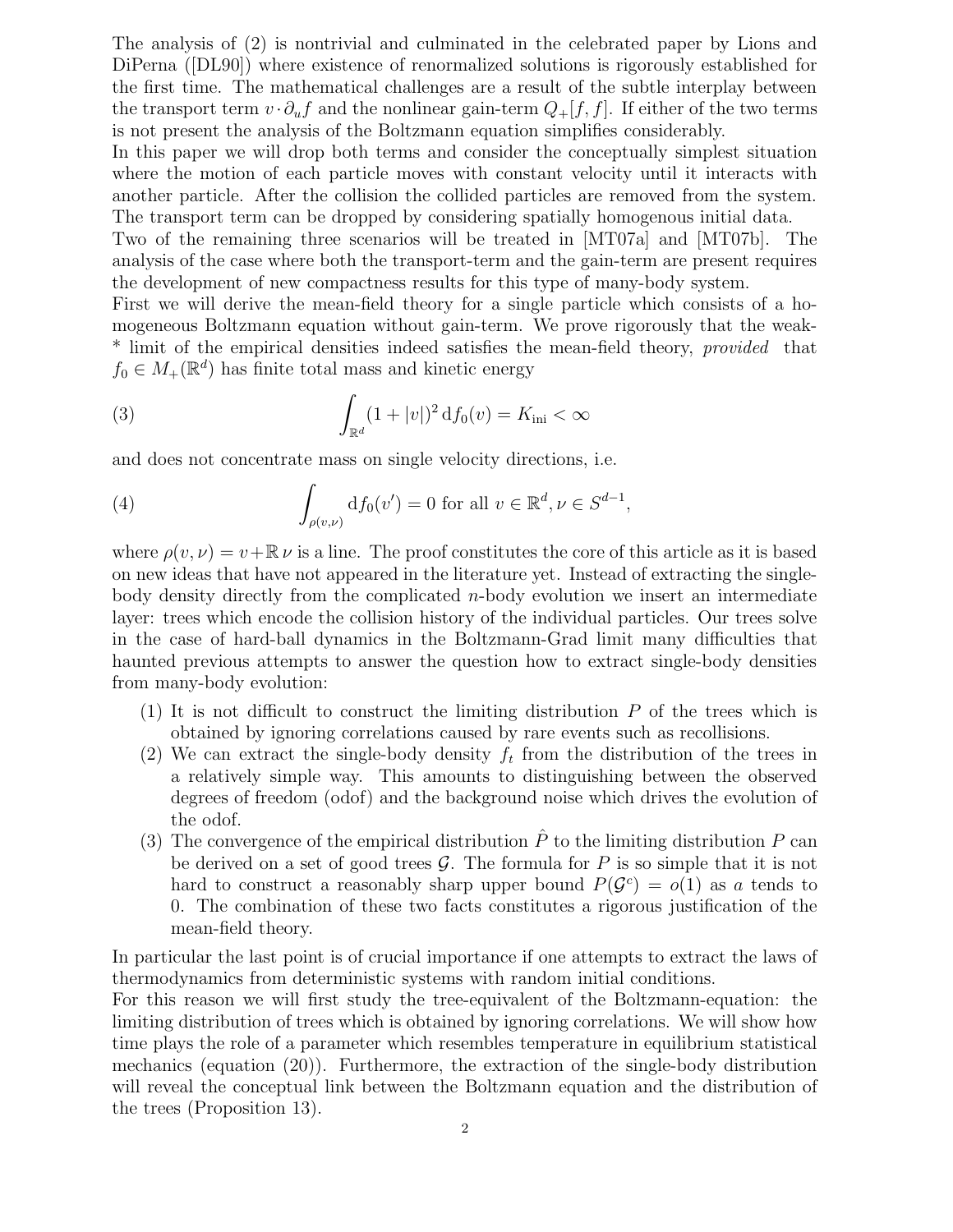The analysis of (2) is nontrivial and culminated in the celebrated paper by Lions and DiPerna ([DL90]) where existence of renormalized solutions is rigorously established for the first time. The mathematical challenges are a result of the subtle interplay between the transport term $v \cdot \partial_u f$ and the nonlinear gain-term $Q_+[f, f]$. If either of the two terms is not present the analysis of the Boltzmann equation simplifies considerably.

In this paper we will drop both terms and consider the conceptually simplest situation where the motion of each particle moves with constant velocity until it interacts with another particle. After the collision the collided particles are removed from the system. The transport term can be dropped by considering spatially homogenous initial data.

Two of the remaining three scenarios will be treated in [MT07a] and [MT07b]. The analysis of the case where both the transport-term and the gain-term are present requires the development of new compactness results for this type of many-body system.

First we will derive the mean-field theory for a single particle which consists of a homogeneous Boltzmann equation without gain-term. We prove rigorously that the weak-* limit of the empirical densities indeed satisfies the mean-field theory, *provided* that $f_0 \in M_+(\mathbb{R}^d)$ has finite total mass and kinetic energy

$$\int_{\mathbb{R}^d} (1 + |v|)^2 \, \mathrm{d}f_0(v) = K_{\mathrm{ini}} < \infty \tag{3}$$

and does not concentrate mass on single velocity directions, i.e.

$$\int_{\rho(v,\nu)} \mathrm{d}f_0(v') = 0 \text{ for all } v \in \mathbb{R}^d, \nu \in S^{d-1}, \tag{4}$$

where $\rho(v, \nu) = v + \mathbb{R}\,\nu$ is a line. The proof constitutes the core of this article as it is based on new ideas that have not appeared in the literature yet. Instead of extracting the single-body density directly from the complicated $n$-body evolution we insert an intermediate layer: trees which encode the collision history of the individual particles. Our trees solve in the case of hard-ball dynamics in the Boltzmann-Grad limit many difficulties that haunted previous attempts to answer the question how to extract single-body densities from many-body evolution:

1. It is not difficult to construct the limiting distribution $P$ of the trees which is obtained by ignoring correlations caused by rare events such as recollisions.
2. We can extract the single-body density $f_t$ from the distribution of the trees in a relatively simple way. This amounts to distinguishing between the observed degrees of freedom (odof) and the background noise which drives the evolution of the odof.
3. The convergence of the empirical distribution $\hat{P}$ to the limiting distribution $P$ can be derived on a set of good trees $\mathcal{G}$. The formula for $P$ is so simple that it is not hard to construct a reasonably sharp upper bound $P(\mathcal{G}^c) = o(1)$ as $a$ tends to 0. The combination of these two facts constitutes a rigorous justification of the mean-field theory.

In particular the last point is of crucial importance if one attempts to extract the laws of thermodynamics from deterministic systems with random initial conditions.

For this reason we will first study the tree-equivalent of the Boltzmann-equation: the limiting distribution of trees which is obtained by ignoring correlations. We will show how time plays the role of a parameter which resembles temperature in equilibrium statistical mechanics (equation (20)). Furthermore, the extraction of the single-body distribution will reveal the conceptual link between the Boltzmann equation and the distribution of the trees (Proposition 13).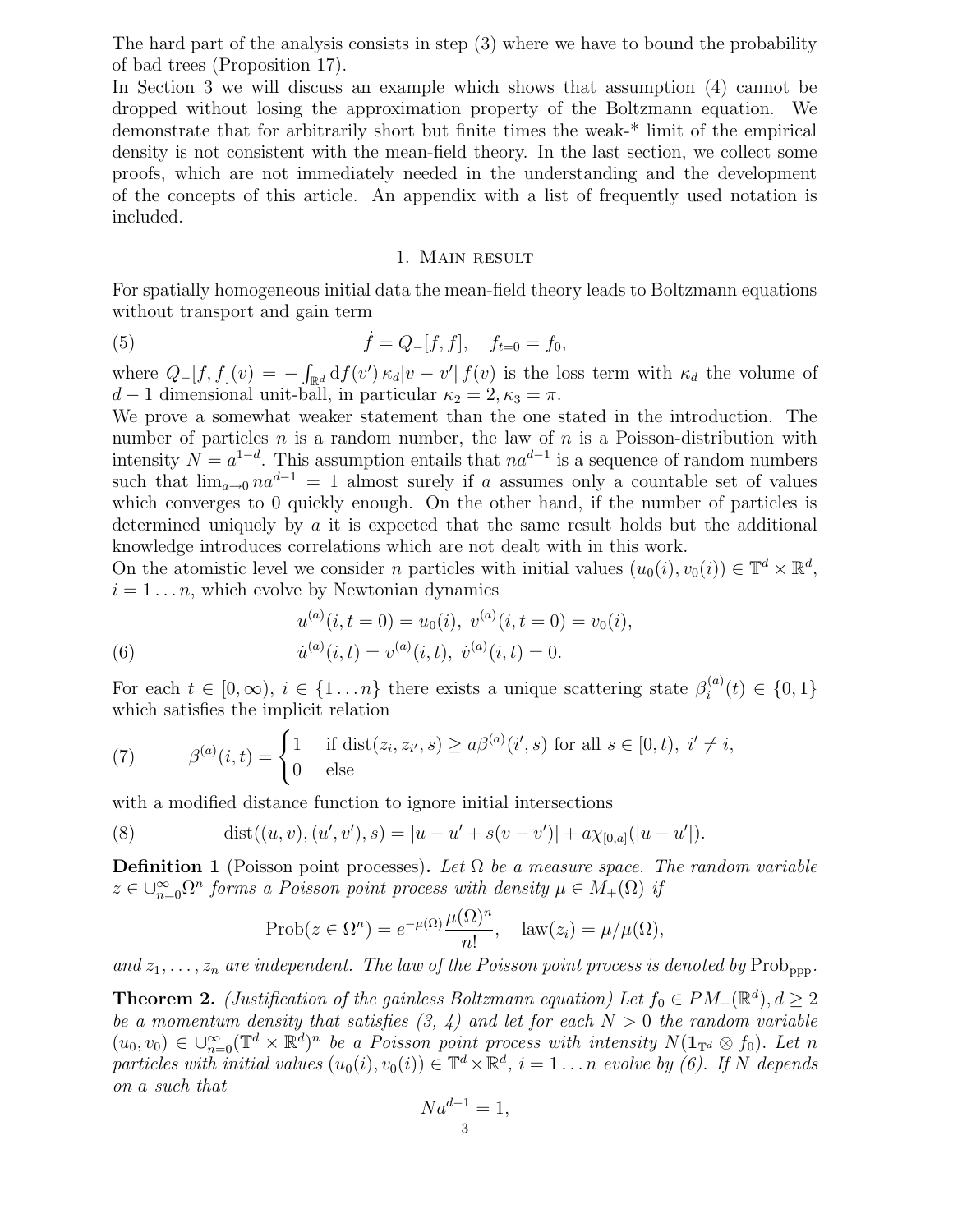The hard part of the analysis consists in step (3) where we have to bound the probability of bad trees (Proposition 17).

In Section 3 we will discuss an example which shows that assumption (4) cannot be dropped without losing the approximation property of the Boltzmann equation. We demonstrate that for arbitrarily short but finite times the weak-* limit of the empirical density is not consistent with the mean-field theory. In the last section, we collect some proofs, which are not immediately needed in the understanding and the development of the concepts of this article. An appendix with a list of frequently used notation is included.

## 1. Main result

For spatially homogeneous initial data the mean-field theory leads to Boltzmann equations without transport and gain term

$$\dot{f} = Q_-[f,f], \quad f_{t=0} = f_0, \tag{5}$$

where $Q_-[f,f](v) = -\int_{\mathbb{R}^d} \mathrm{d}f(v')\,\kappa_d|v-v'|\,f(v)$ is the loss term with $\kappa_d$ the volume of $d-1$ dimensional unit-ball, in particular $\kappa_2 = 2, \kappa_3 = \pi$.

We prove a somewhat weaker statement than the one stated in the introduction. The number of particles $n$ is a random number, the law of $n$ is a Poisson-distribution with intensity $N = a^{1-d}$. This assumption entails that $na^{d-1}$ is a sequence of random numbers such that $\lim_{a\to 0} na^{d-1} = 1$ almost surely if $a$ assumes only a countable set of values which converges to 0 quickly enough. On the other hand, if the number of particles is determined uniquely by $a$ it is expected that the same result holds but the additional knowledge introduces correlations which are not dealt with in this work.

On the atomistic level we consider $n$ particles with initial values $(u_0(i), v_0(i)) \in \mathbb{T}^d \times \mathbb{R}^d$, $i = 1\ldots n$, which evolve by Newtonian dynamics

$$\begin{aligned} &u^{(a)}(i,t=0) = u_0(i),\ v^{(a)}(i,t=0) = v_0(i),\\ &\dot{u}^{(a)}(i,t) = v^{(a)}(i,t),\ \dot{v}^{(a)}(i,t) = 0. \end{aligned} \tag{6}$$

For each $t \in [0,\infty)$, $i \in \{1\ldots n\}$ there exists a unique scattering state $\beta_i^{(a)}(t) \in \{0,1\}$ which satisfies the implicit relation

$$\beta^{(a)}(i,t) = \begin{cases} 1 & \text{if } \operatorname{dist}(z_i, z_{i'}, s) \geq a\beta^{(a)}(i', s) \text{ for all } s \in [0,t),\ i' \neq i,\\ 0 & \text{else} \end{cases} \tag{7}$$

with a modified distance function to ignore initial intersections

$$\operatorname{dist}((u,v),(u',v'),s) = |u-u'+s(v-v')| + a\chi_{[0,a]}(|u-u'|). \tag{8}$$

**Definition 1** (Poisson point processes)**.** *Let $\Omega$ be a measure space. The random variable $z \in \cup_{n=0}^\infty \Omega^n$ forms a Poisson point process with density $\mu \in M_+(\Omega)$ if*

$$\operatorname{Prob}(z \in \Omega^n) = e^{-\mu(\Omega)}\frac{\mu(\Omega)^n}{n!}, \quad \operatorname{law}(z_i) = \mu/\mu(\Omega),$$

*and $z_1,\ldots,z_n$ are independent. The law of the Poisson point process is denoted by $\operatorname{Prob}_{\text{ppp}}$.*

**Theorem 2.** *(Justification of the gainless Boltzmann equation) Let $f_0 \in PM_+(\mathbb{R}^d), d \geq 2$ be a momentum density that satisfies (3, 4) and let for each $N > 0$ the random variable $(u_0, v_0) \in \cup_{n=0}^\infty(\mathbb{T}^d \times \mathbb{R}^d)^n$ be a Poisson point process with intensity $N(\mathbf{1}_{\mathbb{T}^d} \otimes f_0)$. Let $n$ particles with initial values $(u_0(i), v_0(i)) \in \mathbb{T}^d \times \mathbb{R}^d$, $i = 1\ldots n$ evolve by (6). If $N$ depends on $a$ such that*

$$Na^{d-1} = 1,$$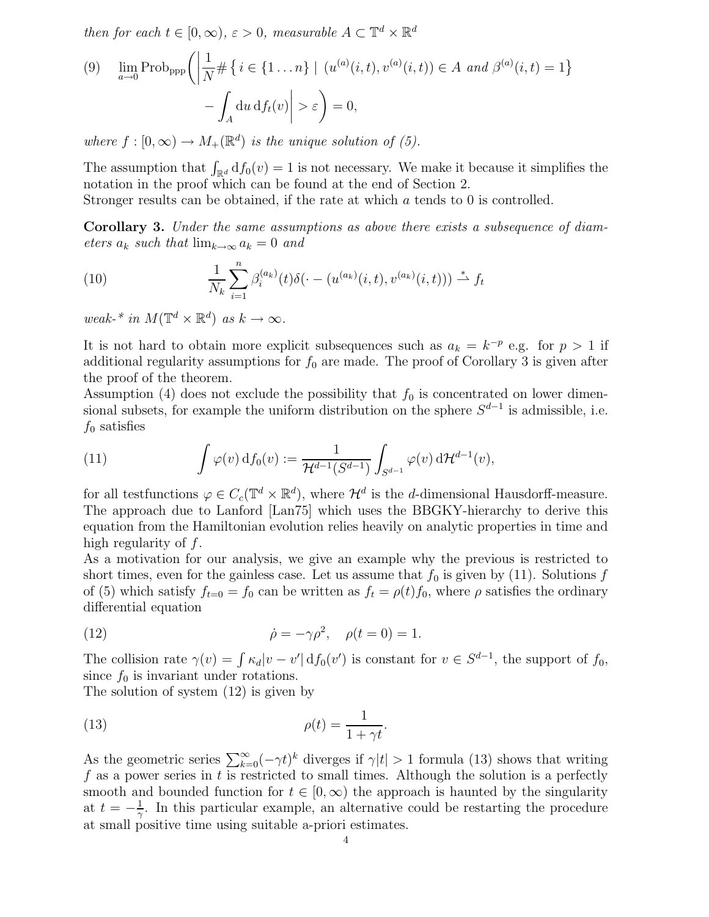*then for each $t \in [0, \infty)$, $\varepsilon > 0$, measurable $A \subset \mathbb{T}^d \times \mathbb{R}^d$*

$$
(9) \quad \lim_{a \to 0} \mathrm{Prob}_{\mathrm{ppp}} \Bigg( \Bigg| \frac{1}{N} \# \left\{ i \in \{1 \dots n\} \mid (u^{(a)}(i,t), v^{(a)}(i,t)) \in A \text{ and } \beta^{(a)}(i,t) = 1 \right\} - \int_A \mathrm{d}u \, \mathrm{d}f_t(v) \Bigg| > \varepsilon \Bigg) = 0,
$$

*where $f : [0, \infty) \to M_+(\mathbb{R}^d)$ is the unique solution of (5).*

The assumption that $\int_{\mathbb{R}^d} \mathrm{d}f_0(v) = 1$ is not necessary. We make it because it simplifies the notation in the proof which can be found at the end of Section 2.
Stronger results can be obtained, if the rate at which $a$ tends to 0 is controlled.

**Corollary 3.** *Under the same assumptions as above there exists a subsequence of diameters $a_k$ such that $\lim_{k \to \infty} a_k = 0$ and*

$$
(10) \qquad \frac{1}{N_k} \sum_{i=1}^{n} \beta_i^{(a_k)}(t) \delta(\cdot - (u^{(a_k)}(i,t), v^{(a_k)}(i,t))) \overset{*}{\rightharpoonup} f_t
$$

*weak-\* in $M(\mathbb{T}^d \times \mathbb{R}^d)$ as $k \to \infty$.*

It is not hard to obtain more explicit subsequences such as $a_k = k^{-p}$ e.g. for $p > 1$ if additional regularity assumptions for $f_0$ are made. The proof of Corollary 3 is given after the proof of the theorem.
Assumption (4) does not exclude the possibility that $f_0$ is concentrated on lower dimensional subsets, for example the uniform distribution on the sphere $S^{d-1}$ is admissible, i.e. $f_0$ satisfies

$$
(11) \qquad \int \varphi(v) \, \mathrm{d}f_0(v) := \frac{1}{\mathcal{H}^{d-1}(S^{d-1})} \int_{S^{d-1}} \varphi(v) \, \mathrm{d}\mathcal{H}^{d-1}(v),
$$

for all testfunctions $\varphi \in C_c(\mathbb{T}^d \times \mathbb{R}^d)$, where $\mathcal{H}^d$ is the $d$-dimensional Hausdorff-measure.
The approach due to Lanford [Lan75] which uses the BBGKY-hierarchy to derive this equation from the Hamiltonian evolution relies heavily on analytic properties in time and high regularity of $f$.
As a motivation for our analysis, we give an example why the previous is restricted to short times, even for the gainless case. Let us assume that $f_0$ is given by (11). Solutions $f$ of (5) which satisfy $f_{t=0} = f_0$ can be written as $f_t = \rho(t) f_0$, where $\rho$ satisfies the ordinary differential equation

$$
(12) \qquad \dot{\rho} = -\gamma \rho^2, \quad \rho(t=0) = 1.
$$

The collision rate $\gamma(v) = \int \kappa_d |v - v'| \, \mathrm{d}f_0(v')$ is constant for $v \in S^{d-1}$, the support of $f_0$, since $f_0$ is invariant under rotations.
The solution of system (12) is given by

$$
(13) \qquad \rho(t) = \frac{1}{1 + \gamma t}.
$$

As the geometric series $\sum_{k=0}^{\infty} (-\gamma t)^k$ diverges if $\gamma |t| > 1$ formula (13) shows that writing $f$ as a power series in $t$ is restricted to small times. Although the solution is a perfectly smooth and bounded function for $t \in [0, \infty)$ the approach is haunted by the singularity at $t = -\frac{1}{\gamma}$. In this particular example, an alternative could be restarting the procedure at small positive time using suitable a-priori estimates.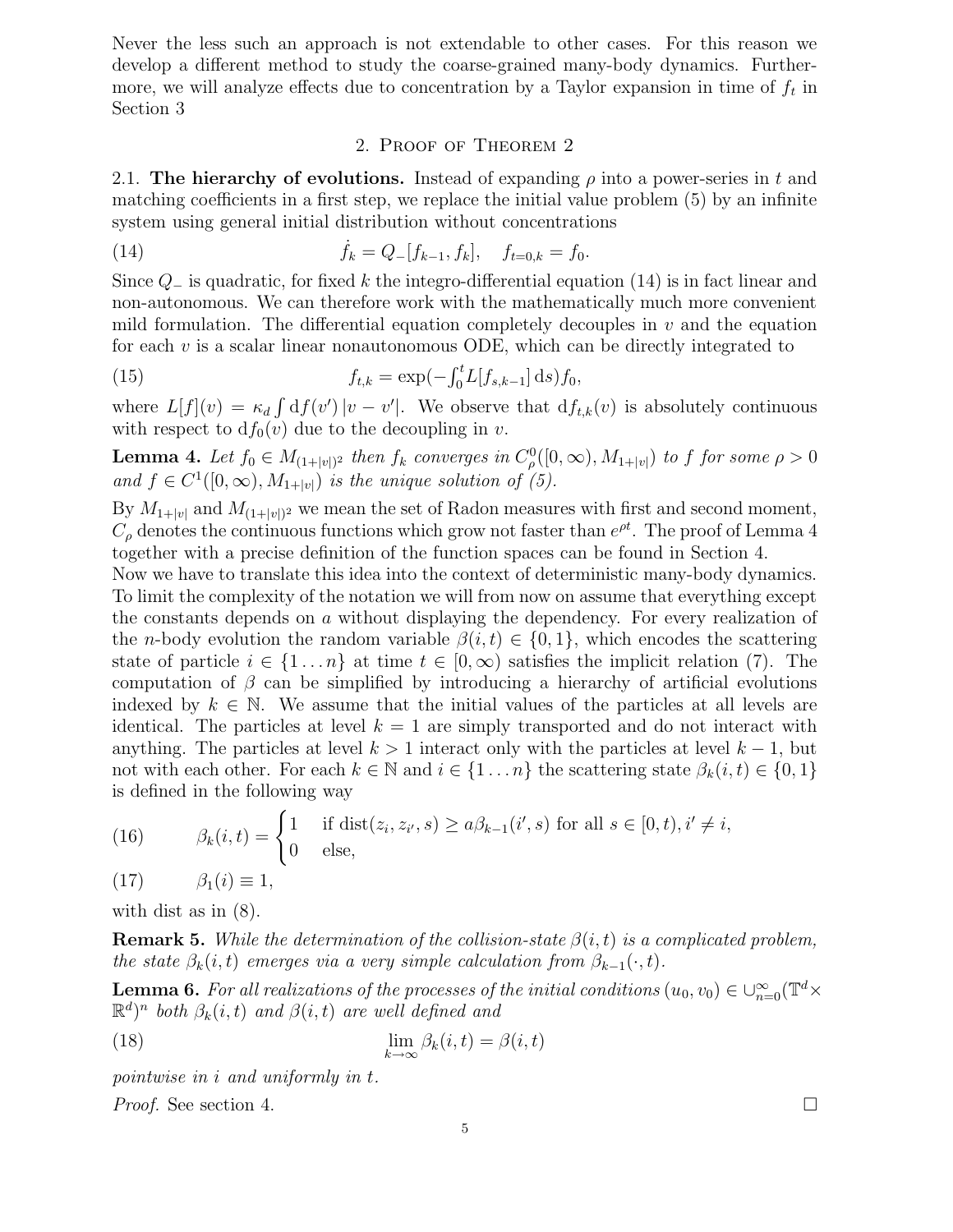Never the less such an approach is not extendable to other cases. For this reason we develop a different method to study the coarse-grained many-body dynamics. Furthermore, we will analyze effects due to concentration by a Taylor expansion in time of $f_t$ in Section 3

## 2. Proof of Theorem 2

2.1. **The hierarchy of evolutions.** Instead of expanding $\rho$ into a power-series in $t$ and matching coefficients in a first step, we replace the initial value problem (5) by an infinite system using general initial distribution without concentrations

$$\dot{f}_k = Q_-[f_{k-1}, f_k], \quad f_{t=0,k} = f_0. \tag{14}$$

Since $Q_-$ is quadratic, for fixed $k$ the integro-differential equation (14) is in fact linear and non-autonomous. We can therefore work with the mathematically much more convenient mild formulation. The differential equation completely decouples in $v$ and the equation for each $v$ is a scalar linear nonautonomous ODE, which can be directly integrated to

$$f_{t,k} = \exp(-\textstyle\int_0^t L[f_{s,k-1}]\,\mathrm{d}s) f_0, \tag{15}$$

where $L[f](v) = \kappa_d \int \mathrm{d}f(v')\,|v - v'|$. We observe that $\mathrm{d}f_{t,k}(v)$ is absolutely continuous with respect to $\mathrm{d}f_0(v)$ due to the decoupling in $v$.

**Lemma 4.** *Let $f_0 \in M_{(1+|v|)^2}$ then $f_k$ converges in $C^0_\rho([0,\infty), M_{1+|v|})$ to $f$ for some $\rho > 0$ and $f \in C^1([0,\infty), M_{1+|v|})$ is the unique solution of (5).*

By $M_{1+|v|}$ and $M_{(1+|v|)^2}$ we mean the set of Radon measures with first and second moment, $C_\rho$ denotes the continuous functions which grow not faster than $e^{\rho t}$. The proof of Lemma 4 together with a precise definition of the function spaces can be found in Section 4.

Now we have to translate this idea into the context of deterministic many-body dynamics. To limit the complexity of the notation we will from now on assume that everything except the constants depends on $a$ without displaying the dependency. For every realization of the $n$-body evolution the random variable $\beta(i,t) \in \{0,1\}$, which encodes the scattering state of particle $i \in \{1 \dots n\}$ at time $t \in [0,\infty)$ satisfies the implicit relation (7). The computation of $\beta$ can be simplified by introducing a hierarchy of artificial evolutions indexed by $k \in \mathbb{N}$. We assume that the initial values of the particles at all levels are identical. The particles at level $k = 1$ are simply transported and do not interact with anything. The particles at level $k > 1$ interact only with the particles at level $k-1$, but not with each other. For each $k \in \mathbb{N}$ and $i \in \{1 \dots n\}$ the scattering state $\beta_k(i,t) \in \{0,1\}$ is defined in the following way

$$\beta_k(i,t) = \begin{cases} 1 & \text{if } \operatorname{dist}(z_i, z_{i'}, s) \geq a\beta_{k-1}(i', s) \text{ for all } s \in [0,t), i' \neq i, \\ 0 & \text{else,} \end{cases} \tag{16}$$

$$\beta_1(i) \equiv 1, \tag{17}$$

with dist as in (8).

**Remark 5.** *While the determination of the collision-state $\beta(i,t)$ is a complicated problem, the state $\beta_k(i,t)$ emerges via a very simple calculation from $\beta_{k-1}(\cdot,t)$.*

**Lemma 6.** *For all realizations of the processes of the initial conditions $(u_0, v_0) \in \cup_{n=0}^\infty (\mathbb{T}^d \times \mathbb{R}^d)^n$ both $\beta_k(i,t)$ and $\beta(i,t)$ are well defined and*

$$\lim_{k\to\infty} \beta_k(i,t) = \beta(i,t) \tag{18}$$

*pointwise in $i$ and uniformly in $t$.*

*Proof.* See section 4. ∎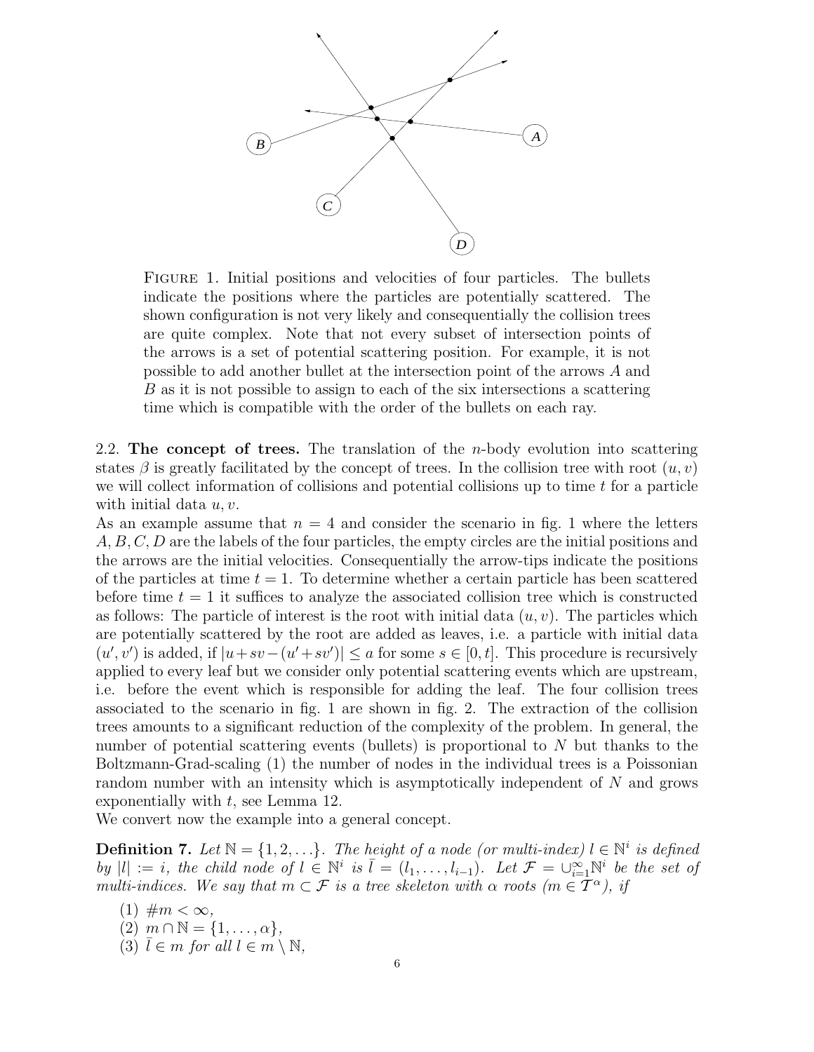FIGURE 1. Initial positions and velocities of four particles. The bullets indicate the positions where the particles are potentially scattered. The shown configuration is not very likely and consequentially the collision trees are quite complex. Note that not every subset of intersection points of the arrows is a set of potential scattering position. For example, it is not possible to add another bullet at the intersection point of the arrows $A$ and $B$ as it is not possible to assign to each of the six intersections a scattering time which is compatible with the order of the bullets on each ray.

2.2. **The concept of trees.** The translation of the $n$-body evolution into scattering states $\beta$ is greatly facilitated by the concept of trees. In the collision tree with root $(u, v)$ we will collect information of collisions and potential collisions up to time $t$ for a particle with initial data $u, v$.

As an example assume that $n = 4$ and consider the scenario in fig. 1 where the letters $A, B, C, D$ are the labels of the four particles, the empty circles are the initial positions and the arrows are the initial velocities. Consequentially the arrow-tips indicate the positions of the particles at time $t = 1$. To determine whether a certain particle has been scattered before time $t = 1$ it suffices to analyze the associated collision tree which is constructed as follows: The particle of interest is the root with initial data $(u, v)$. The particles which are potentially scattered by the root are added as leaves, i.e. a particle with initial data $(u', v')$ is added, if $|u+sv-(u'+sv')| \leq a$ for some $s \in [0, t]$. This procedure is recursively applied to every leaf but we consider only potential scattering events which are upstream, i.e. before the event which is responsible for adding the leaf. The four collision trees associated to the scenario in fig. 1 are shown in fig. 2. The extraction of the collision trees amounts to a significant reduction of the complexity of the problem. In general, the number of potential scattering events (bullets) is proportional to $N$ but thanks to the Boltzmann-Grad-scaling (1) the number of nodes in the individual trees is a Poissonian random number with an intensity which is asymptotically independent of $N$ and grows exponentially with $t$, see Lemma 12.

We convert now the example into a general concept.

**Definition 7.** *Let $\mathbb{N} = \{1, 2, \ldots\}$. The height of a node (or multi-index) $l \in \mathbb{N}^i$ is defined by $|l| := i$, the child node of $l \in \mathbb{N}^i$ is $\bar{l} = (l_1, \ldots, l_{i-1})$. Let $\mathcal{F} = \cup_{i=1}^{\infty} \mathbb{N}^i$ be the set of multi-indices. We say that $m \subset \mathcal{F}$ is a tree skeleton with $\alpha$ roots ($m \in \mathcal{T}^\alpha$), if*

1. $\# m < \infty$,
2. $m \cap \mathbb{N} = \{1, \ldots, \alpha\}$,
3. $\bar{l} \in m$ *for all* $l \in m \setminus \mathbb{N}$,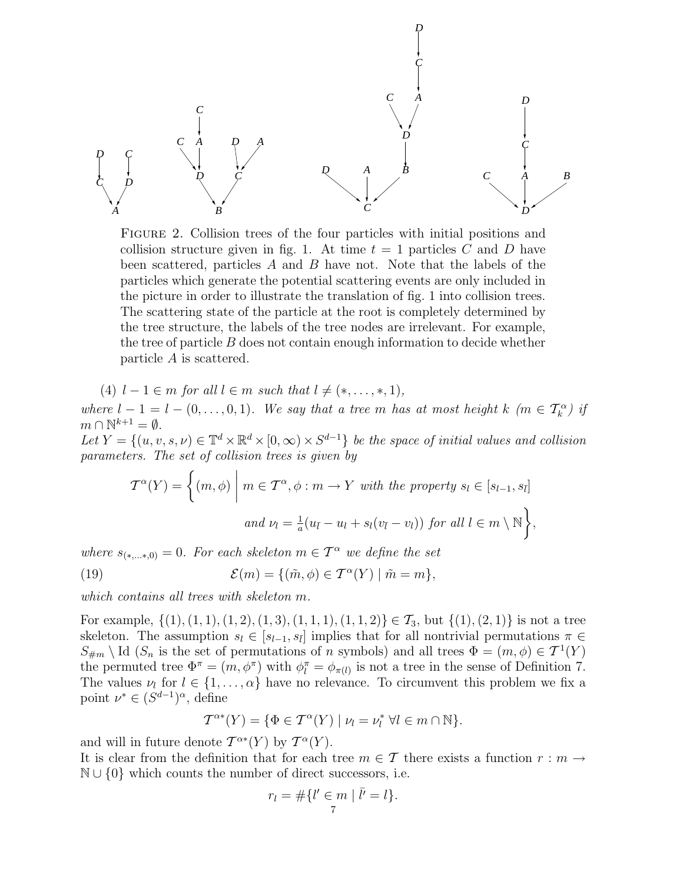FIGURE 2. Collision trees of the four particles with initial positions and collision structure given in fig. 1. At time $t = 1$ particles $C$ and $D$ have been scattered, particles $A$ and $B$ have not. Note that the labels of the particles which generate the potential scattering events are only included in the picture in order to illustrate the translation of fig. 1 into collision trees. The scattering state of the particle at the root is completely determined by the tree structure, the labels of the tree nodes are irrelevant. For example, the tree of particle $B$ does not contain enough information to decide whether particle $A$ is scattered.

(4) $l - 1 \in m$ for all $l \in m$ such that $l \neq (*, \ldots, *, 1)$,

*where* $l - 1 = l - (0, \ldots, 0, 1)$. *We say that a tree* $m$ *has at most height* $k$ ($m \in \mathcal{T}_k^\alpha$) *if* $m \cap \mathbb{N}^{k+1} = \emptyset$.
*Let* $Y = \{(u, v, s, \nu) \in \mathbb{T}^d \times \mathbb{R}^d \times [0, \infty) \times S^{d-1}\}$ *be the space of initial values and collision parameters. The set of collision trees is given by*

$$\mathcal{T}^\alpha(Y) = \left\{ (m, \phi) \;\middle|\; m \in \mathcal{T}^\alpha, \phi : m \to Y \text{ with the property } s_l \in [s_{l-1}, s_{\bar{l}}] \text{ and } \nu_l = \tfrac{1}{a}(u_{\bar{l}} - u_l + s_l(v_{\bar{l}} - v_l)) \text{ for all } l \in m \setminus \mathbb{N} \right\},$$

*where* $s_{(*,\ldots*,0)} = 0$. *For each skeleton* $m \in \mathcal{T}^\alpha$ *we define the set*

$$\mathcal{E}(m) = \{(\tilde{m}, \phi) \in \mathcal{T}^\alpha(Y) \mid \tilde{m} = m\}, \tag{19}$$

*which contains all trees with skeleton* $m$.

For example, $\{(1), (1,1), (1,2), (1,3), (1,1,1), (1,1,2)\} \in \mathcal{T}_3$, but $\{(1), (2,1)\}$ is not a tree skeleton. The assumption $s_l \in [s_{l-1}, s_{\bar{l}}]$ implies that for all nontrivial permutations $\pi \in S_{\#m} \setminus \mathrm{Id}$ ($S_n$ is the set of permutations of $n$ symbols) and all trees $\Phi = (m, \phi) \in \mathcal{T}^1(Y)$ the permuted tree $\Phi^\pi = (m, \phi^\pi)$ with $\phi^\pi_l = \phi_{\pi(l)}$ is not a tree in the sense of Definition 7. The values $\nu_l$ for $l \in \{1, \ldots, \alpha\}$ have no relevance. To circumvent this problem we fix a point $\nu^* \in (S^{d-1})^\alpha$, define

$$\mathcal{T}^{\alpha *}(Y) = \{\Phi \in \mathcal{T}^\alpha(Y) \mid \nu_l = \nu^*_l \; \forall l \in m \cap \mathbb{N}\}.$$

and will in future denote $\mathcal{T}^{\alpha *}(Y)$ by $\mathcal{T}^\alpha(Y)$.
It is clear from the definition that for each tree $m \in \mathcal{T}$ there exists a function $r : m \to \mathbb{N} \cup \{0\}$ which counts the number of direct successors, i.e.

$$r_l = \#\{l' \in m \mid \bar{l}' = l\}.$$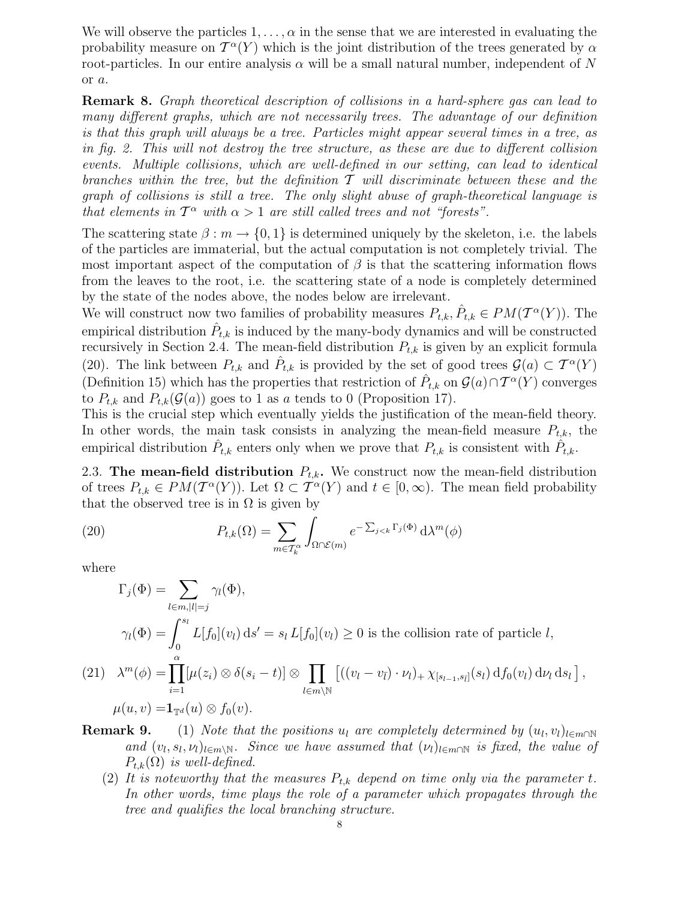We will observe the particles $1, \dots, \alpha$ in the sense that we are interested in evaluating the probability measure on $\mathcal{T}^\alpha(Y)$ which is the joint distribution of the trees generated by $\alpha$ root-particles. In our entire analysis $\alpha$ will be a small natural number, independent of $N$ or $a$.

**Remark 8.** *Graph theoretical description of collisions in a hard-sphere gas can lead to many different graphs, which are not necessarily trees. The advantage of our definition is that this graph will always be a tree. Particles might appear several times in a tree, as in fig. 2. This will not destroy the tree structure, as these are due to different collision events. Multiple collisions, which are well-defined in our setting, can lead to identical branches within the tree, but the definition $\mathcal{T}$ will discriminate between these and the graph of collisions is still a tree. The only slight abuse of graph-theoretical language is that elements in $\mathcal{T}^\alpha$ with $\alpha > 1$ are still called trees and not "forests".*

The scattering state $\beta : m \to \{0, 1\}$ is determined uniquely by the skeleton, i.e. the labels of the particles are immaterial, but the actual computation is not completely trivial. The most important aspect of the computation of $\beta$ is that the scattering information flows from the leaves to the root, i.e. the scattering state of a node is completely determined by the state of the nodes above, the nodes below are irrelevant.

We will construct now two families of probability measures $P_{t,k}, \hat{P}_{t,k} \in PM(\mathcal{T}^\alpha(Y))$. The empirical distribution $\hat{P}_{t,k}$ is induced by the many-body dynamics and will be constructed recursively in Section 2.4. The mean-field distribution $P_{t,k}$ is given by an explicit formula (20). The link between $P_{t,k}$ and $\hat{P}_{t,k}$ is provided by the set of good trees $\mathcal{G}(a) \subset \mathcal{T}^\alpha(Y)$ (Definition 15) which has the properties that restriction of $\hat{P}_{t,k}$ on $\mathcal{G}(a) \cap \mathcal{T}^\alpha(Y)$ converges to $P_{t,k}$ and $P_{t,k}(\mathcal{G}(a))$ goes to 1 as $a$ tends to 0 (Proposition 17).

This is the crucial step which eventually yields the justification of the mean-field theory. In other words, the main task consists in analyzing the mean-field measure $P_{t,k}$, the empirical distribution $\hat{P}_{t,k}$ enters only when we prove that $P_{t,k}$ is consistent with $\hat{P}_{t,k}$.

### 2.3. The mean-field distribution $P_{t,k}$.

We construct now the mean-field distribution of trees $P_{t,k} \in PM(\mathcal{T}^\alpha(Y))$. Let $\Omega \subset \mathcal{T}^\alpha(Y)$ and $t \in [0, \infty)$. The mean field probability that the observed tree is in $\Omega$ is given by

$$
P_{t,k}(\Omega) = \sum_{m \in \mathcal{T}_k^\alpha} \int_{\Omega \cap \mathcal{E}(m)} e^{-\sum_{j<k} \Gamma_j(\Phi)} \,\mathrm{d}\lambda^m(\phi) \tag{20}
$$

where

$$
\begin{aligned}
\Gamma_j(\Phi) &= \sum_{l \in m, |l| = j} \gamma_l(\Phi), \\
\gamma_l(\Phi) &= \int_0^{s_l} L[f_0](v_l)\,\mathrm{d}s' = s_l\, L[f_0](v_l) \geq 0 \text{ is the collision rate of particle } l, \\
\lambda^m(\phi) &= \prod_{i=1}^{\alpha} [\mu(z_i) \otimes \delta(s_i - t)] \otimes \prod_{l \in m \setminus \mathbb{N}} \left[ ((v_l - v_{\bar{l}}) \cdot \nu_l)_+ \, \chi_{[s_{l-1}, s_{\bar{l}}]}(s_l)\, \mathrm{d}f_0(v_l)\, \mathrm{d}\nu_l\, \mathrm{d}s_l \right], \qquad (21) \\
\mu(u, v) &= \mathbf{1}_{\mathbb{T}^d}(u) \otimes f_0(v).
\end{aligned}
$$

**Remark 9.**
1. *Note that the positions $u_l$ are completely determined by $(u_l, v_l)_{l \in m \cap \mathbb{N}}$ and $(v_l, s_l, \nu_l)_{l \in m \setminus \mathbb{N}}$. Since we have assumed that $(\nu_l)_{l \in m \cap \mathbb{N}}$ is fixed, the value of $P_{t,k}(\Omega)$ is well-defined.*
2. *It is noteworthy that the measures $P_{t,k}$ depend on time only via the parameter $t$. In other words, time plays the role of a parameter which propagates through the tree and qualifies the local branching structure.*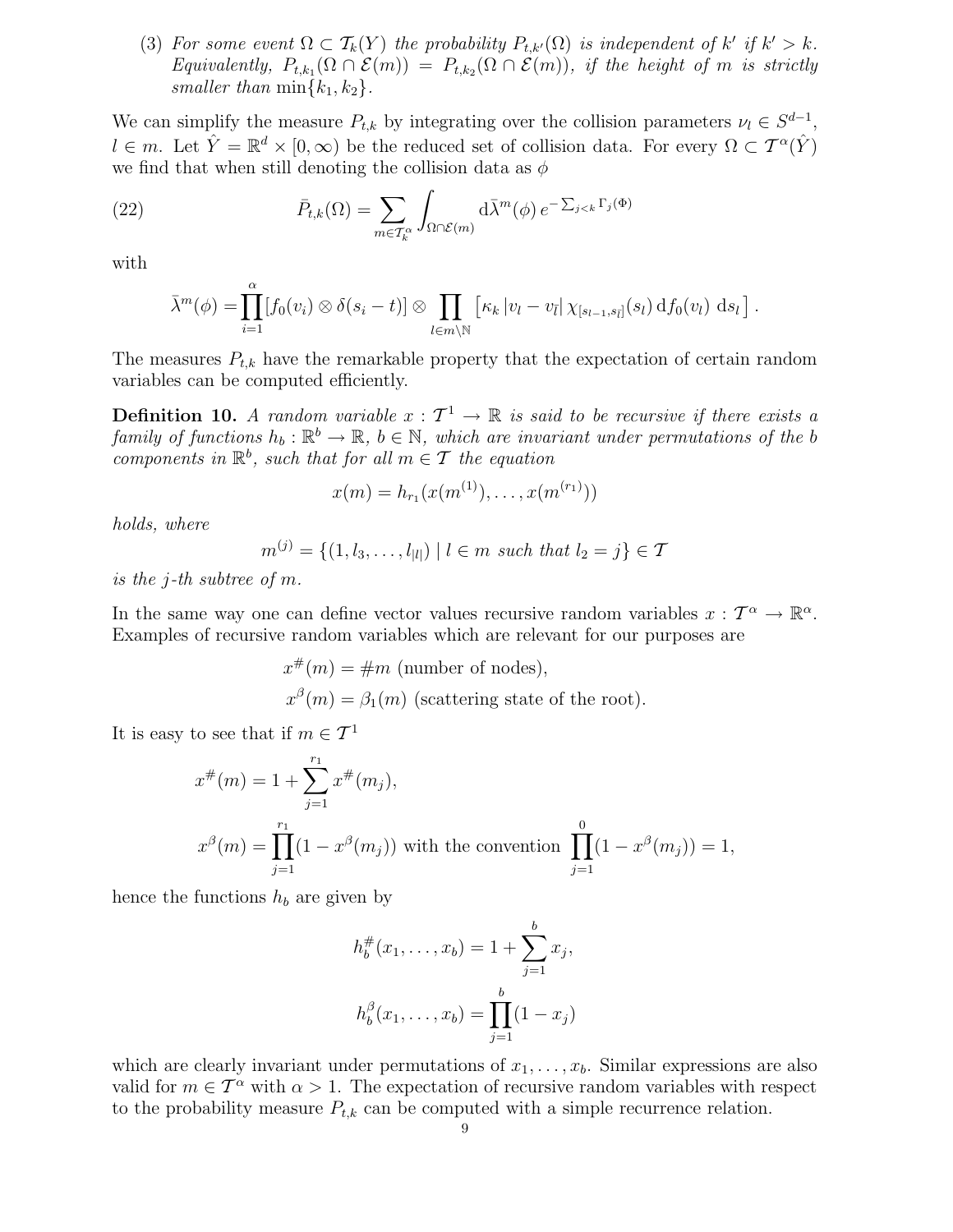(3) *For some event $\Omega \subset \mathcal{T}_k(Y)$ the probability $P_{t,k'}(\Omega)$ is independent of $k'$ if $k' > k$. Equivalently, $P_{t,k_1}(\Omega \cap \mathcal{E}(m)) = P_{t,k_2}(\Omega \cap \mathcal{E}(m))$, if the height of $m$ is strictly smaller than $\min\{k_1, k_2\}$.*

We can simplify the measure $P_{t,k}$ by integrating over the collision parameters $\nu_l \in S^{d-1}$, $l \in m$. Let $\hat{Y} = \mathbb{R}^d \times [0, \infty)$ be the reduced set of collision data. For every $\Omega \subset \mathcal{T}^\alpha(\hat{Y})$ we find that when still denoting the collision data as $\phi$

$$
\bar{P}_{t,k}(\Omega) = \sum_{m \in \mathcal{T}_k^\alpha} \int_{\Omega \cap \mathcal{E}(m)} \mathrm{d}\bar{\lambda}^m(\phi)\, e^{-\sum_{j<k} \Gamma_j(\Phi)} \tag{22}
$$

with

$$
\bar{\lambda}^m(\phi) = \prod_{i=1}^{\alpha} [f_0(v_i) \otimes \delta(s_i - t)] \otimes \prod_{l \in m \setminus \mathbb{N}} \left[ \kappa_k \, |v_l - v_{\bar{l}}| \, \chi_{[s_{l-1}, s_{\bar{l}}]}(s_l) \, \mathrm{d}f_0(v_l) \, \mathrm{d}s_l \right].
$$

The measures $P_{t,k}$ have the remarkable property that the expectation of certain random variables can be computed efficiently.

**Definition 10.** *A random variable $x : \mathcal{T}^1 \to \mathbb{R}$ is said to be recursive if there exists a family of functions $h_b : \mathbb{R}^b \to \mathbb{R}$, $b \in \mathbb{N}$, which are invariant under permutations of the $b$ components in $\mathbb{R}^b$, such that for all $m \in \mathcal{T}$ the equation*

$$
x(m) = h_{r_1}(x(m^{(1)}), \ldots, x(m^{(r_1)}))
$$

*holds, where*

$$
m^{(j)} = \{(1, l_3, \ldots, l_{|l|}) \mid l \in m \text{ such that } l_2 = j\} \in \mathcal{T}
$$

*is the $j$-th subtree of $m$.*

In the same way one can define vector values recursive random variables $x : \mathcal{T}^\alpha \to \mathbb{R}^\alpha$. Examples of recursive random variables which are relevant for our purposes are

$$
\begin{aligned}
x^{\#}(m) &= \#m \text{ (number of nodes)}, \\
x^{\beta}(m) &= \beta_1(m) \text{ (scattering state of the root)}.
\end{aligned}
$$

It is easy to see that if $m \in \mathcal{T}^1$

$$
\begin{aligned}
x^{\#}(m) &= 1 + \sum_{j=1}^{r_1} x^{\#}(m_j), \\
x^{\beta}(m) &= \prod_{j=1}^{r_1} (1 - x^{\beta}(m_j)) \text{ with the convention } \prod_{j=1}^{0} (1 - x^{\beta}(m_j)) = 1,
\end{aligned}
$$

hence the functions $h_b$ are given by

$$
\begin{aligned}
h_b^{\#}(x_1, \ldots, x_b) &= 1 + \sum_{j=1}^{b} x_j, \\
h_b^{\beta}(x_1, \ldots, x_b) &= \prod_{j=1}^{b} (1 - x_j)
\end{aligned}
$$

which are clearly invariant under permutations of $x_1, \ldots, x_b$. Similar expressions are also valid for $m \in \mathcal{T}^\alpha$ with $\alpha > 1$. The expectation of recursive random variables with respect to the probability measure $P_{t,k}$ can be computed with a simple recurrence relation.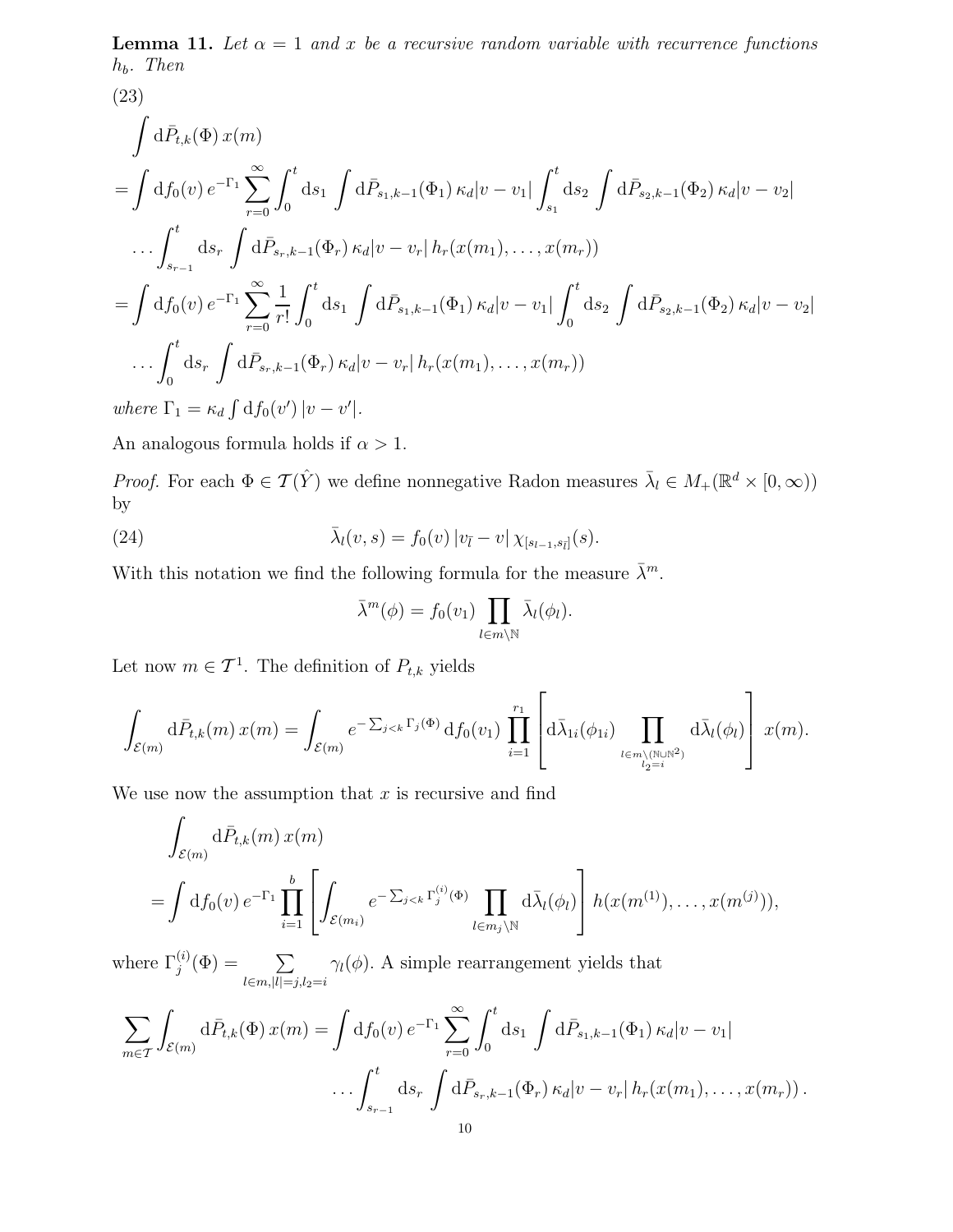**Lemma 11.** *Let $\alpha = 1$ and $x$ be a recursive random variable with recurrence functions $h_b$. Then*

(23)

$$
\begin{aligned}
&\int \mathrm{d}\bar{P}_{t,k}(\Phi)\, x(m) \\
&= \int \mathrm{d}f_0(v)\, e^{-\Gamma_1} \sum_{r=0}^{\infty} \int_0^t \mathrm{d}s_1 \int \mathrm{d}\bar{P}_{s_1,k-1}(\Phi_1)\, \kappa_d |v - v_1| \int_{s_1}^t \mathrm{d}s_2 \int \mathrm{d}\bar{P}_{s_2,k-1}(\Phi_2)\, \kappa_d |v - v_2| \\
&\quad \ldots \int_{s_{r-1}}^t \mathrm{d}s_r \int \mathrm{d}\bar{P}_{s_r,k-1}(\Phi_r)\, \kappa_d |v - v_r|\, h_r(x(m_1), \ldots, x(m_r)) \\
&= \int \mathrm{d}f_0(v)\, e^{-\Gamma_1} \sum_{r=0}^{\infty} \frac{1}{r!} \int_0^t \mathrm{d}s_1 \int \mathrm{d}\bar{P}_{s_1,k-1}(\Phi_1)\, \kappa_d |v - v_1| \int_0^t \mathrm{d}s_2 \int \mathrm{d}\bar{P}_{s_2,k-1}(\Phi_2)\, \kappa_d |v - v_2| \\
&\quad \ldots \int_0^t \mathrm{d}s_r \int \mathrm{d}\bar{P}_{s_r,k-1}(\Phi_r)\, \kappa_d |v - v_r|\, h_r(x(m_1), \ldots, x(m_r))
\end{aligned}
$$

*where* $\Gamma_1 = \kappa_d \int \mathrm{d}f_0(v')\, |v - v'|$.

An analogous formula holds if $\alpha > 1$.

*Proof.* For each $\Phi \in \mathcal{T}(\hat{Y})$ we define nonnegative Radon measures $\bar{\lambda}_l \in M_+(\mathbb{R}^d \times [0, \infty))$ by

$$
\bar{\lambda}_l(v, s) = f_0(v)\, |v_{\bar{l}} - v|\, \chi_{[s_{l-1}, s_{\bar{l}}]}(s). \tag{24}
$$

With this notation we find the following formula for the measure $\bar{\lambda}^m$.

$$
\bar{\lambda}^m(\phi) = f_0(v_1) \prod_{l \in m \setminus \mathbb{N}} \bar{\lambda}_l(\phi_l).
$$

Let now $m \in \mathcal{T}^1$. The definition of $P_{t,k}$ yields

$$
\int_{\mathcal{E}(m)} \mathrm{d}\bar{P}_{t,k}(m)\, x(m) = \int_{\mathcal{E}(m)} e^{-\sum_{j<k} \Gamma_j(\Phi)}\, \mathrm{d}f_0(v_1) \prod_{i=1}^{r_1} \left[ \mathrm{d}\bar{\lambda}_{1i}(\phi_{1i}) \prod_{\substack{l \in m \setminus (\mathbb{N} \cup \mathbb{N}^2) \\ l_2 = i}} \mathrm{d}\bar{\lambda}_l(\phi_l) \right] x(m).
$$

We use now the assumption that $x$ is recursive and find

$$
\begin{aligned}
&\int_{\mathcal{E}(m)} \mathrm{d}\bar{P}_{t,k}(m)\, x(m) \\
&= \int \mathrm{d}f_0(v)\, e^{-\Gamma_1} \prod_{i=1}^{b} \left[ \int_{\mathcal{E}(m_i)} e^{-\sum_{j<k} \Gamma_j^{(i)}(\Phi)} \prod_{l \in m_j \setminus \mathbb{N}} \mathrm{d}\bar{\lambda}_l(\phi_l) \right] h(x(m^{(1)}), \ldots, x(m^{(j)})),
\end{aligned}
$$

where $\Gamma_j^{(i)}(\Phi) = \sum_{l \in m, |l| = j, l_2 = i} \gamma_l(\phi)$. A simple rearrangement yields that

$$
\begin{aligned}
\sum_{m \in \mathcal{T}} \int_{\mathcal{E}(m)} \mathrm{d}\bar{P}_{t,k}(\Phi)\, x(m) &= \int \mathrm{d}f_0(v)\, e^{-\Gamma_1} \sum_{r=0}^{\infty} \int_0^t \mathrm{d}s_1 \int \mathrm{d}\bar{P}_{s_1,k-1}(\Phi_1)\, \kappa_d |v - v_1| \\
&\qquad \ldots \int_{s_{r-1}}^t \mathrm{d}s_r \int \mathrm{d}\bar{P}_{s_r,k-1}(\Phi_r)\, \kappa_d |v - v_r|\, h_r(x(m_1), \ldots, x(m_r)).
\end{aligned}
$$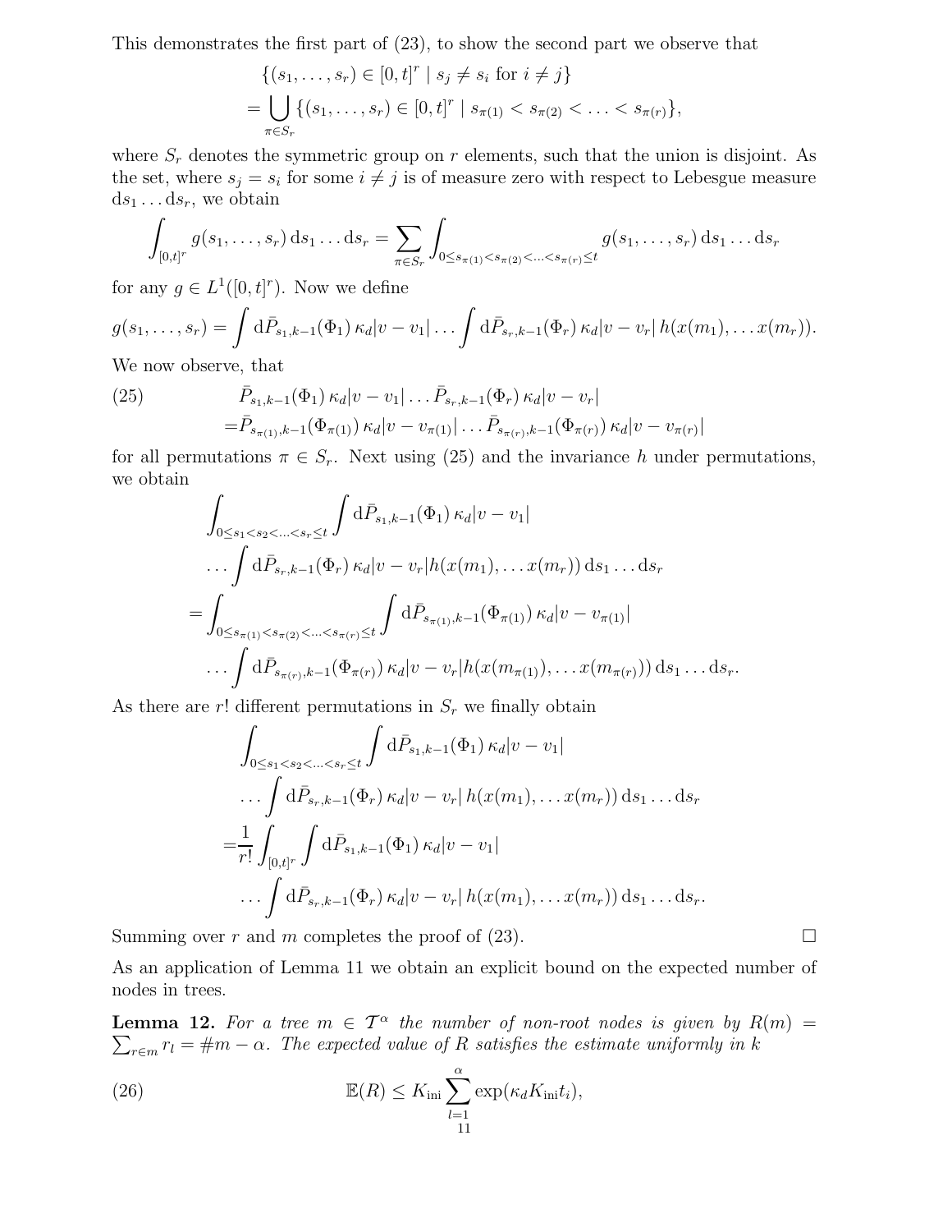This demonstrates the first part of (23), to show the second part we observe that

$$
\begin{aligned}
&\{(s_1,\ldots,s_r)\in[0,t]^r \mid s_j\neq s_i \text{ for } i\neq j\}\\
=&\bigcup_{\pi\in S_r}\{(s_1,\ldots,s_r)\in[0,t]^r \mid s_{\pi(1)}<s_{\pi(2)}<\ldots<s_{\pi(r)}\},
\end{aligned}
$$

where $S_r$ denotes the symmetric group on $r$ elements, such that the union is disjoint. As the set, where $s_j = s_i$ for some $i \neq j$ is of measure zero with respect to Lebesgue measure $\mathrm{d}s_1 \ldots \mathrm{d}s_r$, we obtain

$$
\int_{[0,t]^r} g(s_1,\ldots,s_r)\,\mathrm{d}s_1\ldots\mathrm{d}s_r=\sum_{\pi\in S_r}\int_{0\leq s_{\pi(1)}<s_{\pi(2)}<\ldots<s_{\pi(r)}\leq t} g(s_1,\ldots,s_r)\,\mathrm{d}s_1\ldots\mathrm{d}s_r
$$

for any $g \in L^1([0,t]^r)$. Now we define

$$
g(s_1,\ldots,s_r)=\int \mathrm{d}\bar{P}_{s_1,k-1}(\Phi_1)\,\kappa_d|v-v_1|\ldots\int \mathrm{d}\bar{P}_{s_r,k-1}(\Phi_r)\,\kappa_d|v-v_r|\,h(x(m_1),\ldots x(m_r)).
$$

We now observe, that

$$
\begin{aligned}
(25)\qquad &\bar{P}_{s_1,k-1}(\Phi_1)\,\kappa_d|v-v_1|\ldots\bar{P}_{s_r,k-1}(\Phi_r)\,\kappa_d|v-v_r|\\
=&\bar{P}_{s_{\pi(1)},k-1}(\Phi_{\pi(1)})\,\kappa_d|v-v_{\pi(1)}|\ldots\bar{P}_{s_{\pi(r)},k-1}(\Phi_{\pi(r)})\,\kappa_d|v-v_{\pi(r)}|
\end{aligned}
$$

for all permutations $\pi \in S_r$. Next using (25) and the invariance $h$ under permutations, we obtain

$$
\begin{aligned}
&\int_{0\leq s_1<s_2<\ldots<s_r\leq t}\int \mathrm{d}\bar{P}_{s_1,k-1}(\Phi_1)\,\kappa_d|v-v_1|\\
&\ldots\int \mathrm{d}\bar{P}_{s_r,k-1}(\Phi_r)\,\kappa_d|v-v_r|h(x(m_1),\ldots x(m_r))\,\mathrm{d}s_1\ldots\mathrm{d}s_r\\
=&\int_{0\leq s_{\pi(1)}<s_{\pi(2)}<\ldots<s_{\pi(r)}\leq t}\int \mathrm{d}\bar{P}_{s_{\pi(1)},k-1}(\Phi_{\pi(1)})\,\kappa_d|v-v_{\pi(1)}|\\
&\ldots\int \mathrm{d}\bar{P}_{s_{\pi(r)},k-1}(\Phi_{\pi(r)})\,\kappa_d|v-v_r|h(x(m_{\pi(1)}),\ldots x(m_{\pi(r)}))\,\mathrm{d}s_1\ldots\mathrm{d}s_r.
\end{aligned}
$$

As there are $r!$ different permutations in $S_r$ we finally obtain

$$
\begin{aligned}
&\int_{0\leq s_1<s_2<\ldots<s_r\leq t}\int \mathrm{d}\bar{P}_{s_1,k-1}(\Phi_1)\,\kappa_d|v-v_1|\\
&\ldots\int \mathrm{d}\bar{P}_{s_r,k-1}(\Phi_r)\,\kappa_d|v-v_r|\,h(x(m_1),\ldots x(m_r))\,\mathrm{d}s_1\ldots\mathrm{d}s_r\\
=&\frac{1}{r!}\int_{[0,t]^r}\int \mathrm{d}\bar{P}_{s_1,k-1}(\Phi_1)\,\kappa_d|v-v_1|\\
&\ldots\int \mathrm{d}\bar{P}_{s_r,k-1}(\Phi_r)\,\kappa_d|v-v_r|\,h(x(m_1),\ldots x(m_r))\,\mathrm{d}s_1\ldots\mathrm{d}s_r.
\end{aligned}
$$

Summing over $r$ and $m$ completes the proof of (23). $\square$

As an application of Lemma 11 we obtain an explicit bound on the expected number of nodes in trees.

**Lemma 12.** *For a tree $m \in \mathcal{T}^\alpha$ the number of non-root nodes is given by $R(m) = \sum_{r\in m} r_l = \#m - \alpha$. The expected value of $R$ satisfies the estimate uniformly in $k$*

$$
(26)\qquad \mathbb{E}(R)\leq K_{\mathrm{ini}}\sum_{l=1}^{\alpha}\exp(\kappa_d K_{\mathrm{ini}} t_i),
$$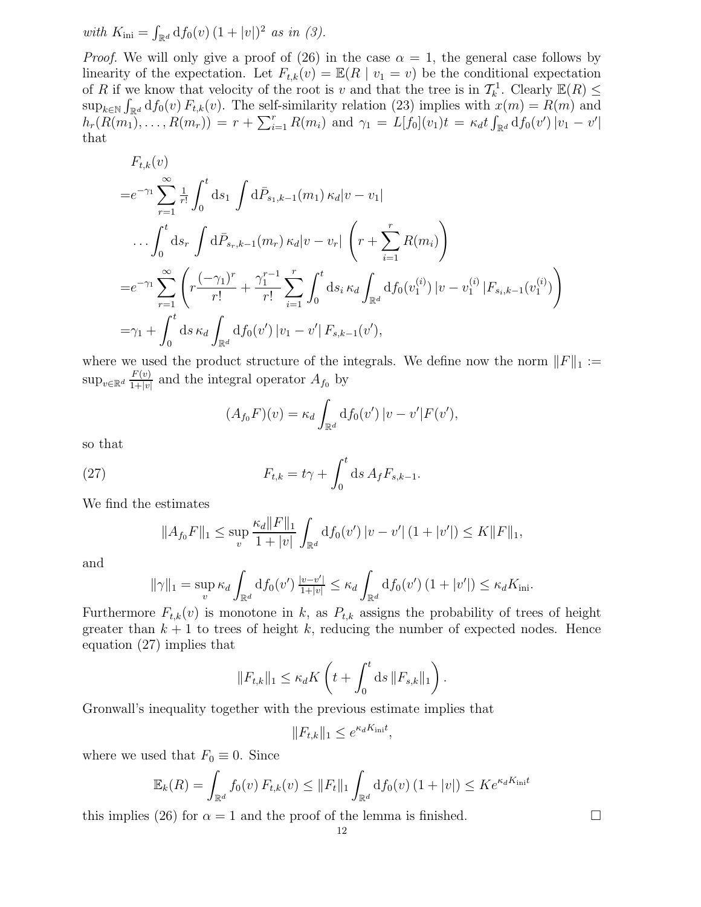*with* $K_{\mathrm{ini}} = \int_{\mathbb{R}^d} \mathrm{d}f_0(v)\,(1+|v|)^2$ *as in (3).*

*Proof.* We will only give a proof of (26) in the case $\alpha = 1$, the general case follows by linearity of the expectation. Let $F_{t,k}(v) = \mathbb{E}(R \mid v_1 = v)$ be the conditional expectation of $R$ if we know that velocity of the root is $v$ and that the tree is in $\mathcal{T}_k^1$. Clearly $\mathbb{E}(R) \le \sup_{k\in\mathbb{N}} \int_{\mathbb{R}^d} \mathrm{d}f_0(v)\, F_{t,k}(v)$. The self-similarity relation (23) implies with $x(m) = R(m)$ and $h_r(R(m_1),\dots,R(m_r)) = r + \sum_{i=1}^r R(m_i)$ and $\gamma_1 = L[f_0](v_1)t = \kappa_d t \int_{\mathbb{R}^d} \mathrm{d}f_0(v')\,|v_1 - v'|$ that

$$
\begin{aligned}
&F_{t,k}(v)\\
=&e^{-\gamma_1} \sum_{r=1}^\infty \tfrac{1}{r!} \int_0^t \mathrm{d}s_1 \int \mathrm{d}\bar{P}_{s_1,k-1}(m_1)\,\kappa_d |v - v_1| \\
&\dots \int_0^t \mathrm{d}s_r \int \mathrm{d}\bar{P}_{s_r,k-1}(m_r)\,\kappa_d |v - v_r| \left( r + \sum_{i=1}^r R(m_i) \right)\\
=&e^{-\gamma_1} \sum_{r=1}^\infty \left( r \frac{(-\gamma_1)^r}{r!} + \frac{\gamma_1^{r-1}}{r!} \sum_{i=1}^r \int_0^t \mathrm{d}s_i\, \kappa_d \int_{\mathbb{R}^d} \mathrm{d}f_0(v_1^{(i)})\,|v - v_1^{(i)}|\,|F_{s_i,k-1}(v_1^{(i)}) \right)\\
=&\gamma_1 + \int_0^t \mathrm{d}s\, \kappa_d \int_{\mathbb{R}^d} \mathrm{d}f_0(v')\,|v_1 - v'|\, F_{s,k-1}(v'),
\end{aligned}
$$

where we used the product structure of the integrals. We define now the norm $\|F\|_1 := \sup_{v\in\mathbb{R}^d} \frac{F(v)}{1+|v|}$ and the integral operator $A_{f_0}$ by

$$
(A_{f_0}F)(v) = \kappa_d \int_{\mathbb{R}^d} \mathrm{d}f_0(v')\,|v - v'| F(v'),
$$

so that

$$
F_{t,k} = t\gamma + \int_0^t \mathrm{d}s\, A_f F_{s,k-1}. \tag{27}
$$

We find the estimates

$$
\|A_{f_0}F\|_1 \le \sup_v \frac{\kappa_d \|F\|_1}{1+|v|} \int_{\mathbb{R}^d} \mathrm{d}f_0(v')\,|v - v'|\,(1+|v'|) \le K \|F\|_1,
$$

and

$$
\|\gamma\|_1 = \sup_v \kappa_d \int_{\mathbb{R}^d} \mathrm{d}f_0(v')\, \tfrac{|v-v'|}{1+|v|} \le \kappa_d \int_{\mathbb{R}^d} \mathrm{d}f_0(v')\,(1+|v'|) \le \kappa_d K_{\mathrm{ini}}.
$$

Furthermore $F_{t,k}(v)$ is monotone in $k$, as $P_{t,k}$ assigns the probability of trees of height greater than $k+1$ to trees of height $k$, reducing the number of expected nodes. Hence equation (27) implies that

$$
\|F_{t,k}\|_1 \le \kappa_d K \left( t + \int_0^t \mathrm{d}s\, \|F_{s,k}\|_1 \right).
$$

Gronwall's inequality together with the previous estimate implies that

$$
\|F_{t,k}\|_1 \le e^{\kappa_d K_{\mathrm{ini}} t},
$$

where we used that $F_0 \equiv 0$. Since

$$
\mathbb{E}_k(R) = \int_{\mathbb{R}^d} f_0(v)\, F_{t,k}(v) \le \|F_t\|_1 \int_{\mathbb{R}^d} \mathrm{d}f_0(v)\,(1+|v|) \le K e^{\kappa_d K_{\mathrm{ini}} t}
$$

this implies (26) for $\alpha = 1$ and the proof of the lemma is finished. $\square$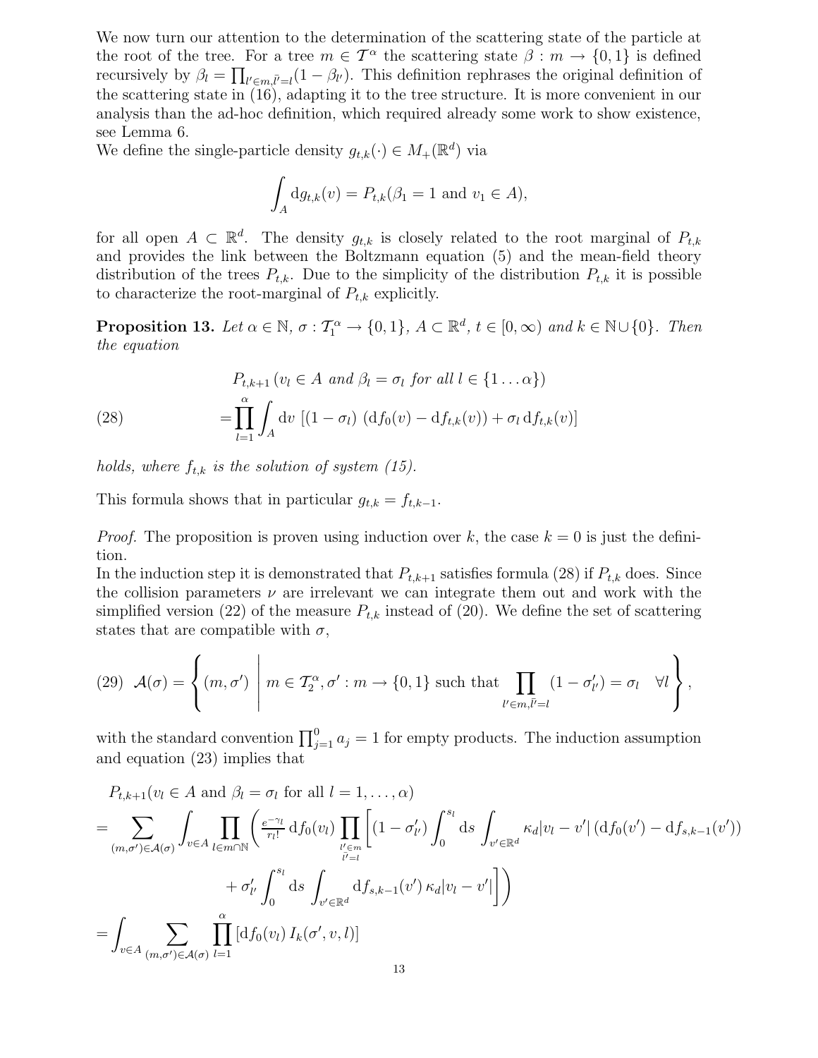We now turn our attention to the determination of the scattering state of the particle at the root of the tree. For a tree $m \in \mathcal{T}^\alpha$ the scattering state $\beta : m \to \{0,1\}$ is defined recursively by $\beta_l = \prod_{l' \in m, \bar{l}'=l} (1 - \beta_{l'})$. This definition rephrases the original definition of the scattering state in (16), adapting it to the tree structure. It is more convenient in our analysis than the ad-hoc definition, which required already some work to show existence, see Lemma 6.

We define the single-particle density $g_{t,k}(\cdot) \in M_+(\mathbb{R}^d)$ via

$$\int_A \mathrm{d}g_{t,k}(v) = P_{t,k}(\beta_1 = 1 \text{ and } v_1 \in A),$$

for all open $A \subset \mathbb{R}^d$. The density $g_{t,k}$ is closely related to the root marginal of $P_{t,k}$ and provides the link between the Boltzmann equation (5) and the mean-field theory distribution of the trees $P_{t,k}$. Due to the simplicity of the distribution $P_{t,k}$ it is possible to characterize the root-marginal of $P_{t,k}$ explicitly.

**Proposition 13.** *Let $\alpha \in \mathbb{N}$, $\sigma : \mathcal{T}_1^\alpha \to \{0,1\}$, $A \subset \mathbb{R}^d$, $t \in [0,\infty)$ and $k \in \mathbb{N} \cup \{0\}$. Then the equation*

$$\begin{aligned}
&P_{t,k+1}\left(v_l \in A \text{ and } \beta_l = \sigma_l \text{ for all } l \in \{1 \ldots \alpha\}\right) \\
(28) \qquad &= \prod_{l=1}^{\alpha} \int_A \mathrm{d}v \, \left[(1-\sigma_l)\,(\mathrm{d}f_0(v) - \mathrm{d}f_{t,k}(v)) + \sigma_l \, \mathrm{d}f_{t,k}(v)\right]
\end{aligned}$$

*holds, where $f_{t,k}$ is the solution of system (15).*

This formula shows that in particular $g_{t,k} = f_{t,k-1}$.

*Proof.* The proposition is proven using induction over $k$, the case $k=0$ is just the definition.

In the induction step it is demonstrated that $P_{t,k+1}$ satisfies formula (28) if $P_{t,k}$ does. Since the collision parameters $\nu$ are irrelevant we can integrate them out and work with the simplified version (22) of the measure $P_{t,k}$ instead of (20). We define the set of scattering states that are compatible with $\sigma$,

$$(29) \quad \mathcal{A}(\sigma) = \left\{ (m, \sigma') \;\middle|\; m \in \mathcal{T}_2^\alpha, \sigma' : m \to \{0,1\} \text{ such that } \prod_{l' \in m, \bar{l}'=l} (1 - \sigma'_{l'}) = \sigma_l \quad \forall l \right\},$$

with the standard convention $\prod_{j=1}^{0} a_j = 1$ for empty products. The induction assumption and equation (23) implies that

$$\begin{aligned}
&P_{t,k+1}(v_l \in A \text{ and } \beta_l = \sigma_l \text{ for all } l = 1, \ldots, \alpha) \\
&= \sum_{(m,\sigma') \in \mathcal{A}(\sigma)} \int_{v \in A} \prod_{l \in m \cap \mathbb{N}} \left( \tfrac{e^{-\gamma_l}}{r_l!} \, \mathrm{d}f_0(v_l) \prod_{\substack{l' \in m \\ \bar{l}'=l}} \left[ (1-\sigma'_{l'}) \int_0^{s_l} \mathrm{d}s \int_{v' \in \mathbb{R}^d} \kappa_d |v_l - v'| \, (\mathrm{d}f_0(v') - \mathrm{d}f_{s,k-1}(v')) \right.\right. \\
&\qquad\qquad \left.\left. + \, \sigma'_{l'} \int_0^{s_l} \mathrm{d}s \int_{v' \in \mathbb{R}^d} \mathrm{d}f_{s,k-1}(v') \, \kappa_d |v_l - v'| \right] \right) \\
&= \int_{v \in A} \sum_{(m,\sigma') \in \mathcal{A}(\sigma)} \prod_{l=1}^{\alpha} \left[ \mathrm{d}f_0(v_l) \, I_k(\sigma', v, l) \right]
\end{aligned}$$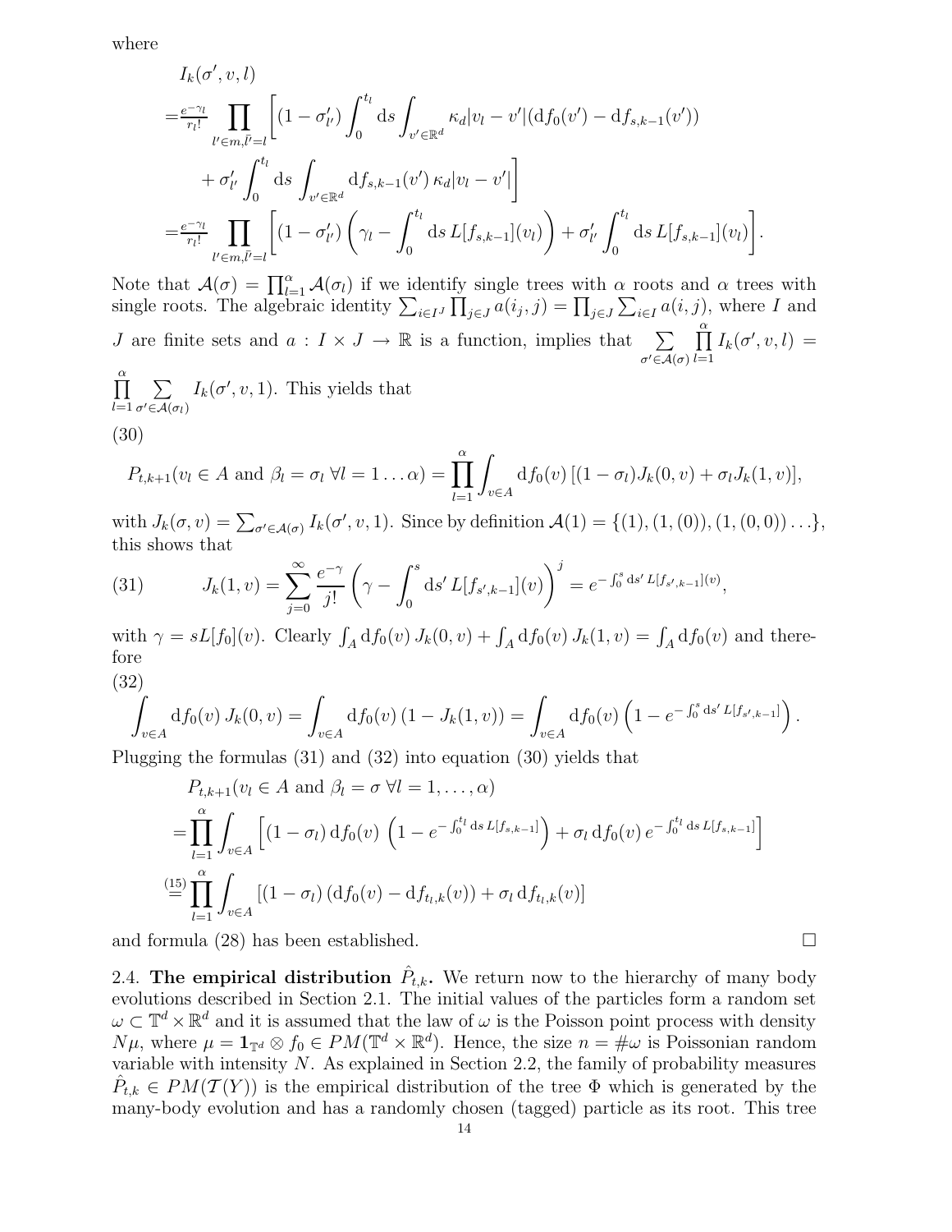where

$$
\begin{aligned}
&I_k(\sigma', v, l)\\
=&\frac{e^{-\gamma_l}}{r_l!}\prod_{l'\in m, \bar{l}'=l}\bigg[(1-\sigma'_{l'})\int_0^{t_l}\mathrm{d}s\int_{v'\in\mathbb{R}^d}\kappa_d|v_l-v'|(\mathrm{d}f_0(v')-\mathrm{d}f_{s,k-1}(v'))\\
&\quad+\sigma'_{l'}\int_0^{t_l}\mathrm{d}s\int_{v'\in\mathbb{R}^d}\mathrm{d}f_{s,k-1}(v')\,\kappa_d|v_l-v'|\bigg]\\
=&\frac{e^{-\gamma_l}}{r_l!}\prod_{l'\in m, \bar{l}'=l}\bigg[(1-\sigma'_{l'})\left(\gamma_l-\int_0^{t_l}\mathrm{d}s\,L[f_{s,k-1}](v_l)\right)+\sigma'_{l'}\int_0^{t_l}\mathrm{d}s\,L[f_{s,k-1}](v_l)\bigg].
\end{aligned}
$$

Note that $\mathcal{A}(\sigma)=\prod_{l=1}^{\alpha}\mathcal{A}(\sigma_l)$ if we identify single trees with $\alpha$ roots and $\alpha$ trees with single roots. The algebraic identity $\sum_{i\in I^J}\prod_{j\in J}a(i_j,j)=\prod_{j\in J}\sum_{i\in I}a(i,j)$, where $I$ and $J$ are finite sets and $a: I\times J\to\mathbb{R}$ is a function, implies that $\sum_{\sigma'\in\mathcal{A}(\sigma)}\prod_{l=1}^{\alpha}I_k(\sigma',v,l)=\prod_{l=1}^{\alpha}\sum_{\sigma'\in\mathcal{A}(\sigma_l)}I_k(\sigma',v,1)$. This yields that

(30)

$$
P_{t,k+1}(v_l\in A \text{ and } \beta_l=\sigma_l\ \forall l=1\ldots\alpha)=\prod_{l=1}^{\alpha}\int_{v\in A}\mathrm{d}f_0(v)\,[(1-\sigma_l)J_k(0,v)+\sigma_l J_k(1,v)],
$$

with $J_k(\sigma,v)=\sum_{\sigma'\in\mathcal{A}(\sigma)}I_k(\sigma',v,1)$. Since by definition $\mathcal{A}(1)=\{(1),(1,(0)),(1,(0,0))\ldots\}$, this shows that

$$
J_k(1,v)=\sum_{j=0}^{\infty}\frac{e^{-\gamma}}{j!}\left(\gamma-\int_0^s\mathrm{d}s'\,L[f_{s',k-1}](v)\right)^j=e^{-\int_0^s\mathrm{d}s'\,L[f_{s',k-1}](v)}, \tag{31}
$$

with $\gamma=sL[f_0](v)$. Clearly $\int_A\mathrm{d}f_0(v)\,J_k(0,v)+\int_A\mathrm{d}f_0(v)\,J_k(1,v)=\int_A\mathrm{d}f_0(v)$ and therefore

(32)

$$
\int_{v\in A}\mathrm{d}f_0(v)\,J_k(0,v)=\int_{v\in A}\mathrm{d}f_0(v)\,(1-J_k(1,v))=\int_{v\in A}\mathrm{d}f_0(v)\left(1-e^{-\int_0^s\mathrm{d}s'\,L[f_{s',k-1}]}\right).
$$

Plugging the formulas (31) and (32) into equation (30) yields that

$$
\begin{aligned}
&P_{t,k+1}(v_l\in A \text{ and } \beta_l=\sigma\ \forall l=1,\ldots,\alpha)\\
=&\prod_{l=1}^{\alpha}\int_{v\in A}\left[(1-\sigma_l)\,\mathrm{d}f_0(v)\,\left(1-e^{-\int_0^{t_l}\mathrm{d}s\,L[f_{s,k-1}]}\right)+\sigma_l\,\mathrm{d}f_0(v)\,e^{-\int_0^{t_l}\mathrm{d}s\,L[f_{s,k-1}]}\right]\\
\overset{(15)}{=}&\prod_{l=1}^{\alpha}\int_{v\in A}\left[(1-\sigma_l)\,(\mathrm{d}f_0(v)-\mathrm{d}f_{t_l,k}(v))+\sigma_l\,\mathrm{d}f_{t_l,k}(v)\right]
\end{aligned}
$$

and formula (28) has been established. □

2.4. **The empirical distribution $\hat{P}_{t,k}$.** We return now to the hierarchy of many body evolutions described in Section 2.1. The initial values of the particles form a random set $\omega\subset\mathbb{T}^d\times\mathbb{R}^d$ and it is assumed that the law of $\omega$ is the Poisson point process with density $N\mu$, where $\mu=\mathbf{1}_{\mathbb{T}^d}\otimes f_0\in PM(\mathbb{T}^d\times\mathbb{R}^d)$. Hence, the size $n=\#\omega$ is Poissonian random variable with intensity $N$. As explained in Section 2.2, the family of probability measures $\hat{P}_{t,k}\in PM(\mathcal{T}(Y))$ is the empirical distribution of the tree $\Phi$ which is generated by the many-body evolution and has a randomly chosen (tagged) particle as its root. This tree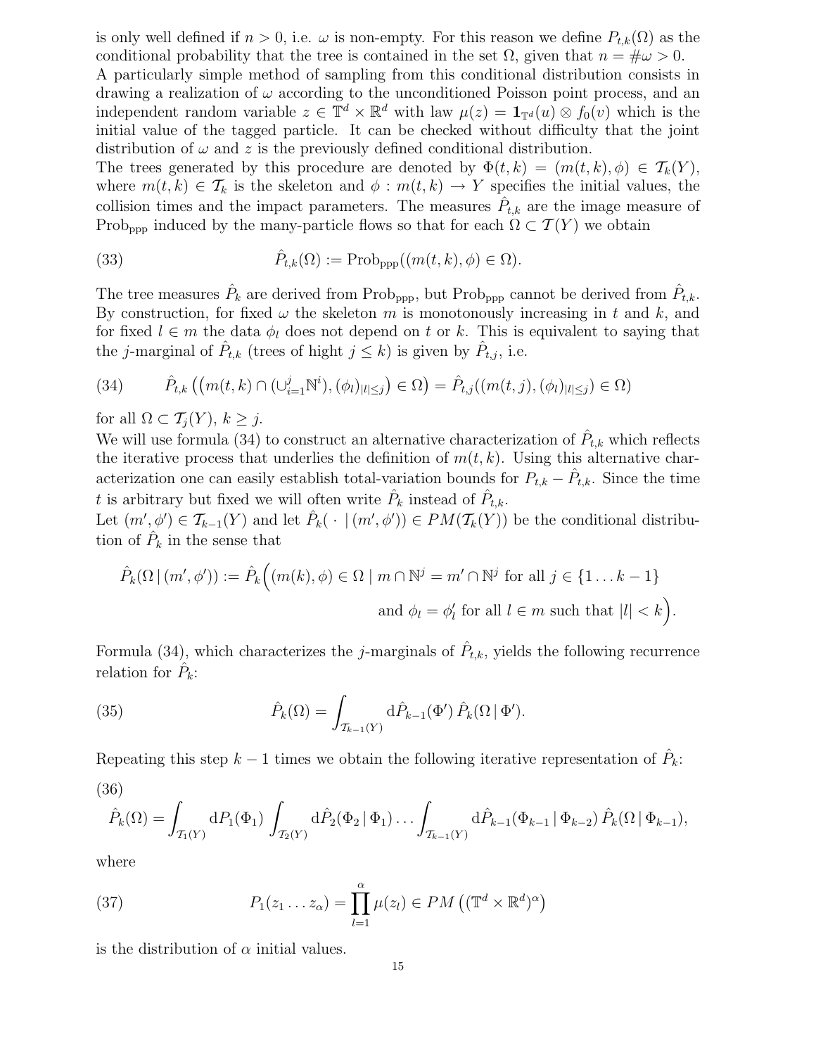is only well defined if $n > 0$, i.e. $\omega$ is non-empty. For this reason we define $P_{t,k}(\Omega)$ as the conditional probability that the tree is contained in the set $\Omega$, given that $n = \#\omega > 0$.
A particularly simple method of sampling from this conditional distribution consists in drawing a realization of $\omega$ according to the unconditioned Poisson point process, and an independent random variable $z \in \mathbb{T}^d \times \mathbb{R}^d$ with law $\mu(z) = \mathbf{1}_{\mathbb{T}^d}(u) \otimes f_0(v)$ which is the initial value of the tagged particle. It can be checked without difficulty that the joint distribution of $\omega$ and $z$ is the previously defined conditional distribution.
The trees generated by this procedure are denoted by $\Phi(t,k) = (m(t,k), \phi) \in \mathcal{T}_k(Y)$, where $m(t,k) \in \mathcal{T}_k$ is the skeleton and $\phi : m(t,k) \to Y$ specifies the initial values, the collision times and the impact parameters. The measures $\hat{P}_{t,k}$ are the image measure of $\mathrm{Prob}_{\mathrm{ppp}}$ induced by the many-particle flows so that for each $\Omega \subset \mathcal{T}(Y)$ we obtain

$$\hat{P}_{t,k}(\Omega) := \mathrm{Prob}_{\mathrm{ppp}}((m(t,k), \phi) \in \Omega). \tag{33}$$

The tree measures $\hat{P}_k$ are derived from $\mathrm{Prob}_{\mathrm{ppp}}$, but $\mathrm{Prob}_{\mathrm{ppp}}$ cannot be derived from $\hat{P}_{t,k}$. By construction, for fixed $\omega$ the skeleton $m$ is monotonously increasing in $t$ and $k$, and for fixed $l \in m$ the data $\phi_l$ does not depend on $t$ or $k$. This is equivalent to saying that the $j$-marginal of $\hat{P}_{t,k}$ (trees of hight $j \leq k$) is given by $\hat{P}_{t,j}$, i.e.

$$\hat{P}_{t,k}\left(\left(m(t,k) \cap (\cup_{i=1}^{j} \mathbb{N}^i), (\phi_l)_{|l| \leq j}\right) \in \Omega\right) = \hat{P}_{t,j}((m(t,j), (\phi_l)_{|l| \leq j}) \in \Omega) \tag{34}$$

for all $\Omega \subset \mathcal{T}_j(Y)$, $k \geq j$.
We will use formula (34) to construct an alternative characterization of $\hat{P}_{t,k}$ which reflects the iterative process that underlies the definition of $m(t,k)$. Using this alternative characterization one can easily establish total-variation bounds for $P_{t,k} - \hat{P}_{t,k}$. Since the time $t$ is arbitrary but fixed we will often write $\hat{P}_k$ instead of $\hat{P}_{t,k}$.
Let $(m', \phi') \in \mathcal{T}_{k-1}(Y)$ and let $\hat{P}_k(\,\cdot \mid (m', \phi')) \in PM(\mathcal{T}_k(Y))$ be the conditional distribution of $\hat{P}_k$ in the sense that

$$\hat{P}_k(\Omega \,|\, (m', \phi')) := \hat{P}_k\Big((m(k), \phi) \in \Omega \mid m \cap \mathbb{N}^j = m' \cap \mathbb{N}^j \text{ for all } j \in \{1 \ldots k-1\}$$
$$\text{and } \phi_l = \phi'_l \text{ for all } l \in m \text{ such that } |l| < k\Big).$$

Formula (34), which characterizes the $j$-marginals of $\hat{P}_{t,k}$, yields the following recurrence relation for $\hat{P}_k$:

$$\hat{P}_k(\Omega) = \int_{\mathcal{T}_{k-1}(Y)} \mathrm{d}\hat{P}_{k-1}(\Phi') \, \hat{P}_k(\Omega \,|\, \Phi'). \tag{35}$$

Repeating this step $k-1$ times we obtain the following iterative representation of $\hat{P}_k$:

$$\hat{P}_k(\Omega) = \int_{\mathcal{T}_1(Y)} \mathrm{d}P_1(\Phi_1) \int_{\mathcal{T}_2(Y)} \mathrm{d}\hat{P}_2(\Phi_2 \,|\, \Phi_1) \ldots \int_{\mathcal{T}_{k-1}(Y)} \mathrm{d}\hat{P}_{k-1}(\Phi_{k-1} \,|\, \Phi_{k-2}) \, \hat{P}_k(\Omega \,|\, \Phi_{k-1}), \tag{36}$$

where

$$P_1(z_1 \ldots z_\alpha) = \prod_{l=1}^{\alpha} \mu(z_l) \in PM\left((\mathbb{T}^d \times \mathbb{R}^d)^\alpha\right) \tag{37}$$

is the distribution of $\alpha$ initial values.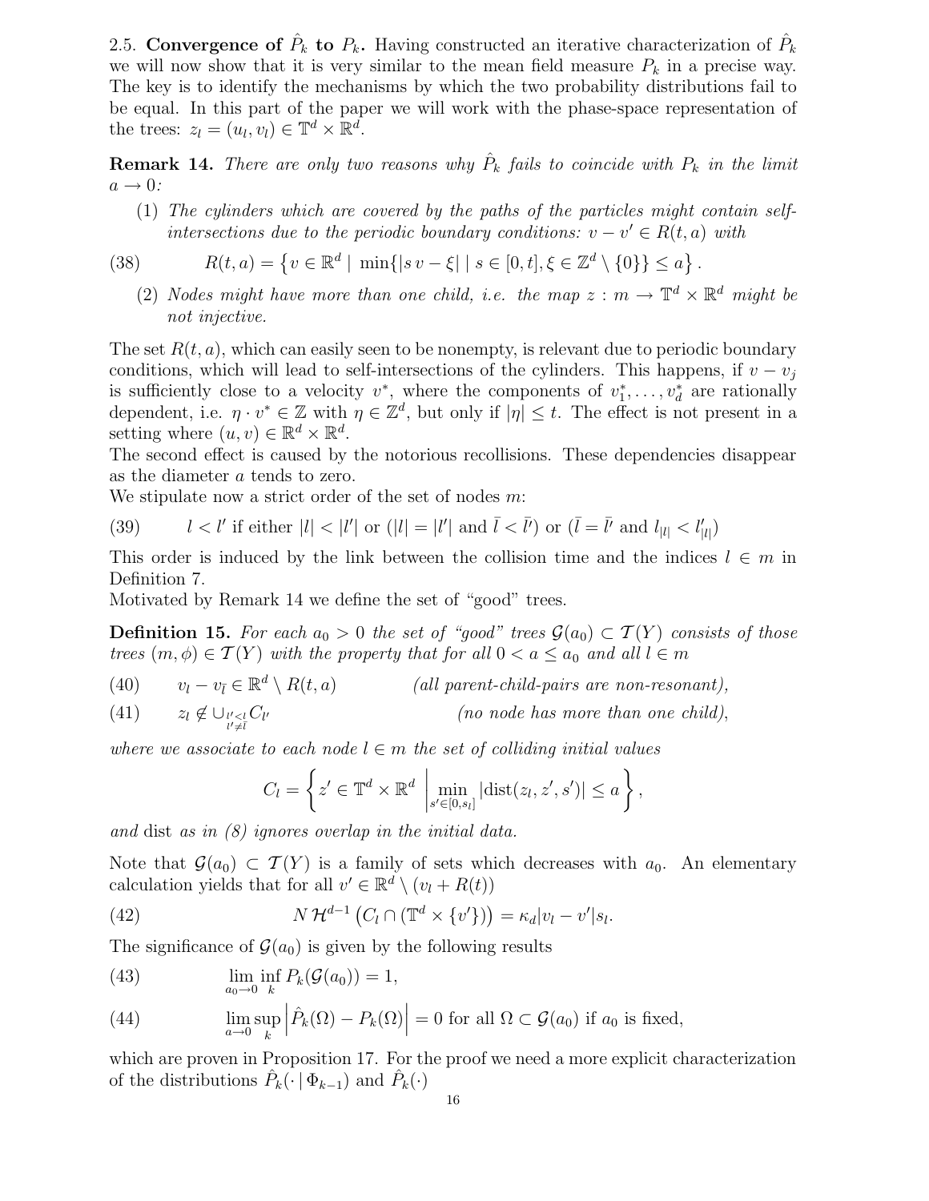### 2.5. Convergence of $\hat{P}_k$ to $P_k$.

Having constructed an iterative characterization of $\hat{P}_k$ we will now show that it is very similar to the mean field measure $P_k$ in a precise way. The key is to identify the mechanisms by which the two probability distributions fail to be equal. In this part of the paper we will work with the phase-space representation of the trees: $z_l = (u_l, v_l) \in \mathbb{T}^d \times \mathbb{R}^d$.

**Remark 14.** *There are only two reasons why $\hat{P}_k$ fails to coincide with $P_k$ in the limit $a \to 0$:*

1. *The cylinders which are covered by the paths of the particles might contain self-intersections due to the periodic boundary conditions: $v - v' \in R(t, a)$ with*

$$R(t, a) = \left\{ v \in \mathbb{R}^d \mid \min\{|s\, v - \xi| \mid s \in [0, t], \xi \in \mathbb{Z}^d \setminus \{0\}\} \leq a \right\}. \tag{38}$$

2. *Nodes might have more than one child, i.e. the map $z : m \to \mathbb{T}^d \times \mathbb{R}^d$ might be not injective.*

The set $R(t, a)$, which can easily seen to be nonempty, is relevant due to periodic boundary conditions, which will lead to self-intersections of the cylinders. This happens, if $v - v_j$ is sufficiently close to a velocity $v^*$, where the components of $v_1^*, \ldots, v_d^*$ are rationally dependent, i.e. $\eta \cdot v^* \in \mathbb{Z}$ with $\eta \in \mathbb{Z}^d$, but only if $|\eta| \leq t$. The effect is not present in a setting where $(u, v) \in \mathbb{R}^d \times \mathbb{R}^d$.

The second effect is caused by the notorious recollisions. These dependencies disappear as the diameter $a$ tends to zero.

We stipulate now a strict order of the set of nodes $m$:

$$l < l' \text{ if either } |l| < |l'| \text{ or } (|l| = |l'| \text{ and } \bar{l} < \bar{l}') \text{ or } (\bar{l} = \bar{l}' \text{ and } l_{|l|} < l'_{|l|}) \tag{39}$$

This order is induced by the link between the collision time and the indices $l \in m$ in Definition 7.

Motivated by Remark 14 we define the set of "good" trees.

**Definition 15.** *For each $a_0 > 0$ the set of "good" trees $\mathcal{G}(a_0) \subset \mathcal{T}(Y)$ consists of those trees $(m, \phi) \in \mathcal{T}(Y)$ with the property that for all $0 < a \leq a_0$ and all $l \in m$*

$$v_l - v_{\bar{l}} \in \mathbb{R}^d \setminus R(t, a) \qquad \textit{(all parent-child-pairs are non-resonant)}, \tag{40}$$

$$z_l \notin \cup_{\substack{l' < l \\ l' \neq \bar{l}}} C_{l'} \qquad \textit{(no node has more than one child)}, \tag{41}$$

*where we associate to each node $l \in m$ the set of colliding initial values*

$$C_l = \left\{ z' \in \mathbb{T}^d \times \mathbb{R}^d \,\middle|\, \min_{s' \in [0, s_l]} |\text{dist}(z_l, z', s')| \leq a \right\},$$

*and* dist *as in (8) ignores overlap in the initial data.*

Note that $\mathcal{G}(a_0) \subset \mathcal{T}(Y)$ is a family of sets which decreases with $a_0$. An elementary calculation yields that for all $v' \in \mathbb{R}^d \setminus (v_l + R(t))$

$$N\, \mathcal{H}^{d-1}\left( C_l \cap (\mathbb{T}^d \times \{v'\}) \right) = \kappa_d |v_l - v'| s_l. \tag{42}$$

The significance of $\mathcal{G}(a_0)$ is given by the following results

$$\lim_{a_0 \to 0} \inf_k P_k(\mathcal{G}(a_0)) = 1, \tag{43}$$

$$\lim_{a \to 0} \sup_k \left| \hat{P}_k(\Omega) - P_k(\Omega) \right| = 0 \text{ for all } \Omega \subset \mathcal{G}(a_0) \text{ if } a_0 \text{ is fixed,} \tag{44}$$

which are proven in Proposition 17. For the proof we need a more explicit characterization of the distributions $\hat{P}_k(\cdot \mid \Phi_{k-1})$ and $\hat{P}_k(\cdot)$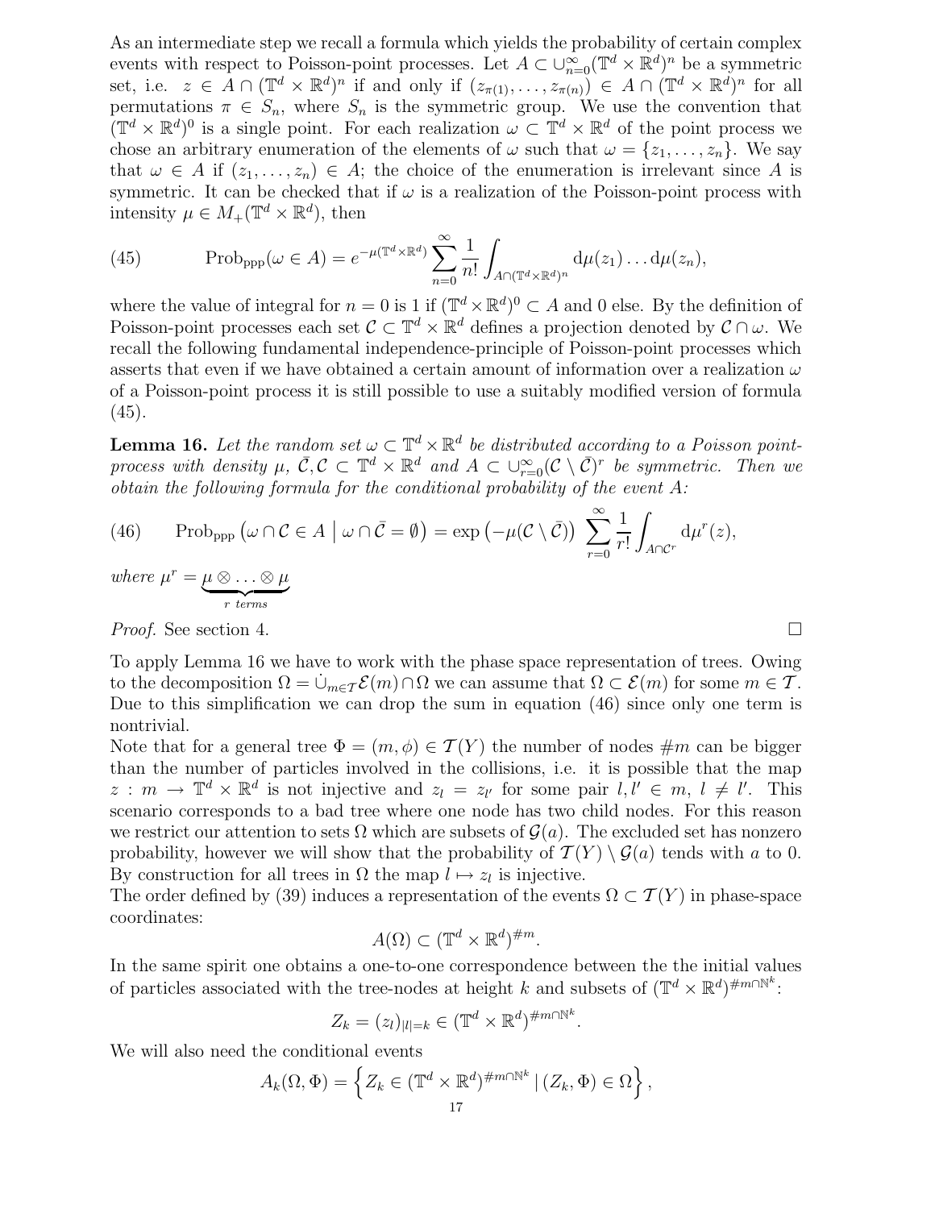As an intermediate step we recall a formula which yields the probability of certain complex events with respect to Poisson-point processes. Let $A \subset \cup_{n=0}^{\infty}(\mathbb{T}^d \times \mathbb{R}^d)^n$ be a symmetric set, i.e. $z \in A \cap (\mathbb{T}^d \times \mathbb{R}^d)^n$ if and only if $(z_{\pi(1)}, \ldots, z_{\pi(n)}) \in A \cap (\mathbb{T}^d \times \mathbb{R}^d)^n$ for all permutations $\pi \in S_n$, where $S_n$ is the symmetric group. We use the convention that $(\mathbb{T}^d \times \mathbb{R}^d)^0$ is a single point. For each realization $\omega \subset \mathbb{T}^d \times \mathbb{R}^d$ of the point process we chose an arbitrary enumeration of the elements of $\omega$ such that $\omega = \{z_1, \ldots, z_n\}$. We say that $\omega \in A$ if $(z_1, \ldots, z_n) \in A$; the choice of the enumeration is irrelevant since $A$ is symmetric. It can be checked that if $\omega$ is a realization of the Poisson-point process with intensity $\mu \in M_+(\mathbb{T}^d \times \mathbb{R}^d)$, then

$$\text{Prob}_{\text{ppp}}(\omega \in A) = e^{-\mu(\mathbb{T}^d \times \mathbb{R}^d)} \sum_{n=0}^{\infty} \frac{1}{n!} \int_{A \cap (\mathbb{T}^d \times \mathbb{R}^d)^n} \mathrm{d}\mu(z_1) \ldots \mathrm{d}\mu(z_n), \tag{45}$$

where the value of integral for $n = 0$ is 1 if $(\mathbb{T}^d \times \mathbb{R}^d)^0 \subset A$ and 0 else. By the definition of Poisson-point processes each set $\mathcal{C} \subset \mathbb{T}^d \times \mathbb{R}^d$ defines a projection denoted by $\mathcal{C} \cap \omega$. We recall the following fundamental independence-principle of Poisson-point processes which asserts that even if we have obtained a certain amount of information over a realization $\omega$ of a Poisson-point process it is still possible to use a suitably modified version of formula (45).

**Lemma 16.** *Let the random set $\omega \subset \mathbb{T}^d \times \mathbb{R}^d$ be distributed according to a Poisson point-process with density $\mu$, $\bar{\mathcal{C}}, \mathcal{C} \subset \mathbb{T}^d \times \mathbb{R}^d$ and $A \subset \cup_{r=0}^{\infty}(\mathcal{C} \setminus \bar{\mathcal{C}})^r$ be symmetric. Then we obtain the following formula for the conditional probability of the event $A$:*

$$\text{Prob}_{\text{ppp}}\left(\omega \cap \mathcal{C} \in A \;\middle|\; \omega \cap \bar{\mathcal{C}} = \emptyset\right) = \exp\left(-\mu(\mathcal{C} \setminus \bar{\mathcal{C}})\right) \sum_{r=0}^{\infty} \frac{1}{r!} \int_{A \cap \mathcal{C}^r} \mathrm{d}\mu^r(z), \tag{46}$$

*where $\mu^r = \underbrace{\mu \otimes \ldots \otimes \mu}_{r \text{ terms}}$*

*Proof.* See section 4. ∎

To apply Lemma 16 we have to work with the phase space representation of trees. Owing to the decomposition $\Omega = \dot{\cup}_{m \in \mathcal{T}} \mathcal{E}(m) \cap \Omega$ we can assume that $\Omega \subset \mathcal{E}(m)$ for some $m \in \mathcal{T}$. Due to this simplification we can drop the sum in equation (46) since only one term is nontrivial.

Note that for a general tree $\Phi = (m, \phi) \in \mathcal{T}(Y)$ the number of nodes $\#m$ can be bigger than the number of particles involved in the collisions, i.e. it is possible that the map $z : m \to \mathbb{T}^d \times \mathbb{R}^d$ is not injective and $z_l = z_{l'}$ for some pair $l, l' \in m$, $l \neq l'$. This scenario corresponds to a bad tree where one node has two child nodes. For this reason we restrict our attention to sets $\Omega$ which are subsets of $\mathcal{G}(a)$. The excluded set has nonzero probability, however we will show that the probability of $\mathcal{T}(Y) \setminus \mathcal{G}(a)$ tends with $a$ to 0. By construction for all trees in $\Omega$ the map $l \mapsto z_l$ is injective.

The order defined by (39) induces a representation of the events $\Omega \subset \mathcal{T}(Y)$ in phase-space coordinates:

$$A(\Omega) \subset (\mathbb{T}^d \times \mathbb{R}^d)^{\#m}.$$

In the same spirit one obtains a one-to-one correspondence between the the initial values of particles associated with the tree-nodes at height $k$ and subsets of $(\mathbb{T}^d \times \mathbb{R}^d)^{\#m \cap \mathbb{N}^k}$:

$$Z_k = (z_l)_{|l|=k} \in (\mathbb{T}^d \times \mathbb{R}^d)^{\#m \cap \mathbb{N}^k}.$$

We will also need the conditional events

$$A_k(\Omega, \Phi) = \left\{ Z_k \in (\mathbb{T}^d \times \mathbb{R}^d)^{\#m \cap \mathbb{N}^k} \,|\, (Z_k, \Phi) \in \Omega \right\},$$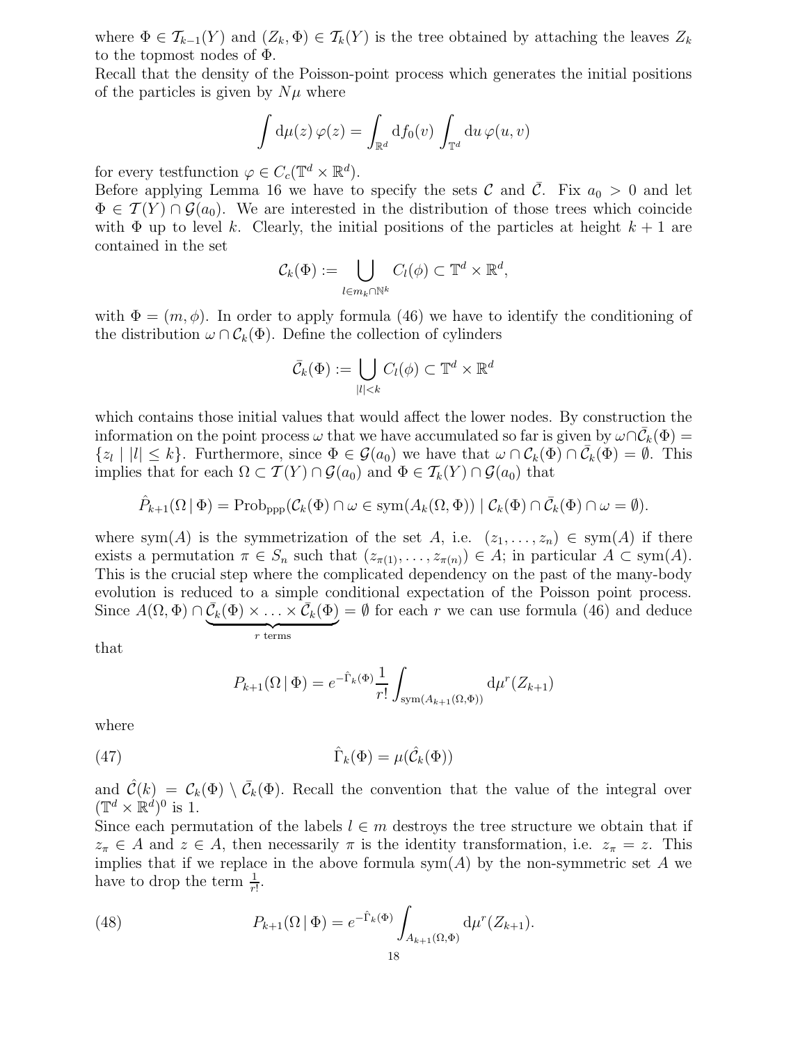where $\Phi \in \mathcal{T}_{k-1}(Y)$ and $(Z_k, \Phi) \in \mathcal{T}_k(Y)$ is the tree obtained by attaching the leaves $Z_k$ to the topmost nodes of $\Phi$.

Recall that the density of the Poisson-point process which generates the initial positions of the particles is given by $N\mu$ where

$$\int \mathrm{d}\mu(z)\, \varphi(z) = \int_{\mathbb{R}^d} \mathrm{d}f_0(v) \int_{\mathbb{T}^d} \mathrm{d}u\, \varphi(u, v)$$

for every testfunction $\varphi \in C_c(\mathbb{T}^d \times \mathbb{R}^d)$.

Before applying Lemma 16 we have to specify the sets $\mathcal{C}$ and $\bar{\mathcal{C}}$. Fix $a_0 > 0$ and let $\Phi \in \mathcal{T}(Y) \cap \mathcal{G}(a_0)$. We are interested in the distribution of those trees which coincide with $\Phi$ up to level $k$. Clearly, the initial positions of the particles at height $k+1$ are contained in the set

$$\mathcal{C}_k(\Phi) := \bigcup_{l \in m_k \cap \mathbb{N}^k} C_l(\phi) \subset \mathbb{T}^d \times \mathbb{R}^d,$$

with $\Phi = (m, \phi)$. In order to apply formula (46) we have to identify the conditioning of the distribution $\omega \cap \mathcal{C}_k(\Phi)$. Define the collection of cylinders

$$\bar{\mathcal{C}}_k(\Phi) := \bigcup_{|l| < k} C_l(\phi) \subset \mathbb{T}^d \times \mathbb{R}^d$$

which contains those initial values that would affect the lower nodes. By construction the information on the point process $\omega$ that we have accumulated so far is given by $\omega \cap \bar{\mathcal{C}}_k(\Phi) = \{z_l \mid |l| \leq k\}$. Furthermore, since $\Phi \in \mathcal{G}(a_0)$ we have that $\omega \cap \mathcal{C}_k(\Phi) \cap \bar{\mathcal{C}}_k(\Phi) = \emptyset$. This implies that for each $\Omega \subset \mathcal{T}(Y) \cap \mathcal{G}(a_0)$ and $\Phi \in \mathcal{T}_k(Y) \cap \mathcal{G}(a_0)$ that

$$\hat{P}_{k+1}(\Omega \,|\, \Phi) = \mathrm{Prob}_{\mathrm{ppp}}(\mathcal{C}_k(\Phi) \cap \omega \in \mathrm{sym}(A_k(\Omega, \Phi)) \mid \mathcal{C}_k(\Phi) \cap \bar{\mathcal{C}}_k(\Phi) \cap \omega = \emptyset).$$

where $\mathrm{sym}(A)$ is the symmetrization of the set $A$, i.e. $(z_1, \ldots, z_n) \in \mathrm{sym}(A)$ if there exists a permutation $\pi \in S_n$ such that $(z_{\pi(1)}, \ldots, z_{\pi(n)}) \in A$; in particular $A \subset \mathrm{sym}(A)$. This is the crucial step where the complicated dependency on the past of the many-body evolution is reduced to a simple conditional expectation of the Poisson point process. Since $A(\Omega, \Phi) \cap \underbrace{\bar{\mathcal{C}}_k(\Phi) \times \ldots \times \bar{\mathcal{C}}_k(\Phi)}_{r \text{ terms}} = \emptyset$ for each $r$ we can use formula (46) and deduce that

$$P_{k+1}(\Omega \,|\, \Phi) = e^{-\hat{\Gamma}_k(\Phi)} \frac{1}{r!} \int_{\mathrm{sym}(A_{k+1}(\Omega, \Phi))} \mathrm{d}\mu^r(Z_{k+1})$$

where

$$\hat{\Gamma}_k(\Phi) = \mu(\hat{\mathcal{C}}_k(\Phi)) \tag{47}$$

and $\hat{\mathcal{C}}(k) = \mathcal{C}_k(\Phi) \setminus \bar{\mathcal{C}}_k(\Phi)$. Recall the convention that the value of the integral over $(\mathbb{T}^d \times \mathbb{R}^d)^0$ is 1.

Since each permutation of the labels $l \in m$ destroys the tree structure we obtain that if $z_\pi \in A$ and $z \in A$, then necessarily $\pi$ is the identity transformation, i.e. $z_\pi = z$. This implies that if we replace in the above formula $\mathrm{sym}(A)$ by the non-symmetric set $A$ we have to drop the term $\frac{1}{r!}$.

$$P_{k+1}(\Omega \,|\, \Phi) = e^{-\hat{\Gamma}_k(\Phi)} \int_{A_{k+1}(\Omega, \Phi)} \mathrm{d}\mu^r(Z_{k+1}). \tag{48}$$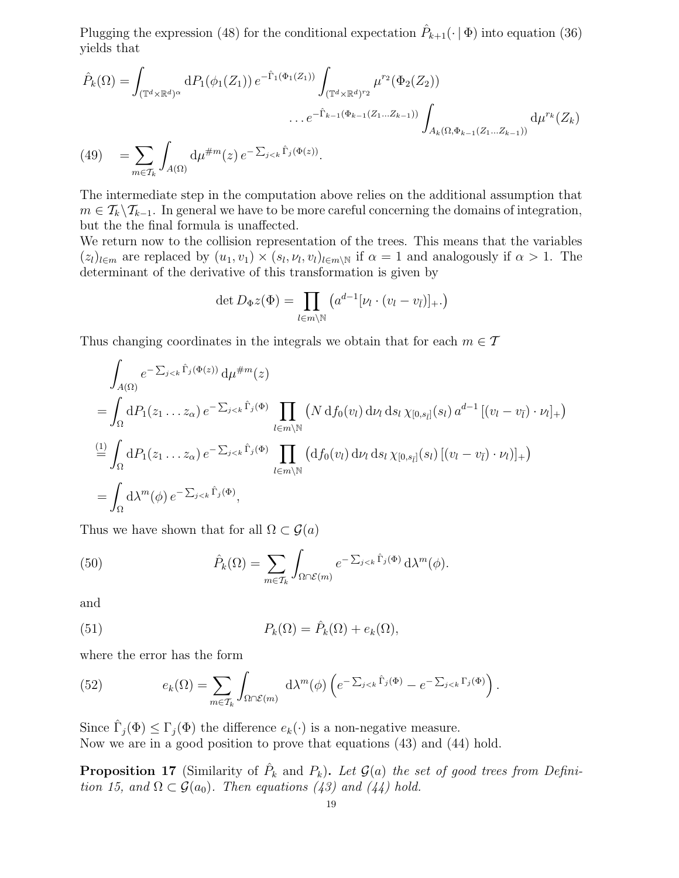Plugging the expression (48) for the conditional expectation $\hat{P}_{k+1}(\cdot \mid \Phi)$ into equation (36) yields that

$$
\begin{aligned}
\hat{P}_k(\Omega) = \int_{(\mathbb{T}^d\times\mathbb{R}^d)^\alpha} \mathrm{d}P_1(\phi_1(Z_1))\, e^{-\hat{\Gamma}_1(\Phi_1(Z_1))} \int_{(\mathbb{T}^d\times\mathbb{R}^d)^{r_2}} \mu^{r_2}(\Phi_2(Z_2)) \\
\dots e^{-\hat{\Gamma}_{k-1}(\Phi_{k-1}(Z_1\dots Z_{k-1}))} \int_{A_k(\Omega,\Phi_{k-1}(Z_1\dots Z_{k-1}))} \mathrm{d}\mu^{r_k}(Z_k)
\end{aligned}
$$

$$
(49) \quad = \sum_{m\in\mathcal{T}_k} \int_{A(\Omega)} \mathrm{d}\mu^{\#m}(z)\, e^{-\sum_{j<k}\hat{\Gamma}_j(\Phi(z))}.
$$

The intermediate step in the computation above relies on the additional assumption that $m \in \mathcal{T}_k\backslash\mathcal{T}_{k-1}$. In general we have to be more careful concerning the domains of integration, but the the final formula is unaffected.
We return now to the collision representation of the trees. This means that the variables $(z_l)_{l\in m}$ are replaced by $(u_1, v_1)\times(s_l,\nu_l,v_l)_{l\in m\backslash\mathbb{N}}$ if $\alpha = 1$ and analogously if $\alpha > 1$. The determinant of the derivative of this transformation is given by

$$
\det D_\Phi z(\Phi) = \prod_{l\in m\backslash\mathbb{N}} \left(a^{d-1}[\nu_l\cdot(v_l - v_{\bar{l}})]_+.\right)
$$

Thus changing coordinates in the integrals we obtain that for each $m \in \mathcal{T}$

$$
\begin{aligned}
&\int_{A(\Omega)} e^{-\sum_{j<k}\hat{\Gamma}_j(\Phi(z))}\,\mathrm{d}\mu^{\#m}(z) \\
&= \int_\Omega \mathrm{d}P_1(z_1\dots z_\alpha)\, e^{-\sum_{j<k}\hat{\Gamma}_j(\Phi)} \prod_{l\in m\backslash\mathbb{N}} \left(N\,\mathrm{d}f_0(v_l)\,\mathrm{d}\nu_l\,\mathrm{d}s_l\,\chi_{[0,s_{\bar{l}}]}(s_l)\,a^{d-1}\,[(v_l - v_{\bar{l}})\cdot\nu_l]_+\right) \\
&\overset{(1)}{=} \int_\Omega \mathrm{d}P_1(z_1\dots z_\alpha)\, e^{-\sum_{j<k}\hat{\Gamma}_j(\Phi)} \prod_{l\in m\backslash\mathbb{N}} \left(\mathrm{d}f_0(v_l)\,\mathrm{d}\nu_l\,\mathrm{d}s_l\,\chi_{[0,s_{\bar{l}}]}(s_l)\,[(v_l - v_{\bar{l}})\cdot\nu_l]_+\right) \\
&= \int_\Omega \mathrm{d}\lambda^m(\phi)\, e^{-\sum_{j<k}\hat{\Gamma}_j(\Phi)},
\end{aligned}
$$

Thus we have shown that for all $\Omega \subset \mathcal{G}(a)$

$$
(50) \qquad \hat{P}_k(\Omega) = \sum_{m\in\mathcal{T}_k} \int_{\Omega\cap\mathcal{E}(m)} e^{-\sum_{j<k}\hat{\Gamma}_j(\Phi)}\,\mathrm{d}\lambda^m(\phi).
$$

and

$$
(51) \qquad P_k(\Omega) = \hat{P}_k(\Omega) + e_k(\Omega),
$$

where the error has the form

$$
(52) \qquad e_k(\Omega) = \sum_{m\in\mathcal{T}_k} \int_{\Omega\cap\mathcal{E}(m)} \mathrm{d}\lambda^m(\phi)\left(e^{-\sum_{j<k}\hat{\Gamma}_j(\Phi)} - e^{-\sum_{j<k}\Gamma_j(\Phi)}\right).
$$

Since $\hat{\Gamma}_j(\Phi) \le \Gamma_j(\Phi)$ the difference $e_k(\cdot)$ is a non-negative measure.
Now we are in a good position to prove that equations (43) and (44) hold.

**Proposition 17** (Similarity of $\hat{P}_k$ and $P_k$)**.** *Let $\mathcal{G}(a)$ the set of good trees from Definition 15, and $\Omega \subset \mathcal{G}(a_0)$. Then equations (43) and (44) hold.*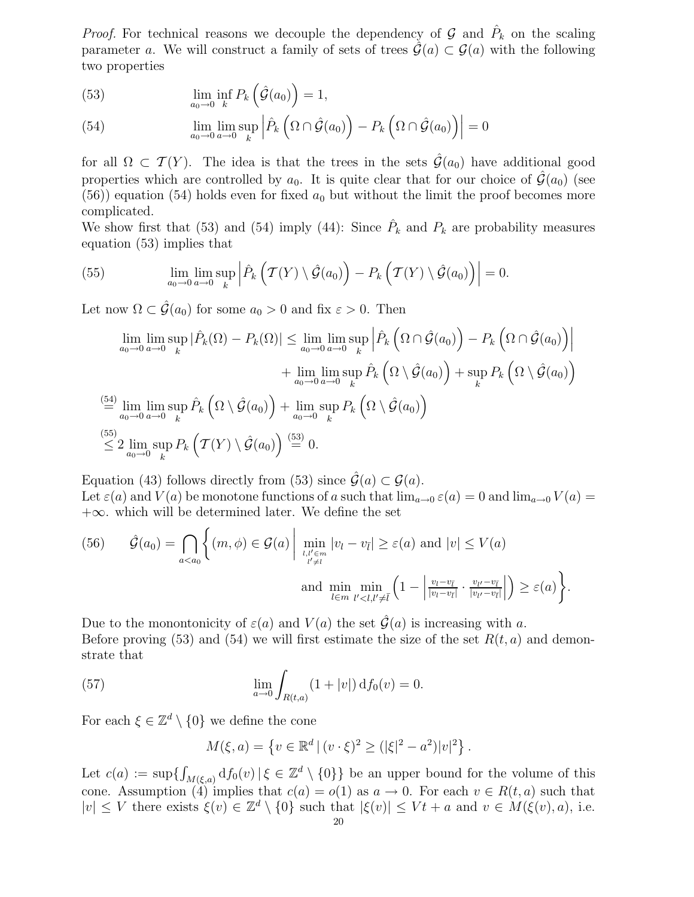*Proof.* For technical reasons we decouple the dependency of $\mathcal{G}$ and $\hat{P}_k$ on the scaling parameter $a$. We will construct a family of sets of trees $\hat{\mathcal{G}}(a) \subset \mathcal{G}(a)$ with the following two properties

$$
\lim_{a_0 \to 0} \inf_k P_k\left(\hat{\mathcal{G}}(a_0)\right) = 1, \tag{53}
$$

$$
\lim_{a_0 \to 0} \lim_{a \to 0} \sup_k \left| \hat{P}_k\left(\Omega \cap \hat{\mathcal{G}}(a_0)\right) - P_k\left(\Omega \cap \hat{\mathcal{G}}(a_0)\right) \right| = 0 \tag{54}
$$

for all $\Omega \subset \mathcal{T}(Y)$. The idea is that the trees in the sets $\hat{\mathcal{G}}(a_0)$ have additional good properties which are controlled by $a_0$. It is quite clear that for our choice of $\hat{\mathcal{G}}(a_0)$ (see (56)) equation (54) holds even for fixed $a_0$ but without the limit the proof becomes more complicated.
We show first that (53) and (54) imply (44): Since $\hat{P}_k$ and $P_k$ are probability measures equation (53) implies that

$$
\lim_{a_0 \to 0} \lim_{a \to 0} \sup_k \left| \hat{P}_k\left(\mathcal{T}(Y) \setminus \hat{\mathcal{G}}(a_0)\right) - P_k\left(\mathcal{T}(Y) \setminus \hat{\mathcal{G}}(a_0)\right) \right| = 0. \tag{55}
$$

Let now $\Omega \subset \hat{\mathcal{G}}(a_0)$ for some $a_0 > 0$ and fix $\varepsilon > 0$. Then

$$
\begin{aligned}
\lim_{a_0 \to 0} \lim_{a \to 0} \sup_k |\hat{P}_k(\Omega) - P_k(\Omega)| &\leq \lim_{a_0 \to 0} \lim_{a \to 0} \sup_k \left| \hat{P}_k\left(\Omega \cap \hat{\mathcal{G}}(a_0)\right) - P_k\left(\Omega \cap \hat{\mathcal{G}}(a_0)\right) \right| \\
&\quad + \lim_{a_0 \to 0} \lim_{a \to 0} \sup_k \hat{P}_k\left(\Omega \setminus \hat{\mathcal{G}}(a_0)\right) + \sup_k P_k\left(\Omega \setminus \hat{\mathcal{G}}(a_0)\right) \\
&\overset{(54)}{=} \lim_{a_0 \to 0} \lim_{a \to 0} \sup_k \hat{P}_k\left(\Omega \setminus \hat{\mathcal{G}}(a_0)\right) + \lim_{a_0 \to 0} \sup_k P_k\left(\Omega \setminus \hat{\mathcal{G}}(a_0)\right) \\
&\overset{(55)}{\leq} 2 \lim_{a_0 \to 0} \sup_k P_k\left(\mathcal{T}(Y) \setminus \hat{\mathcal{G}}(a_0)\right) \overset{(53)}{=} 0.
\end{aligned}
$$

Equation (43) follows directly from (53) since $\hat{\mathcal{G}}(a) \subset \mathcal{G}(a)$.
Let $\varepsilon(a)$ and $V(a)$ be monotone functions of $a$ such that $\lim_{a \to 0} \varepsilon(a) = 0$ and $\lim_{a \to 0} V(a) = +\infty$. which will be determined later. We define the set

$$
\hat{\mathcal{G}}(a_0) = \bigcap_{a < a_0} \left\{ (m, \phi) \in \mathcal{G}(a) \,\middle|\, \min_{\substack{l, l' \in m \\ l' \neq l}} |v_l - v_{\bar{l}}| \geq \varepsilon(a) \text{ and } |v| \leq V(a) \right.
$$
$$
\left. \text{and } \min_{l \in m} \min_{l' < l, l' \neq \bar{l}} \left(1 - \left| \tfrac{v_l - v_{\bar{l}}}{|v_l - v_{\bar{l}}|} \cdot \tfrac{v_{l'} - v_{\bar{l}}}{|v_{l'} - v_{\bar{l}}|} \right| \right) \geq \varepsilon(a) \right\}. \tag{56}
$$

Due to the monontonicity of $\varepsilon(a)$ and $V(a)$ the set $\hat{\mathcal{G}}(a)$ is increasing with $a$.
Before proving (53) and (54) we will first estimate the size of the set $R(t, a)$ and demonstrate that

$$
\lim_{a \to 0} \int_{R(t,a)} (1 + |v|) \, \mathrm{d}f_0(v) = 0. \tag{57}
$$

For each $\xi \in \mathbb{Z}^d \setminus \{0\}$ we define the cone

$$
M(\xi, a) = \left\{ v \in \mathbb{R}^d \,|\, (v \cdot \xi)^2 \geq (|\xi|^2 - a^2)|v|^2 \right\}.
$$

Let $c(a) := \sup\{\int_{M(\xi,a)} \mathrm{d}f_0(v) \,|\, \xi \in \mathbb{Z}^d \setminus \{0\}\}$ be an upper bound for the volume of this cone. Assumption (4) implies that $c(a) = o(1)$ as $a \to 0$. For each $v \in R(t, a)$ such that $|v| \leq V$ there exists $\xi(v) \in \mathbb{Z}^d \setminus \{0\}$ such that $|\xi(v)| \leq Vt + a$ and $v \in M(\xi(v), a)$, i.e.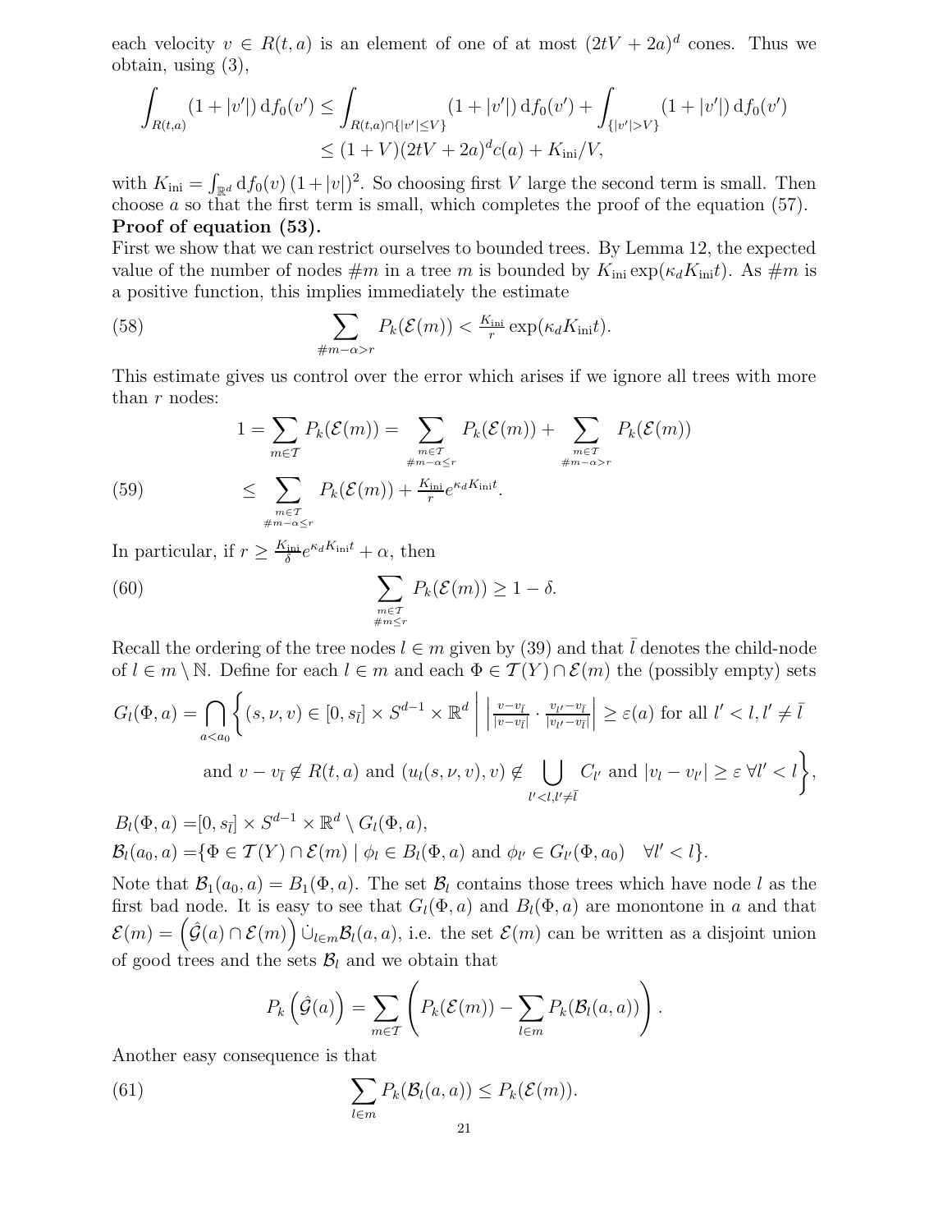each velocity $v \in R(t,a)$ is an element of one of at most $(2tV + 2a)^d$ cones. Thus we obtain, using (3),

$$\int_{R(t,a)} (1+|v'|)\,\mathrm{d}f_0(v') \le \int_{R(t,a)\cap\{|v'|\le V\}} (1+|v'|)\,\mathrm{d}f_0(v') + \int_{\{|v'|>V\}} (1+|v'|)\,\mathrm{d}f_0(v')$$
$$\le (1+V)(2tV+2a)^d c(a) + K_{\text{ini}}/V,$$

with $K_{\text{ini}} = \int_{\mathbb{R}^d} \mathrm{d}f_0(v)\,(1+|v|)^2$. So choosing first $V$ large the second term is small. Then choose $a$ so that the first term is small, which completes the proof of the equation (57).

**Proof of equation (53).**

First we show that we can restrict ourselves to bounded trees. By Lemma 12, the expected value of the number of nodes $\#m$ in a tree $m$ is bounded by $K_{\text{ini}} \exp(\kappa_d K_{\text{ini}} t)$. As $\#m$ is a positive function, this implies immediately the estimate

$$\sum_{\#m-\alpha>r} P_k(\mathcal{E}(m)) < \tfrac{K_{\text{ini}}}{r} \exp(\kappa_d K_{\text{ini}} t). \tag{58}$$

This estimate gives us control over the error which arises if we ignore all trees with more than $r$ nodes:

$$\begin{aligned} 1 = \sum_{m\in\mathcal{T}} P_k(\mathcal{E}(m)) &= \sum_{\substack{m\in\mathcal{T}\\ \#m-\alpha\le r}} P_k(\mathcal{E}(m)) + \sum_{\substack{m\in\mathcal{T}\\ \#m-\alpha>r}} P_k(\mathcal{E}(m)) \\ &\le \sum_{\substack{m\in\mathcal{T}\\ \#m-\alpha\le r}} P_k(\mathcal{E}(m)) + \tfrac{K_{\text{ini}}}{r} e^{\kappa_d K_{\text{ini}} t}. \end{aligned} \tag{59}$$

In particular, if $r \ge \frac{K_{\text{ini}}}{\delta} e^{\kappa_d K_{\text{ini}} t} + \alpha$, then

$$\sum_{\substack{m\in\mathcal{T}\\ \#m\le r}} P_k(\mathcal{E}(m)) \ge 1-\delta. \tag{60}$$

Recall the ordering of the tree nodes $l \in m$ given by (39) and that $\bar{l}$ denotes the child-node of $l \in m \setminus \mathbb{N}$. Define for each $l \in m$ and each $\Phi \in \mathcal{T}(Y) \cap \mathcal{E}(m)$ the (possibly empty) sets

$$G_l(\Phi, a) = \bigcap_{a<a_0} \Bigg\{ (s,\nu,v) \in [0,s_{\bar{l}}] \times S^{d-1} \times \mathbb{R}^d \;\Bigg|\; \left| \tfrac{v-v_{\bar{l}}}{|v-v_{\bar{l}}|} \cdot \tfrac{v_{l'}-v_{\bar{l}}}{|v_{l'}-v_{\bar{l}}|} \right| \ge \varepsilon(a) \text{ for all } l' < l, l' \neq \bar{l}$$
$$\text{and } v - v_{\bar{l}} \notin R(t,a) \text{ and } (u_l(s,\nu,v),v) \notin \bigcup_{l'<l, l'\neq\bar{l}} C_{l'} \text{ and } |v_l - v_{l'}| \ge \varepsilon \;\forall l' < l \Bigg\},$$

$$B_l(\Phi,a) = [0,s_{\bar{l}}] \times S^{d-1} \times \mathbb{R}^d \setminus G_l(\Phi,a),$$
$$\mathcal{B}_l(a_0,a) = \{\Phi \in \mathcal{T}(Y) \cap \mathcal{E}(m) \mid \phi_l \in B_l(\Phi,a) \text{ and } \phi_{l'} \in G_{l'}(\Phi,a_0) \quad \forall l' < l\}.$$

Note that $\mathcal{B}_1(a_0,a) = B_1(\Phi,a)$. The set $\mathcal{B}_l$ contains those trees which have node $l$ as the first bad node. It is easy to see that $G_l(\Phi,a)$ and $B_l(\Phi,a)$ are monontone in $a$ and that $\mathcal{E}(m) = \left(\hat{\mathcal{G}}(a) \cap \mathcal{E}(m)\right) \dot\cup_{l\in m} \mathcal{B}_l(a,a)$, i.e. the set $\mathcal{E}(m)$ can be written as a disjoint union of good trees and the sets $\mathcal{B}_l$ and we obtain that

$$P_k\left(\hat{\mathcal{G}}(a)\right) = \sum_{m\in\mathcal{T}} \left( P_k(\mathcal{E}(m)) - \sum_{l\in m} P_k(\mathcal{B}_l(a,a)) \right).$$

Another easy consequence is that

$$\sum_{l\in m} P_k(\mathcal{B}_l(a,a)) \le P_k(\mathcal{E}(m)). \tag{61}$$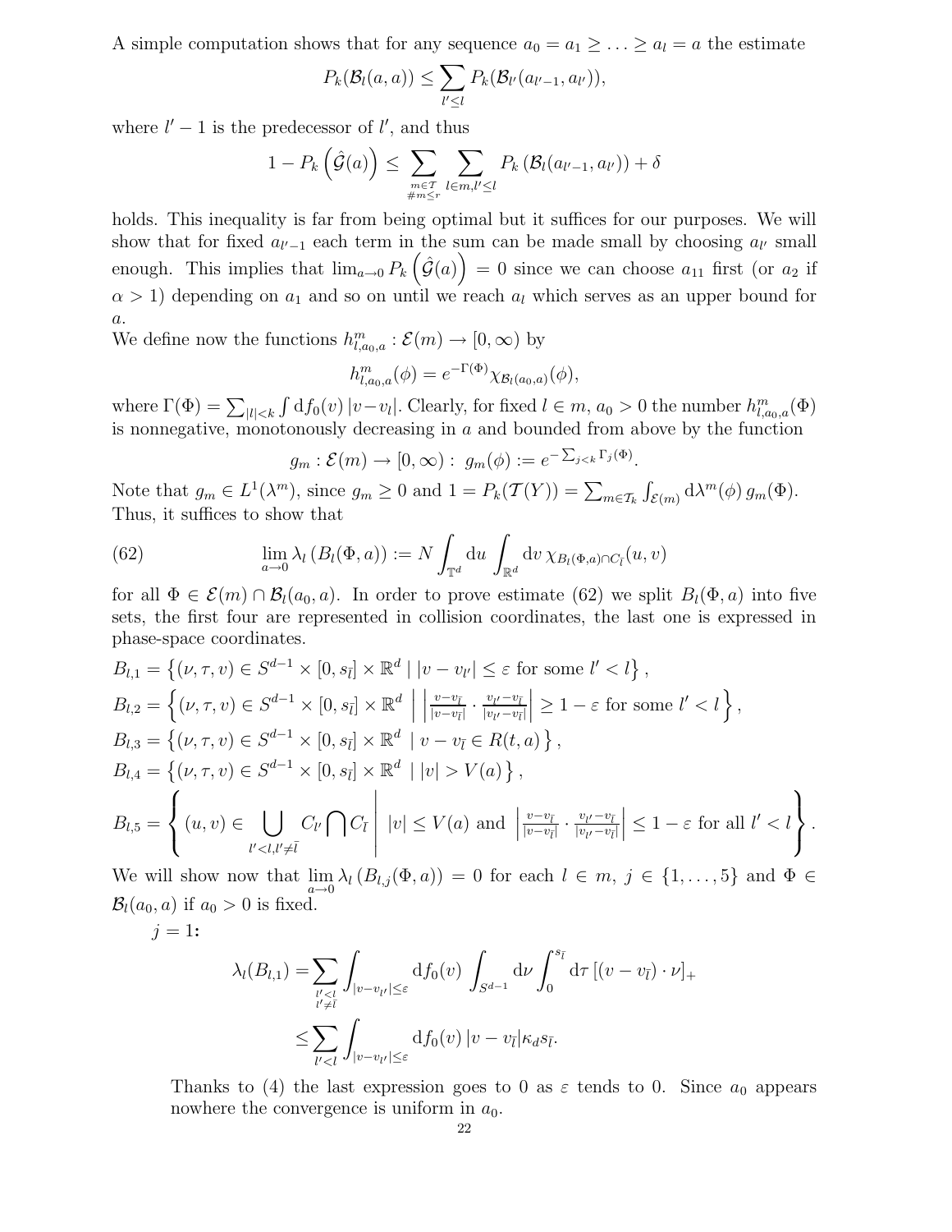A simple computation shows that for any sequence $a_0 = a_1 \geq \ldots \geq a_l = a$ the estimate

$$P_k(\mathcal{B}_l(a,a)) \leq \sum_{l' \leq l} P_k(\mathcal{B}_{l'}(a_{l'-1}, a_{l'})),$$

where $l'-1$ is the predecessor of $l'$, and thus

$$1 - P_k\left(\hat{\mathcal{G}}(a)\right) \leq \sum_{\substack{m \in \mathcal{T} \\ \#m \leq r}} \sum_{l \in m, l' \leq l} P_k\left(\mathcal{B}_l(a_{l'-1}, a_{l'})\right) + \delta$$

holds. This inequality is far from being optimal but it suffices for our purposes. We will show that for fixed $a_{l'-1}$ each term in the sum can be made small by choosing $a_{l'}$ small enough. This implies that $\lim_{a \to 0} P_k\left(\hat{\mathcal{G}}(a)\right) = 0$ since we can choose $a_{11}$ first (or $a_2$ if $\alpha > 1$) depending on $a_1$ and so on until we reach $a_l$ which serves as an upper bound for $a$.

We define now the functions $h^m_{l,a_0,a} : \mathcal{E}(m) \to [0,\infty)$ by

$$h^m_{l,a_0,a}(\phi) = e^{-\Gamma(\Phi)} \chi_{\mathcal{B}_l(a_0,a)}(\phi),$$

where $\Gamma(\Phi) = \sum_{|l|<k} \int \mathrm{d}f_0(v)\, |v - v_l|$. Clearly, for fixed $l \in m$, $a_0 > 0$ the number $h^m_{l,a_0,a}(\Phi)$ is nonnegative, monotonously decreasing in $a$ and bounded from above by the function

$$g_m : \mathcal{E}(m) \to [0,\infty) : \ g_m(\phi) := e^{-\sum_{j<k} \Gamma_j(\Phi)}.$$

Note that $g_m \in L^1(\lambda^m)$, since $g_m \geq 0$ and $1 = P_k(\mathcal{T}(Y)) = \sum_{m \in \mathcal{T}_k} \int_{\mathcal{E}(m)} \mathrm{d}\lambda^m(\phi)\, g_m(\Phi)$. Thus, it suffices to show that

$$\lim_{a \to 0} \lambda_l\left(B_l(\Phi, a)\right) := N \int_{\mathbb{T}^d} \mathrm{d}u \int_{\mathbb{R}^d} \mathrm{d}v\, \chi_{B_l(\Phi,a) \cap C_{\bar{l}}}(u,v) \tag{62}$$

for all $\Phi \in \mathcal{E}(m) \cap \mathcal{B}_l(a_0, a)$. In order to prove estimate (62) we split $B_l(\Phi, a)$ into five sets, the first four are represented in collision coordinates, the last one is expressed in phase-space coordinates.

$$B_{l,1} = \left\{ (\nu, \tau, v) \in S^{d-1} \times [0, s_{\bar{l}}] \times \mathbb{R}^d \mid |v - v_{l'}| \leq \varepsilon \text{ for some } l' < l \right\},$$

$$B_{l,2} = \left\{ (\nu, \tau, v) \in S^{d-1} \times [0, s_{\bar{l}}] \times \mathbb{R}^d \;\middle|\; \left| \tfrac{v - v_{\bar{l}}}{|v - v_{\bar{l}}|} \cdot \tfrac{v_{l'} - v_{\bar{l}}}{|v_{l'} - v_{\bar{l}}|} \right| \geq 1 - \varepsilon \text{ for some } l' < l \right\},$$

$$B_{l,3} = \left\{ (\nu, \tau, v) \in S^{d-1} \times [0, s_{\bar{l}}] \times \mathbb{R}^d \mid v - v_{\bar{l}} \in R(t, a) \right\},$$

$$B_{l,4} = \left\{ (\nu, \tau, v) \in S^{d-1} \times [0, s_{\bar{l}}] \times \mathbb{R}^d \mid |v| > V(a) \right\},$$

$$B_{l,5} = \left\{ (u, v) \in \bigcup_{l' < l, l' \neq \bar{l}} C_{l'} \bigcap C_{\bar{l}} \;\middle|\; |v| \leq V(a) \text{ and } \left| \tfrac{v - v_{\bar{l}}}{|v - v_{\bar{l}}|} \cdot \tfrac{v_{l'} - v_{\bar{l}}}{|v_{l'} - v_{\bar{l}}|} \right| \leq 1 - \varepsilon \text{ for all } l' < l \right\}.$$

We will show now that $\lim_{a \to 0} \lambda_l\left(B_{l,j}(\Phi, a)\right) = 0$ for each $l \in m$, $j \in \{1, \ldots, 5\}$ and $\Phi \in \mathcal{B}_l(a_0, a)$ if $a_0 > 0$ is fixed.

$j = 1$**:**

$$\begin{aligned}
\lambda_l(B_{l,1}) &= \sum_{\substack{l' < l \\ l' \neq \bar{l}}} \int_{|v - v_{l'}| \leq \varepsilon} \mathrm{d}f_0(v) \int_{S^{d-1}} \mathrm{d}\nu \int_0^{s_{\bar{l}}} \mathrm{d}\tau\, [(v - v_{\bar{l}}) \cdot \nu]_+ \\
&\leq \sum_{l' < l} \int_{|v - v_{l'}| \leq \varepsilon} \mathrm{d}f_0(v)\, |v - v_{\bar{l}}| \kappa_d s_{\bar{l}}.
\end{aligned}$$

Thanks to (4) the last expression goes to 0 as $\varepsilon$ tends to 0. Since $a_0$ appears nowhere the convergence is uniform in $a_0$.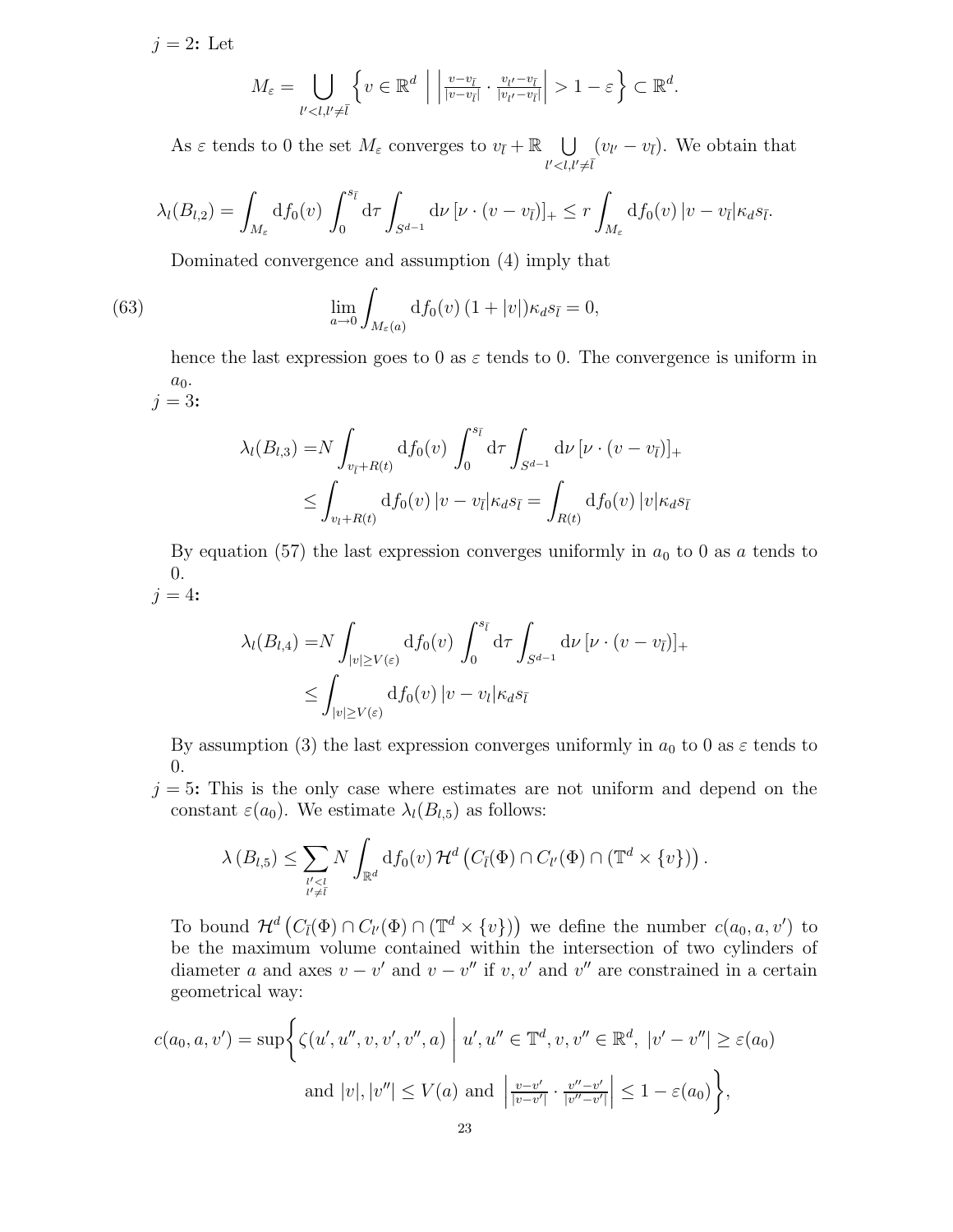$j = 2$**:** Let

$$M_\varepsilon = \bigcup_{l'<l, l'\neq \bar{l}} \left\{ v \in \mathbb{R}^d \;\middle|\; \left| \tfrac{v - v_{\bar{l}}}{|v-v_{\bar{l}}|} \cdot \tfrac{v_{l'} - v_{\bar{l}}}{|v_{l'}-v_{\bar{l}}|} \right| > 1 - \varepsilon \right\} \subset \mathbb{R}^d.$$

As $\varepsilon$ tends to 0 the set $M_\varepsilon$ converges to $v_{\bar{l}} + \mathbb{R} \bigcup_{l'<l, l'\neq \bar{l}} (v_{l'} - v_{\bar{l}})$. We obtain that

$$\lambda_l(B_{l,2}) = \int_{M_\varepsilon} \mathrm{d}f_0(v) \int_0^{s_{\bar{l}}} \mathrm{d}\tau \int_{S^{d-1}} \mathrm{d}\nu \, [\nu \cdot (v - v_{\bar{l}})]_+ \leq r \int_{M_\varepsilon} \mathrm{d}f_0(v) \, |v - v_{\bar{l}}| \kappa_d s_{\bar{l}}.$$

Dominated convergence and assumption (4) imply that

$$\lim_{a \to 0} \int_{M_\varepsilon(a)} \mathrm{d}f_0(v) \, (1 + |v|) \kappa_d s_{\bar{l}} = 0, \tag{63}$$

hence the last expression goes to 0 as $\varepsilon$ tends to 0. The convergence is uniform in $a_0$.

$j = 3$**:**

$$\begin{aligned} \lambda_l(B_{l,3}) =& N \int_{v_{\bar{l}} + R(t)} \mathrm{d}f_0(v) \int_0^{s_{\bar{l}}} \mathrm{d}\tau \int_{S^{d-1}} \mathrm{d}\nu \, [\nu \cdot (v - v_{\bar{l}})]_+ \\ \leq& \int_{v_l + R(t)} \mathrm{d}f_0(v) \, |v - v_{\bar{l}}| \kappa_d s_{\bar{l}} = \int_{R(t)} \mathrm{d}f_0(v) \, |v| \kappa_d s_{\bar{l}} \end{aligned}$$

By equation (57) the last expression converges uniformly in $a_0$ to 0 as $a$ tends to 0.

$j = 4$**:**

$$\begin{aligned} \lambda_l(B_{l,4}) =& N \int_{|v| \geq V(\varepsilon)} \mathrm{d}f_0(v) \int_0^{s_{\bar{l}}} \mathrm{d}\tau \int_{S^{d-1}} \mathrm{d}\nu \, [\nu \cdot (v - v_{\bar{l}})]_+ \\ \leq& \int_{|v| \geq V(\varepsilon)} \mathrm{d}f_0(v) \, |v - v_l| \kappa_d s_{\bar{l}} \end{aligned}$$

By assumption (3) the last expression converges uniformly in $a_0$ to 0 as $\varepsilon$ tends to 0.

$j = 5$**:** This is the only case where estimates are not uniform and depend on the constant $\varepsilon(a_0)$. We estimate $\lambda_l(B_{l,5})$ as follows:

$$\lambda(B_{l,5}) \leq \sum_{\substack{l'<l \\ l' \neq \bar{l}}} N \int_{\mathbb{R}^d} \mathrm{d}f_0(v) \, \mathcal{H}^d \left( C_{\bar{l}}(\Phi) \cap C_{l'}(\Phi) \cap (\mathbb{T}^d \times \{v\}) \right).$$

To bound $\mathcal{H}^d \left( C_{\bar{l}}(\Phi) \cap C_{l'}(\Phi) \cap (\mathbb{T}^d \times \{v\}) \right)$ we define the number $c(a_0, a, v')$ to be the maximum volume contained within the intersection of two cylinders of diameter $a$ and axes $v - v'$ and $v - v''$ if $v, v'$ and $v''$ are constrained in a certain geometrical way:

$$c(a_0, a, v') = \sup\left\{ \zeta(u', u'', v, v', v'', a) \;\middle|\; u', u'' \in \mathbb{T}^d, v, v'' \in \mathbb{R}^d, \; |v' - v''| \geq \varepsilon(a_0) \right.$$
$$\left. \text{and } |v|, |v''| \leq V(a) \text{ and } \left| \tfrac{v - v'}{|v - v'|} \cdot \tfrac{v'' - v'}{|v'' - v'|} \right| \leq 1 - \varepsilon(a_0) \right\},$$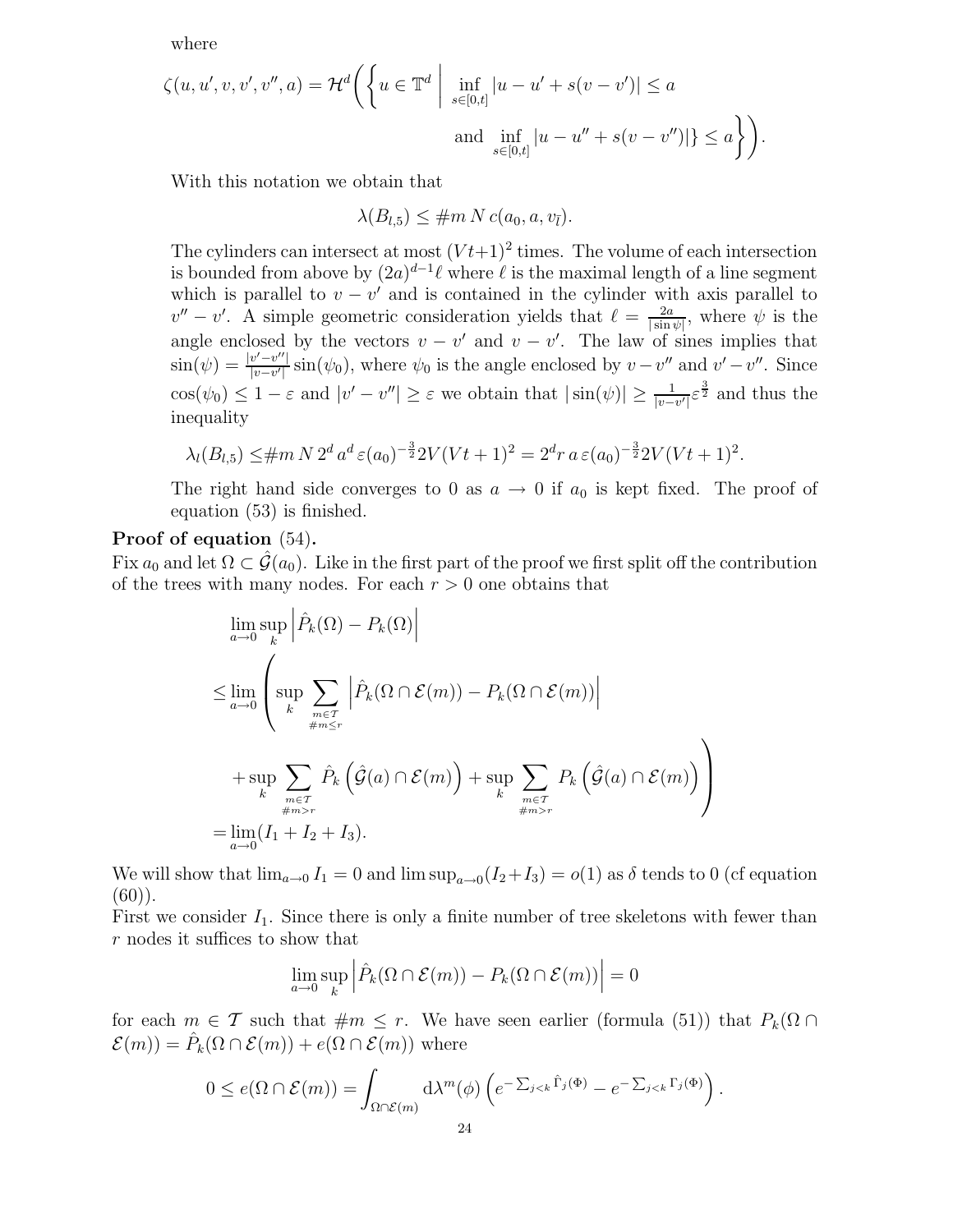where

$$\zeta(u,u',v,v',v'',a) = \mathcal{H}^d\Bigg(\Bigg\{u \in \mathbb{T}^d \;\Bigg|\; \inf_{s\in[0,t]} |u - u' + s(v-v')| \leq a \\ \text{and } \inf_{s\in[0,t]} |u - u'' + s(v - v'')|\} \leq a\Bigg\}\Bigg).$$

With this notation we obtain that

$$\lambda(B_{l,5}) \leq \#m\, N\, c(a_0, a, v_{\bar{l}}).$$

The cylinders can intersect at most $(Vt+1)^2$ times. The volume of each intersection is bounded from above by $(2a)^{d-1}\ell$ where $\ell$ is the maximal length of a line segment which is parallel to $v-v'$ and is contained in the cylinder with axis parallel to $v''-v'$. A simple geometric consideration yields that $\ell = \frac{2a}{|\sin\psi|}$, where $\psi$ is the angle enclosed by the vectors $v-v'$ and $v-v'$. The law of sines implies that $\sin(\psi) = \frac{|v'-v''|}{|v-v'|}\sin(\psi_0)$, where $\psi_0$ is the angle enclosed by $v-v''$ and $v'-v''$. Since $\cos(\psi_0) \leq 1-\varepsilon$ and $|v'-v''| \geq \varepsilon$ we obtain that $|\sin(\psi)| \geq \frac{1}{|v-v'|}\varepsilon^{\frac{3}{2}}$ and thus the inequality

$$\lambda_l(B_{l,5}) \leq \#m\, N\, 2^d\, a^d\, \varepsilon(a_0)^{-\frac{3}{2}} 2V(Vt+1)^2 = 2^d r\, a\, \varepsilon(a_0)^{-\frac{3}{2}} 2V(Vt+1)^2.$$

The right hand side converges to 0 as $a \to 0$ if $a_0$ is kept fixed. The proof of equation (53) is finished.

**Proof of equation** (54)**.**

Fix $a_0$ and let $\Omega \subset \hat{\mathcal{G}}(a_0)$. Like in the first part of the proof we first split off the contribution of the trees with many nodes. For each $r > 0$ one obtains that

$$\begin{aligned}
&\lim_{a\to 0}\sup_k \left|\hat{P}_k(\Omega) - P_k(\Omega)\right| \\
&\leq \lim_{a\to 0}\Bigg(\sup_k \sum_{\substack{m\in\mathcal{T}\\ \#m\leq r}} \left|\hat{P}_k(\Omega\cap\mathcal{E}(m)) - P_k(\Omega\cap\mathcal{E}(m))\right| \\
&\quad + \sup_k \sum_{\substack{m\in\mathcal{T}\\ \#m>r}} \hat{P}_k\left(\hat{\mathcal{G}}(a)\cap\mathcal{E}(m)\right) + \sup_k \sum_{\substack{m\in\mathcal{T}\\ \#m>r}} P_k\left(\hat{\mathcal{G}}(a)\cap\mathcal{E}(m)\right)\Bigg) \\
&= \lim_{a\to 0}(I_1 + I_2 + I_3).
\end{aligned}$$

We will show that $\lim_{a\to 0} I_1 = 0$ and $\limsup_{a\to 0}(I_2+I_3) = o(1)$ as $\delta$ tends to 0 (cf equation (60)).

First we consider $I_1$. Since there is only a finite number of tree skeletons with fewer than $r$ nodes it suffices to show that

$$\lim_{a\to 0}\sup_k \left|\hat{P}_k(\Omega\cap\mathcal{E}(m)) - P_k(\Omega\cap\mathcal{E}(m))\right| = 0$$

for each $m \in \mathcal{T}$ such that $\#m \leq r$. We have seen earlier (formula (51)) that $P_k(\Omega\cap\mathcal{E}(m)) = \hat{P}_k(\Omega\cap\mathcal{E}(m)) + e(\Omega\cap\mathcal{E}(m))$ where

$$0 \leq e(\Omega\cap\mathcal{E}(m)) = \int_{\Omega\cap\mathcal{E}(m)} \mathrm{d}\lambda^m(\phi)\left(e^{-\sum_{j<k}\hat{\Gamma}_j(\Phi)} - e^{-\sum_{j<k}\Gamma_j(\Phi)}\right).$$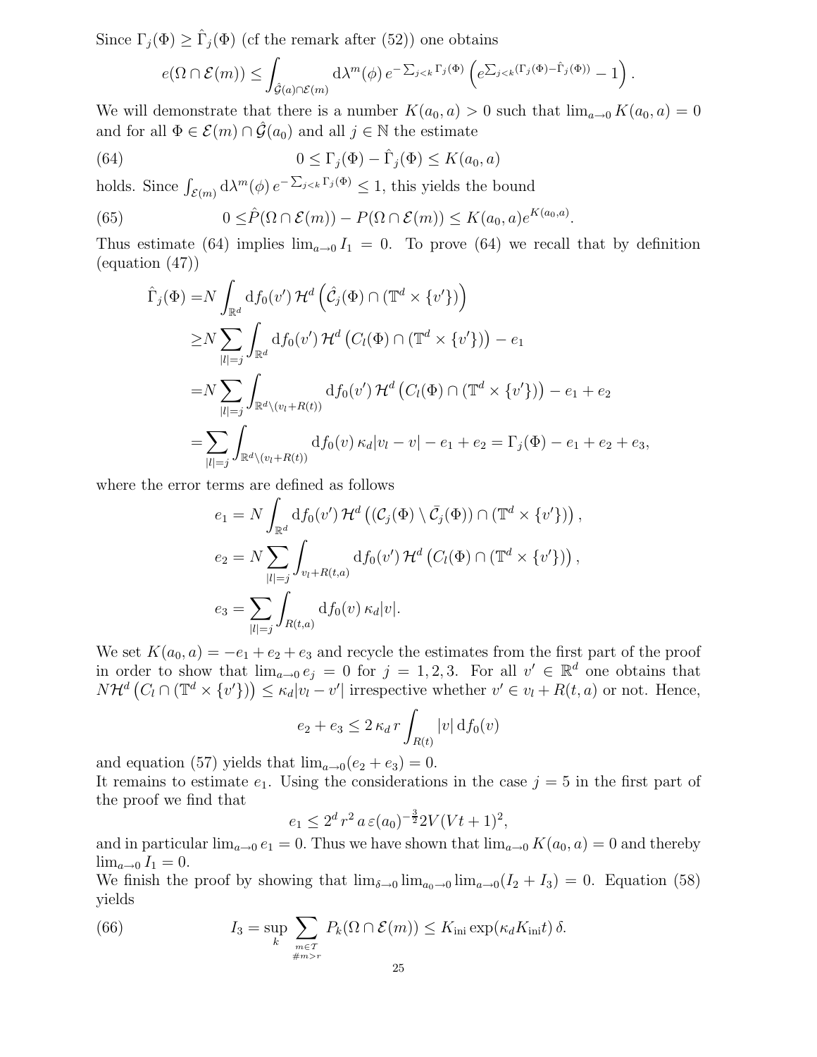Since $\Gamma_j(\Phi) \geq \hat{\Gamma}_j(\Phi)$ (cf the remark after (52)) one obtains

$$e(\Omega \cap \mathcal{E}(m)) \leq \int_{\hat{\mathcal{G}}(a)\cap\mathcal{E}(m)} \mathrm{d}\lambda^m(\phi)\, e^{-\sum_{j<k}\Gamma_j(\Phi)} \left( e^{\sum_{j<k}(\Gamma_j(\Phi)-\hat{\Gamma}_j(\Phi))} - 1 \right).$$

We will demonstrate that there is a number $K(a_0, a) > 0$ such that $\lim_{a\to 0} K(a_0, a) = 0$ and for all $\Phi \in \mathcal{E}(m) \cap \hat{\mathcal{G}}(a_0)$ and all $j \in \mathbb{N}$ the estimate

$$0 \leq \Gamma_j(\Phi) - \hat{\Gamma}_j(\Phi) \leq K(a_0, a) \tag{64}$$

holds. Since $\int_{\mathcal{E}(m)} \mathrm{d}\lambda^m(\phi)\, e^{-\sum_{j<k}\Gamma_j(\Phi)} \leq 1$, this yields the bound

$$0 \leq \hat{P}(\Omega \cap \mathcal{E}(m)) - P(\Omega \cap \mathcal{E}(m)) \leq K(a_0, a) e^{K(a_0,a)}. \tag{65}$$

Thus estimate (64) implies $\lim_{a\to 0} I_1 = 0$. To prove (64) we recall that by definition (equation (47))

$$\begin{aligned}
\hat{\Gamma}_j(\Phi) =& N \int_{\mathbb{R}^d} \mathrm{d}f_0(v')\, \mathcal{H}^d\left(\hat{\mathcal{C}}_j(\Phi) \cap (\mathbb{T}^d \times \{v'\})\right) \\
\geq& N \sum_{|l|=j} \int_{\mathbb{R}^d} \mathrm{d}f_0(v')\, \mathcal{H}^d\left(C_l(\Phi) \cap (\mathbb{T}^d \times \{v'\})\right) - e_1 \\
=& N \sum_{|l|=j} \int_{\mathbb{R}^d \setminus (v_l + R(t))} \mathrm{d}f_0(v')\, \mathcal{H}^d\left(C_l(\Phi) \cap (\mathbb{T}^d \times \{v'\})\right) - e_1 + e_2 \\
=& \sum_{|l|=j} \int_{\mathbb{R}^d \setminus (v_l + R(t))} \mathrm{d}f_0(v)\, \kappa_d |v_l - v| - e_1 + e_2 = \Gamma_j(\Phi) - e_1 + e_2 + e_3,
\end{aligned}$$

where the error terms are defined as follows

$$e_1 = N \int_{\mathbb{R}^d} \mathrm{d}f_0(v')\, \mathcal{H}^d\left((\mathcal{C}_j(\Phi) \setminus \bar{\mathcal{C}}_j(\Phi)) \cap (\mathbb{T}^d \times \{v'\})\right),$$

$$e_2 = N \sum_{|l|=j} \int_{v_l + R(t,a)} \mathrm{d}f_0(v')\, \mathcal{H}^d\left(C_l(\Phi) \cap (\mathbb{T}^d \times \{v'\})\right),$$

$$e_3 = \sum_{|l|=j} \int_{R(t,a)} \mathrm{d}f_0(v)\, \kappa_d |v|.$$

We set $K(a_0, a) = -e_1 + e_2 + e_3$ and recycle the estimates from the first part of the proof in order to show that $\lim_{a\to 0} e_j = 0$ for $j = 1, 2, 3$. For all $v' \in \mathbb{R}^d$ one obtains that $N\mathcal{H}^d\left(C_l \cap (\mathbb{T}^d \times \{v'\})\right) \leq \kappa_d |v_l - v'|$ irrespective whether $v' \in v_l + R(t, a)$ or not. Hence,

$$e_2 + e_3 \leq 2\, \kappa_d\, r \int_{R(t)} |v|\, \mathrm{d}f_0(v)$$

and equation (57) yields that $\lim_{a\to 0}(e_2 + e_3) = 0$.

It remains to estimate $e_1$. Using the considerations in the case $j = 5$ in the first part of the proof we find that

$$e_1 \leq 2^d\, r^2\, a\, \varepsilon(a_0)^{-\frac{3}{2}} 2V(Vt + 1)^2,$$

and in particular $\lim_{a\to 0} e_1 = 0$. Thus we have shown that $\lim_{a\to 0} K(a_0, a) = 0$ and thereby $\lim_{a\to 0} I_1 = 0$.

We finish the proof by showing that $\lim_{\delta\to 0} \lim_{a_0\to 0} \lim_{a\to 0}(I_2 + I_3) = 0$. Equation (58) yields

$$I_3 = \sup_k \sum_{\substack{m\in\mathcal{T} \\ \#m > r}} P_k(\Omega \cap \mathcal{E}(m)) \leq K_{\text{ini}} \exp(\kappa_d K_{\text{ini}} t)\, \delta. \tag{66}$$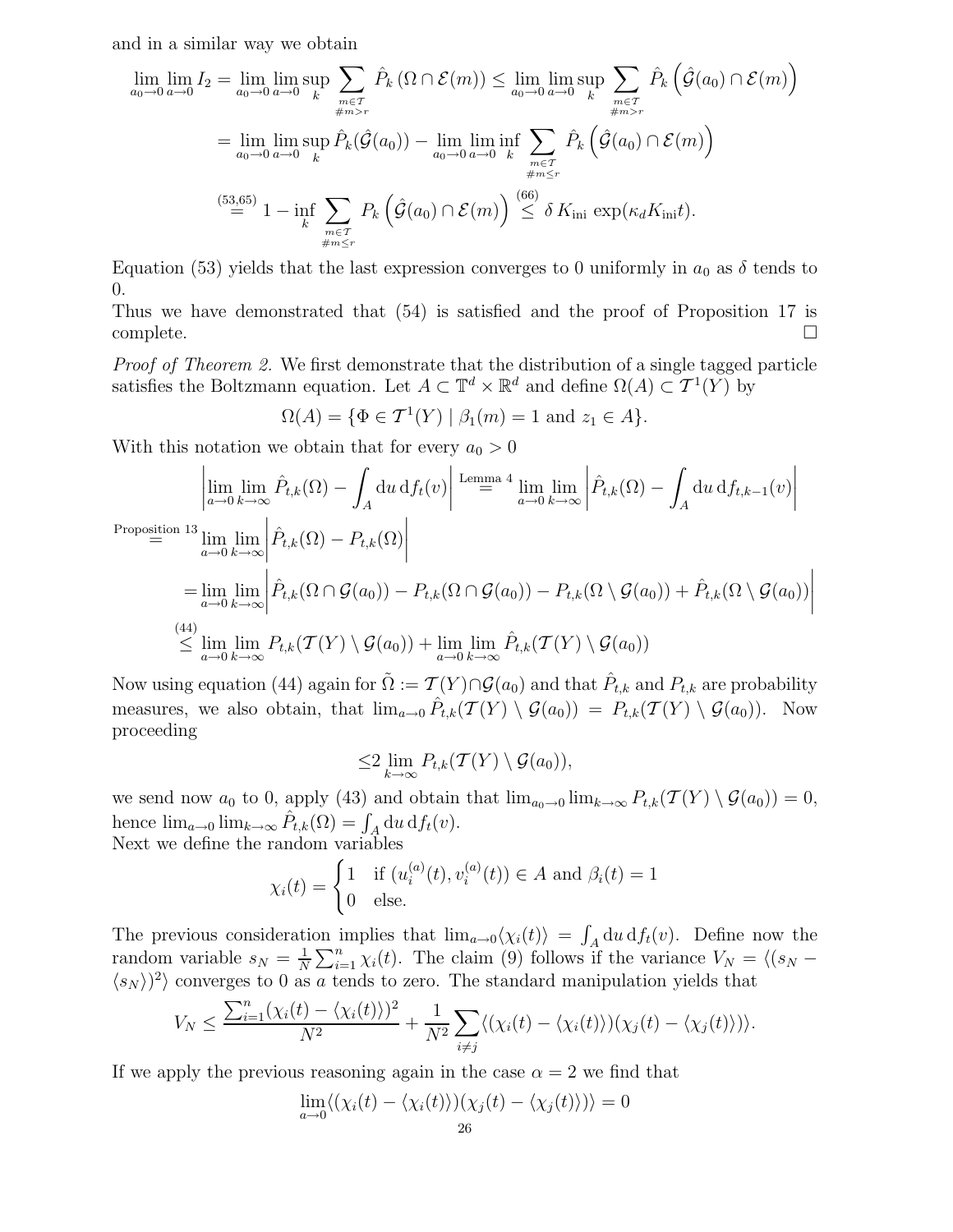and in a similar way we obtain

$$
\begin{aligned}
\lim_{a_0\to 0}\lim_{a\to 0} I_2 &= \lim_{a_0\to 0}\lim_{a\to 0}\sup_k \sum_{\substack{m\in\mathcal{T}\\ \#m>r}} \hat{P}_k\left(\Omega\cap\mathcal{E}(m)\right) \le \lim_{a_0\to 0}\lim_{a\to 0}\sup_k \sum_{\substack{m\in\mathcal{T}\\ \#m>r}} \hat{P}_k\left(\hat{\mathcal{G}}(a_0)\cap\mathcal{E}(m)\right)\\
&= \lim_{a_0\to 0}\lim_{a\to 0}\sup_k \hat{P}_k(\hat{\mathcal{G}}(a_0)) - \lim_{a_0\to 0}\lim_{a\to 0}\inf_k \sum_{\substack{m\in\mathcal{T}\\ \#m\le r}} \hat{P}_k\left(\hat{\mathcal{G}}(a_0)\cap\mathcal{E}(m)\right)\\
&\overset{(53,65)}{=} 1-\inf_k \sum_{\substack{m\in\mathcal{T}\\ \#m\le r}} P_k\left(\hat{\mathcal{G}}(a_0)\cap\mathcal{E}(m)\right) \overset{(66)}{\le} \delta\, K_{\text{ini}}\, \exp(\kappa_d K_{\text{ini}} t).
\end{aligned}
$$

Equation (53) yields that the last expression converges to 0 uniformly in $a_0$ as $\delta$ tends to 0.
Thus we have demonstrated that (54) is satisfied and the proof of Proposition 17 is complete. □

*Proof of Theorem 2.* We first demonstrate that the distribution of a single tagged particle satisfies the Boltzmann equation. Let $A\subset\mathbb{T}^d\times\mathbb{R}^d$ and define $\Omega(A)\subset\mathcal{T}^1(Y)$ by

$$
\Omega(A)=\{\Phi\in\mathcal{T}^1(Y)\mid \beta_1(m)=1 \text{ and } z_1\in A\}.
$$

With this notation we obtain that for every $a_0>0$

$$
\begin{aligned}
\left|\lim_{a\to 0}\lim_{k\to\infty}\hat{P}_{t,k}(\Omega)-\int_A \mathrm{d}u\,\mathrm{d}f_t(v)\right| &\overset{\text{Lemma 4}}{=} \lim_{a\to 0}\lim_{k\to\infty}\left|\hat{P}_{t,k}(\Omega)-\int_A \mathrm{d}u\,\mathrm{d}f_{t,k-1}(v)\right|\\
\overset{\text{Proposition 13}}{=} \lim_{a\to 0}\lim_{k\to\infty}\left|\hat{P}_{t,k}(\Omega)-P_{t,k}(\Omega)\right|&\\
=\lim_{a\to 0}\lim_{k\to\infty}\Big|\hat{P}_{t,k}(\Omega\cap\mathcal{G}(a_0))-P_{t,k}(\Omega\cap\mathcal{G}(a_0))&-P_{t,k}(\Omega\setminus\mathcal{G}(a_0))+\hat{P}_{t,k}(\Omega\setminus\mathcal{G}(a_0))\Big|\\
\overset{(44)}{\le} \lim_{a\to 0}\lim_{k\to\infty} P_{t,k}(\mathcal{T}(Y)\setminus\mathcal{G}(a_0))+\lim_{a\to 0}\lim_{k\to\infty}\hat{P}_{t,k}(\mathcal{T}(Y)\setminus\mathcal{G}(a_0))&
\end{aligned}
$$

Now using equation (44) again for $\tilde{\Omega}:=\mathcal{T}(Y)\cap\mathcal{G}(a_0)$ and that $\hat{P}_{t,k}$ and $P_{t,k}$ are probability measures, we also obtain, that $\lim_{a\to 0}\hat{P}_{t,k}(\mathcal{T}(Y)\setminus\mathcal{G}(a_0)) = P_{t,k}(\mathcal{T}(Y)\setminus\mathcal{G}(a_0))$. Now proceeding

$$
\le 2\lim_{k\to\infty} P_{t,k}(\mathcal{T}(Y)\setminus\mathcal{G}(a_0)),
$$

we send now $a_0$ to 0, apply (43) and obtain that $\lim_{a_0\to 0}\lim_{k\to\infty} P_{t,k}(\mathcal{T}(Y)\setminus\mathcal{G}(a_0))=0$, hence $\lim_{a\to 0}\lim_{k\to\infty}\hat{P}_{t,k}(\Omega)=\int_A \mathrm{d}u\,\mathrm{d}f_t(v)$.
Next we define the random variables

$$
\chi_i(t)=\begin{cases}1 & \text{if } (u_i^{(a)}(t),v_i^{(a)}(t))\in A \text{ and } \beta_i(t)=1\\ 0 & \text{else.}\end{cases}
$$

The previous consideration implies that $\lim_{a\to 0}\langle\chi_i(t)\rangle=\int_A \mathrm{d}u\,\mathrm{d}f_t(v)$. Define now the random variable $s_N=\frac{1}{N}\sum_{i=1}^n \chi_i(t)$. The claim (9) follows if the variance $V_N=\langle(s_N-\langle s_N\rangle)^2\rangle$ converges to 0 as $a$ tends to zero. The standard manipulation yields that

$$
V_N\le \frac{\sum_{i=1}^n(\chi_i(t)-\langle\chi_i(t)\rangle)^2}{N^2}+\frac{1}{N^2}\sum_{i\neq j}\langle(\chi_i(t)-\langle\chi_i(t)\rangle)(\chi_j(t)-\langle\chi_j(t)\rangle)\rangle.
$$

If we apply the previous reasoning again in the case $\alpha=2$ we find that

$$
\lim_{a\to 0}\langle(\chi_i(t)-\langle\chi_i(t)\rangle)(\chi_j(t)-\langle\chi_j(t)\rangle)\rangle=0
$$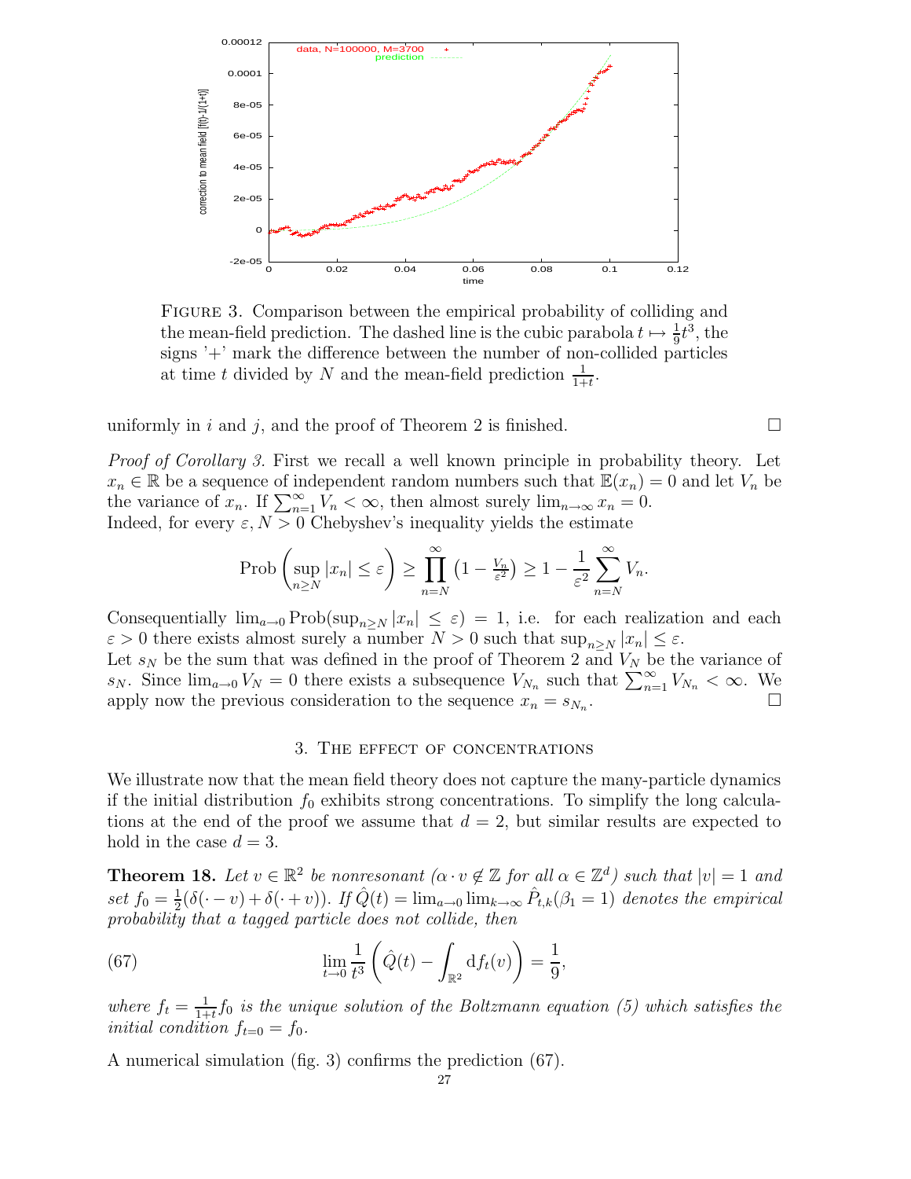FIGURE 3. Comparison between the empirical probability of colliding and the mean-field prediction. The dashed line is the cubic parabola $t \mapsto \frac{1}{9}t^3$, the signs '+' mark the difference between the number of non-collided particles at time $t$ divided by $N$ and the mean-field prediction $\frac{1}{1+t}$.

uniformly in $i$ and $j$, and the proof of Theorem 2 is finished. □

*Proof of Corollary 3.* First we recall a well known principle in probability theory. Let $x_n \in \mathbb{R}$ be a sequence of independent random numbers such that $\mathbb{E}(x_n) = 0$ and let $V_n$ be the variance of $x_n$. If $\sum_{n=1}^{\infty} V_n < \infty$, then almost surely $\lim_{n\to\infty} x_n = 0$.
Indeed, for every $\varepsilon, N > 0$ Chebyshev's inequality yields the estimate

$$\operatorname{Prob}\left(\sup_{n\geq N} |x_n| \leq \varepsilon\right) \geq \prod_{n=N}^{\infty} \left(1 - \tfrac{V_n}{\varepsilon^2}\right) \geq 1 - \frac{1}{\varepsilon^2}\sum_{n=N}^{\infty} V_n.$$

Consequentially $\lim_{a\to 0} \operatorname{Prob}(\sup_{n\geq N} |x_n| \leq \varepsilon) = 1$, i.e. for each realization and each $\varepsilon > 0$ there exists almost surely a number $N > 0$ such that $\sup_{n\geq N} |x_n| \leq \varepsilon$.
Let $s_N$ be the sum that was defined in the proof of Theorem 2 and $V_N$ be the variance of $s_N$. Since $\lim_{a\to 0} V_N = 0$ there exists a subsequence $V_{N_n}$ such that $\sum_{n=1}^{\infty} V_{N_n} < \infty$. We apply now the previous consideration to the sequence $x_n = s_{N_n}$. □

## 3. The effect of concentrations

We illustrate now that the mean field theory does not capture the many-particle dynamics if the initial distribution $f_0$ exhibits strong concentrations. To simplify the long calculations at the end of the proof we assume that $d = 2$, but similar results are expected to hold in the case $d = 3$.

**Theorem 18.** *Let $v \in \mathbb{R}^2$ be nonresonant ($\alpha \cdot v \notin \mathbb{Z}$ for all $\alpha \in \mathbb{Z}^d$) such that $|v| = 1$ and set $f_0 = \frac{1}{2}(\delta(\cdot - v) + \delta(\cdot + v))$. If $\hat{Q}(t) = \lim_{a\to 0}\lim_{k\to\infty} \hat{P}_{t,k}(\beta_1 = 1)$ denotes the empirical probability that a tagged particle does not collide, then*

$$\lim_{t\to 0} \frac{1}{t^3}\left(\hat{Q}(t) - \int_{\mathbb{R}^2} \mathrm{d}f_t(v)\right) = \frac{1}{9}, \tag{67}$$

*where $f_t = \frac{1}{1+t} f_0$ is the unique solution of the Boltzmann equation (5) which satisfies the initial condition $f_{t=0} = f_0$.*

A numerical simulation (fig. 3) confirms the prediction (67).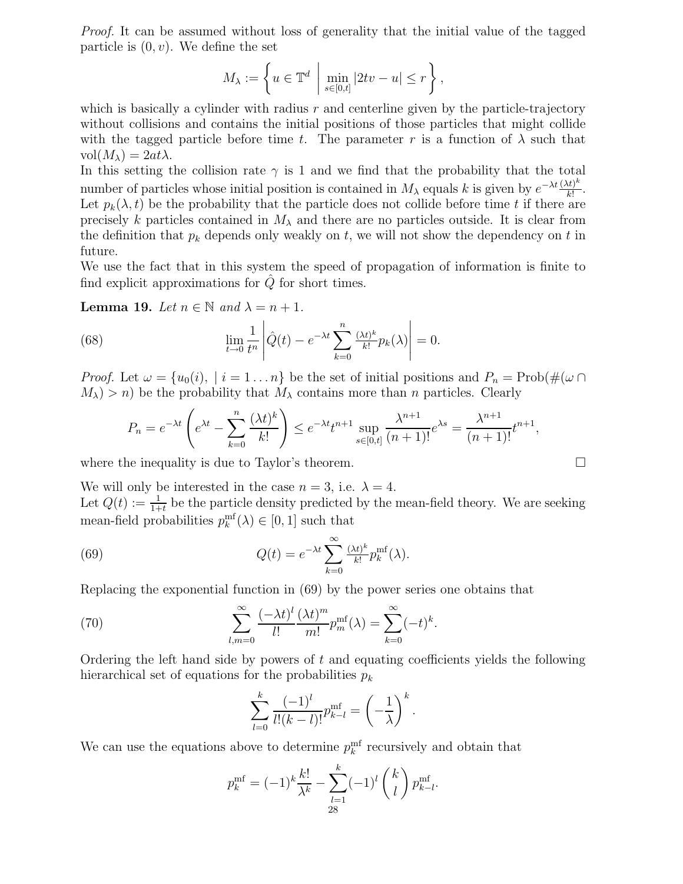*Proof.* It can be assumed without loss of generality that the initial value of the tagged particle is $(0, v)$. We define the set

$$M_\lambda := \left\{ u \in \mathbb{T}^d \;\middle|\; \min_{s \in [0,t]} |2tv - u| \leq r \right\},$$

which is basically a cylinder with radius $r$ and centerline given by the particle-trajectory without collisions and contains the initial positions of those particles that might collide with the tagged particle before time $t$. The parameter $r$ is a function of $\lambda$ such that $\mathrm{vol}(M_\lambda) = 2at\lambda$.

In this setting the collision rate $\gamma$ is 1 and we find that the probability that the total number of particles whose initial position is contained in $M_\lambda$ equals $k$ is given by $e^{-\lambda t} \frac{(\lambda t)^k}{k!}$. Let $p_k(\lambda, t)$ be the probability that the particle does not collide before time $t$ if there are precisely $k$ particles contained in $M_\lambda$ and there are no particles outside. It is clear from the definition that $p_k$ depends only weakly on $t$, we will not show the dependency on $t$ in future.

We use the fact that in this system the speed of propagation of information is finite to find explicit approximations for $\hat{Q}$ for short times.

**Lemma 19.** *Let $n \in \mathbb{N}$ and $\lambda = n + 1$.*

$$\lim_{t \to 0} \frac{1}{t^n} \left| \hat{Q}(t) - e^{-\lambda t} \sum_{k=0}^{n} \tfrac{(\lambda t)^k}{k!} p_k(\lambda) \right| = 0. \tag{68}$$

*Proof.* Let $\omega = \{u_0(i), \mid i = 1 \ldots n\}$ be the set of initial positions and $P_n = \mathrm{Prob}(\#(\omega \cap M_\lambda) > n)$ be the probability that $M_\lambda$ contains more than $n$ particles. Clearly

$$P_n = e^{-\lambda t} \left( e^{\lambda t} - \sum_{k=0}^{n} \frac{(\lambda t)^k}{k!} \right) \leq e^{-\lambda t} t^{n+1} \sup_{s \in [0,t]} \frac{\lambda^{n+1}}{(n+1)!} e^{\lambda s} = \frac{\lambda^{n+1}}{(n+1)!} t^{n+1},$$

where the inequality is due to Taylor's theorem. $\square$

We will only be interested in the case $n = 3$, i.e. $\lambda = 4$.

Let $Q(t) := \frac{1}{1+t}$ be the particle density predicted by the mean-field theory. We are seeking mean-field probabilities $p_k^{\mathrm{mf}}(\lambda) \in [0, 1]$ such that

$$Q(t) = e^{-\lambda t} \sum_{k=0}^{\infty} \tfrac{(\lambda t)^k}{k!} p_k^{\mathrm{mf}}(\lambda). \tag{69}$$

Replacing the exponential function in (69) by the power series one obtains that

$$\sum_{l,m=0}^{\infty} \frac{(-\lambda t)^l}{l!} \frac{(\lambda t)^m}{m!} p_m^{\mathrm{mf}}(\lambda) = \sum_{k=0}^{\infty} (-t)^k. \tag{70}$$

Ordering the left hand side by powers of $t$ and equating coefficients yields the following hierarchical set of equations for the probabilities $p_k$

$$\sum_{l=0}^{k} \frac{(-1)^l}{l!(k-l)!} p_{k-l}^{\mathrm{mf}} = \left( -\frac{1}{\lambda} \right)^k.$$

We can use the equations above to determine $p_k^{\mathrm{mf}}$ recursively and obtain that

$$p_k^{\mathrm{mf}} = (-1)^k \frac{k!}{\lambda^k} - \sum_{l=1}^{k} (-1)^l \binom{k}{l} p_{k-l}^{\mathrm{mf}}.$$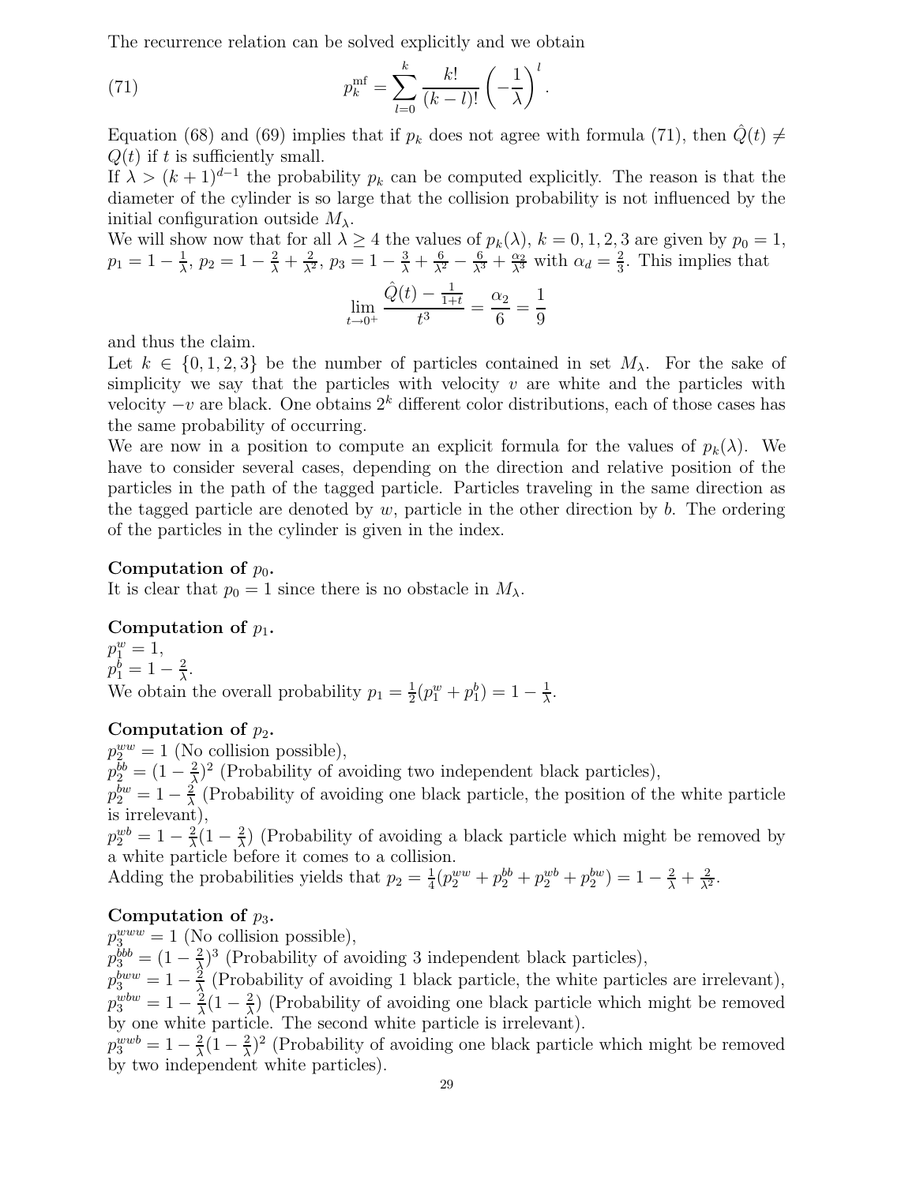The recurrence relation can be solved explicitly and we obtain

$$p_k^{\mathrm{mf}} = \sum_{l=0}^{k} \frac{k!}{(k-l)!} \left(-\frac{1}{\lambda}\right)^l. \tag{71}$$

Equation (68) and (69) implies that if $p_k$ does not agree with formula (71), then $\hat{Q}(t) \neq Q(t)$ if $t$ is sufficiently small.
If $\lambda > (k+1)^{d-1}$ the probability $p_k$ can be computed explicitly. The reason is that the diameter of the cylinder is so large that the collision probability is not influenced by the initial configuration outside $M_\lambda$.
We will show now that for all $\lambda \geq 4$ the values of $p_k(\lambda)$, $k = 0, 1, 2, 3$ are given by $p_0 = 1$, $p_1 = 1 - \frac{1}{\lambda}$, $p_2 = 1 - \frac{2}{\lambda} + \frac{2}{\lambda^2}$, $p_3 = 1 - \frac{3}{\lambda} + \frac{6}{\lambda^2} - \frac{6}{\lambda^3} + \frac{\alpha_2}{\lambda^3}$ with $\alpha_d = \frac{2}{3}$. This implies that

$$\lim_{t \to 0^+} \frac{\hat{Q}(t) - \frac{1}{1+t}}{t^3} = \frac{\alpha_2}{6} = \frac{1}{9}$$

and thus the claim.
Let $k \in \{0, 1, 2, 3\}$ be the number of particles contained in set $M_\lambda$. For the sake of simplicity we say that the particles with velocity $v$ are white and the particles with velocity $-v$ are black. One obtains $2^k$ different color distributions, each of those cases has the same probability of occurring.
We are now in a position to compute an explicit formula for the values of $p_k(\lambda)$. We have to consider several cases, depending on the direction and relative position of the particles in the path of the tagged particle. Particles traveling in the same direction as the tagged particle are denoted by $w$, particle in the other direction by $b$. The ordering of the particles in the cylinder is given in the index.

**Computation of $p_0$.**
It is clear that $p_0 = 1$ since there is no obstacle in $M_\lambda$.

**Computation of $p_1$.**
$p_1^w = 1$,
$p_1^b = 1 - \frac{2}{\lambda}$.
We obtain the overall probability $p_1 = \frac{1}{2}(p_1^w + p_1^b) = 1 - \frac{1}{\lambda}$.

**Computation of $p_2$.**
$p_2^{ww} = 1$ (No collision possible),
$p_2^{bb} = (1 - \frac{2}{\lambda})^2$ (Probability of avoiding two independent black particles),
$p_2^{bw} = 1 - \frac{2}{\lambda}$ (Probability of avoiding one black particle, the position of the white particle is irrelevant),
$p_2^{wb} = 1 - \frac{2}{\lambda}(1 - \frac{2}{\lambda})$ (Probability of avoiding a black particle which might be removed by a white particle before it comes to a collision.
Adding the probabilities yields that $p_2 = \frac{1}{4}(p_2^{ww} + p_2^{bb} + p_2^{wb} + p_2^{bw}) = 1 - \frac{2}{\lambda} + \frac{2}{\lambda^2}$.

**Computation of $p_3$.**
$p_3^{www} = 1$ (No collision possible),
$p_3^{bbb} = (1 - \frac{2}{\lambda})^3$ (Probability of avoiding 3 independent black particles),
$p_3^{bww} = 1 - \frac{2}{\lambda}$ (Probability of avoiding 1 black particle, the white particles are irrelevant),
$p_3^{wbw} = 1 - \frac{2}{\lambda}(1 - \frac{2}{\lambda})$ (Probability of avoiding one black particle which might be removed by one white particle. The second white particle is irrelevant).
$p_3^{wwb} = 1 - \frac{2}{\lambda}(1 - \frac{2}{\lambda})^2$ (Probability of avoiding one black particle which might be removed by two independent white particles).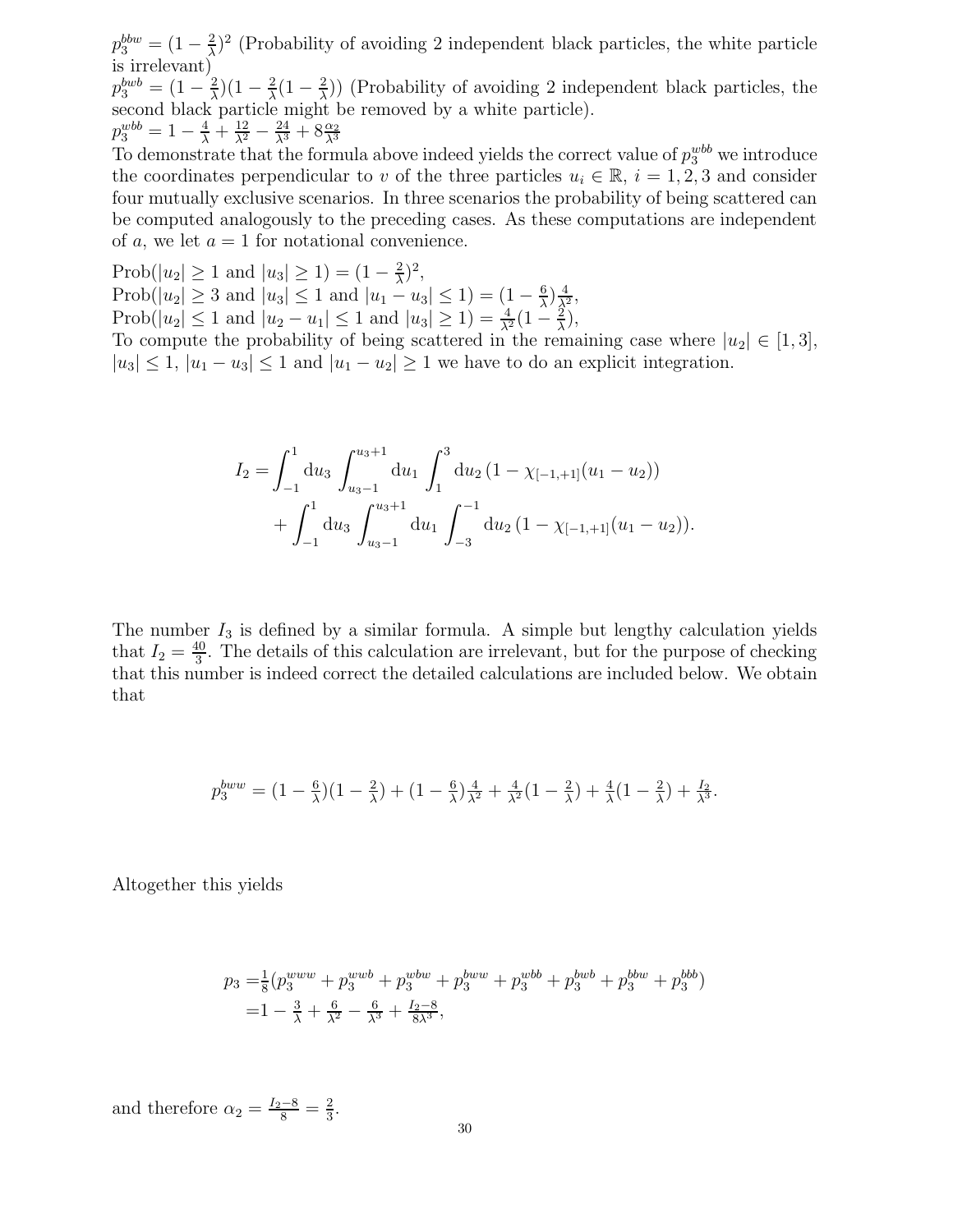$p_3^{bbw} = (1-\frac{2}{\lambda})^2$ (Probability of avoiding 2 independent black particles, the white particle is irrelevant)
$p_3^{bwb} = (1-\frac{2}{\lambda})(1-\frac{2}{\lambda}(1-\frac{2}{\lambda}))$ (Probability of avoiding 2 independent black particles, the second black particle might be removed by a white particle).
$p_3^{wbb} = 1 - \frac{4}{\lambda} + \frac{12}{\lambda^2} - \frac{24}{\lambda^3} + 8\frac{\alpha_2}{\lambda^3}$
To demonstrate that the formula above indeed yields the correct value of $p_3^{wbb}$ we introduce the coordinates perpendicular to $v$ of the three particles $u_i \in \mathbb{R}$, $i = 1, 2, 3$ and consider four mutually exclusive scenarios. In three scenarios the probability of being scattered can be computed analogously to the preceding cases. As these computations are independent of $a$, we let $a = 1$ for notational convenience.

Prob($|u_2| \geq 1$ and $|u_3| \geq 1$) $= (1-\frac{2}{\lambda})^2$,
Prob($|u_2| \geq 3$ and $|u_3| \leq 1$ and $|u_1 - u_3| \leq 1$) $= (1-\frac{6}{\lambda})\frac{4}{\lambda^2}$,
Prob($|u_2| \leq 1$ and $|u_2 - u_1| \leq 1$ and $|u_3| \geq 1$) $= \frac{4}{\lambda^2}(1-\frac{2}{\lambda})$,
To compute the probability of being scattered in the remaining case where $|u_2| \in [1, 3]$, $|u_3| \leq 1$, $|u_1 - u_3| \leq 1$ and $|u_1 - u_2| \geq 1$ we have to do an explicit integration.

$$
\begin{aligned}
I_2 = &\int_{-1}^{1} \mathrm{d}u_3 \int_{u_3-1}^{u_3+1} \mathrm{d}u_1 \int_{1}^{3} \mathrm{d}u_2 \, (1 - \chi_{[-1,+1]}(u_1 - u_2)) \\
&+ \int_{-1}^{1} \mathrm{d}u_3 \int_{u_3-1}^{u_3+1} \mathrm{d}u_1 \int_{-3}^{-1} \mathrm{d}u_2 \, (1 - \chi_{[-1,+1]}(u_1 - u_2)).
\end{aligned}
$$

The number $I_3$ is defined by a similar formula. A simple but lengthy calculation yields that $I_2 = \frac{40}{3}$. The details of this calculation are irrelevant, but for the purpose of checking that this number is indeed correct the detailed calculations are included below. We obtain that

$$
p_3^{bww} = (1-\tfrac{6}{\lambda})(1-\tfrac{2}{\lambda}) + (1-\tfrac{6}{\lambda})\tfrac{4}{\lambda^2} + \tfrac{4}{\lambda^2}(1-\tfrac{2}{\lambda}) + \tfrac{4}{\lambda}(1-\tfrac{2}{\lambda}) + \tfrac{I_2}{\lambda^3}.
$$

Altogether this yields

$$
\begin{aligned}
p_3 =& \tfrac{1}{8}(p_3^{www} + p_3^{wwb} + p_3^{wbw} + p_3^{bww} + p_3^{wbb} + p_3^{bwb} + p_3^{bbw} + p_3^{bbb}) \\
=& 1 - \tfrac{3}{\lambda} + \tfrac{6}{\lambda^2} - \tfrac{6}{\lambda^3} + \tfrac{I_2 - 8}{8\lambda^3},
\end{aligned}
$$

and therefore $\alpha_2 = \frac{I_2 - 8}{8} = \frac{2}{3}$.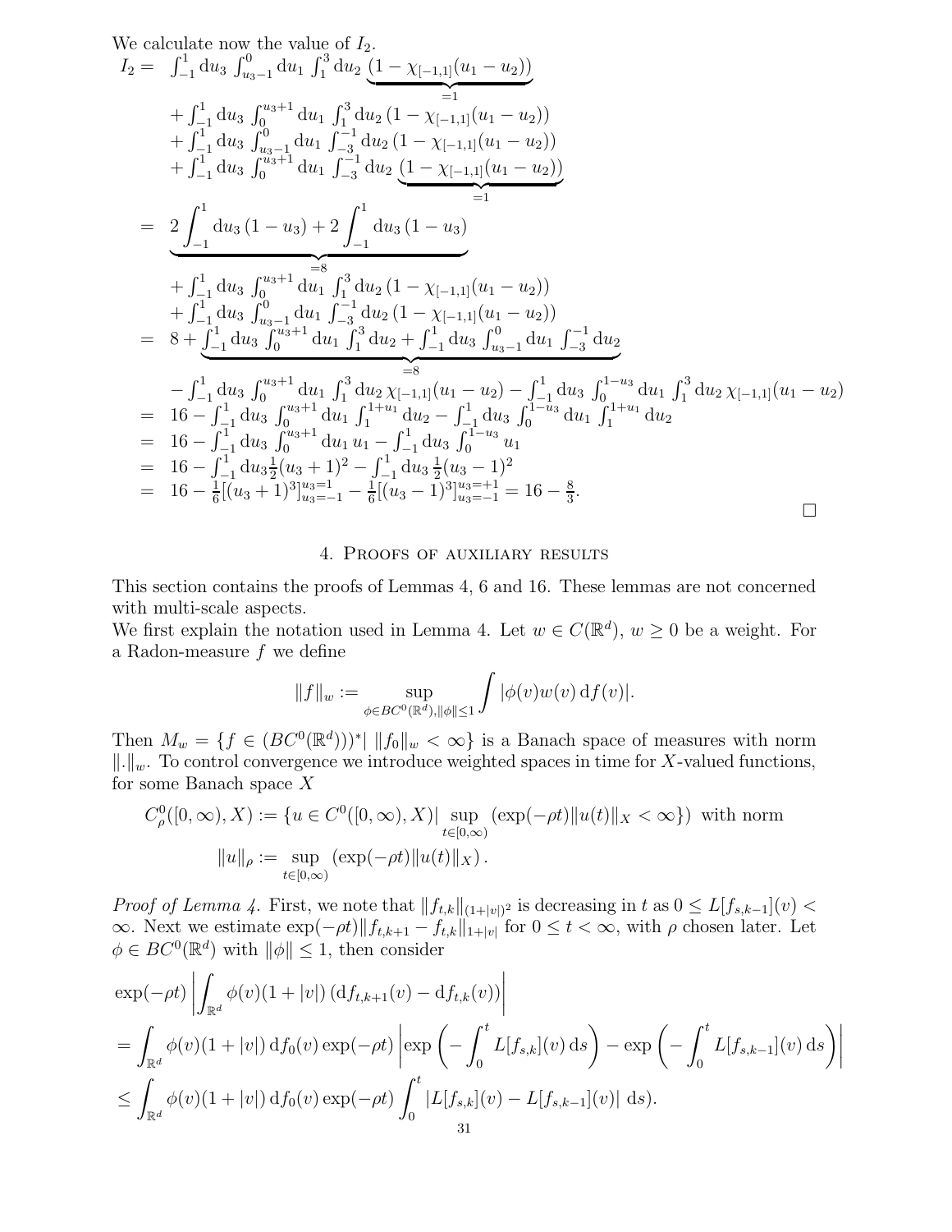We calculate now the value of $I_2$.

$$
\begin{aligned}
I_2 = \;& \int_{-1}^{1} \mathrm{d}u_3 \int_{u_3-1}^{0} \mathrm{d}u_1 \int_{1}^{3} \mathrm{d}u_2 \underbrace{(1-\chi_{[-1,1]}(u_1-u_2))}_{=1} \\
& + \int_{-1}^{1} \mathrm{d}u_3 \int_{0}^{u_3+1} \mathrm{d}u_1 \int_{1}^{3} \mathrm{d}u_2 \,(1-\chi_{[-1,1]}(u_1-u_2)) \\
& + \int_{-1}^{1} \mathrm{d}u_3 \int_{u_3-1}^{0} \mathrm{d}u_1 \int_{-3}^{-1} \mathrm{d}u_2 \,(1-\chi_{[-1,1]}(u_1-u_2)) \\
& + \int_{-1}^{1} \mathrm{d}u_3 \int_{0}^{u_3+1} \mathrm{d}u_1 \int_{-3}^{-1} \mathrm{d}u_2 \underbrace{(1-\chi_{[-1,1]}(u_1-u_2))}_{=1} \\
= \;& \underbrace{2\int_{-1}^{1} \mathrm{d}u_3 \,(1-u_3) + 2\int_{-1}^{1} \mathrm{d}u_3 \,(1-u_3)}_{=8} \\
& + \int_{-1}^{1} \mathrm{d}u_3 \int_{0}^{u_3+1} \mathrm{d}u_1 \int_{1}^{3} \mathrm{d}u_2 \,(1-\chi_{[-1,1]}(u_1-u_2)) \\
& + \int_{-1}^{1} \mathrm{d}u_3 \int_{u_3-1}^{0} \mathrm{d}u_1 \int_{-3}^{-1} \mathrm{d}u_2 \,(1-\chi_{[-1,1]}(u_1-u_2)) \\
= \;& 8 + \underbrace{\int_{-1}^{1} \mathrm{d}u_3 \int_{0}^{u_3+1} \mathrm{d}u_1 \int_{1}^{3} \mathrm{d}u_2 + \int_{-1}^{1} \mathrm{d}u_3 \int_{u_3-1}^{0} \mathrm{d}u_1 \int_{-3}^{-1} \mathrm{d}u_2}_{=8} \\
& - \int_{-1}^{1} \mathrm{d}u_3 \int_{0}^{u_3+1} \mathrm{d}u_1 \int_{1}^{3} \mathrm{d}u_2 \,\chi_{[-1,1]}(u_1-u_2) - \int_{-1}^{1} \mathrm{d}u_3 \int_{0}^{1-u_3} \mathrm{d}u_1 \int_{1}^{3} \mathrm{d}u_2 \,\chi_{[-1,1]}(u_1-u_2) \\
= \;& 16 - \int_{-1}^{1} \mathrm{d}u_3 \int_{0}^{u_3+1} \mathrm{d}u_1 \int_{1}^{1+u_1} \mathrm{d}u_2 - \int_{-1}^{1} \mathrm{d}u_3 \int_{0}^{1-u_3} \mathrm{d}u_1 \int_{1}^{1+u_1} \mathrm{d}u_2 \\
= \;& 16 - \int_{-1}^{1} \mathrm{d}u_3 \int_{0}^{u_3+1} \mathrm{d}u_1 \, u_1 - \int_{-1}^{1} \mathrm{d}u_3 \int_{0}^{1-u_3} u_1 \\
= \;& 16 - \int_{-1}^{1} \mathrm{d}u_3 \tfrac{1}{2}(u_3+1)^2 - \int_{-1}^{1} \mathrm{d}u_3 \,\tfrac{1}{2}(u_3-1)^2 \\
= \;& 16 - \tfrac{1}{6}[(u_3+1)^3]_{u_3=-1}^{u_3=1} - \tfrac{1}{6}[(u_3-1)^3]_{u_3=-1}^{u_3=+1} = 16 - \tfrac{8}{3}.
\end{aligned}
$$

□

## 4. Proofs of auxiliary results

This section contains the proofs of Lemmas 4, 6 and 16. These lemmas are not concerned with multi-scale aspects.

We first explain the notation used in Lemma 4. Let $w \in C(\mathbb{R}^d)$, $w \geq 0$ be a weight. For a Radon-measure $f$ we define

$$\|f\|_w := \sup_{\phi \in BC^0(\mathbb{R}^d), \|\phi\| \leq 1} \int |\phi(v) w(v) \,\mathrm{d}f(v)|.$$

Then $M_w = \{f \in (BC^0(\mathbb{R}^d)))^* | \; \|f_0\|_w < \infty\}$ is a Banach space of measures with norm $\|.\|_w$. To control convergence we introduce weighted spaces in time for $X$-valued functions, for some Banach space $X$

$$
\begin{aligned}
C^0_\rho([0,\infty), X) &:= \{u \in C^0([0,\infty), X) | \sup_{t \in [0,\infty)} (\exp(-\rho t) \|u(t)\|_X < \infty\}) \text{ with norm} \\
\|u\|_\rho &:= \sup_{t \in [0,\infty)} \left(\exp(-\rho t) \|u(t)\|_X\right).
\end{aligned}
$$

*Proof of Lemma 4.* First, we note that $\|f_{t,k}\|_{(1+|v|)^2}$ is decreasing in $t$ as $0 \leq L[f_{s,k-1}](v) < \infty$. Next we estimate $\exp(-\rho t) \|f_{t,k+1} - f_{t,k}\|_{1+|v|}$ for $0 \leq t < \infty$, with $\rho$ chosen later. Let $\phi \in BC^0(\mathbb{R}^d)$ with $\|\phi\| \leq 1$, then consider

$$
\begin{aligned}
& \exp(-\rho t) \left| \int_{\mathbb{R}^d} \phi(v)(1+|v|) \left(\mathrm{d}f_{t,k+1}(v) - \mathrm{d}f_{t,k}(v)\right) \right| \\
&= \int_{\mathbb{R}^d} \phi(v)(1+|v|) \,\mathrm{d}f_0(v) \exp(-\rho t) \left| \exp\left(-\int_0^t L[f_{s,k}](v) \,\mathrm{d}s\right) - \exp\left(-\int_0^t L[f_{s,k-1}](v) \,\mathrm{d}s\right) \right| \\
&\leq \int_{\mathbb{R}^d} \phi(v)(1+|v|) \,\mathrm{d}f_0(v) \exp(-\rho t) \int_0^t |L[f_{s,k}](v) - L[f_{s,k-1}](v)| \;\mathrm{d}s).
\end{aligned}
$$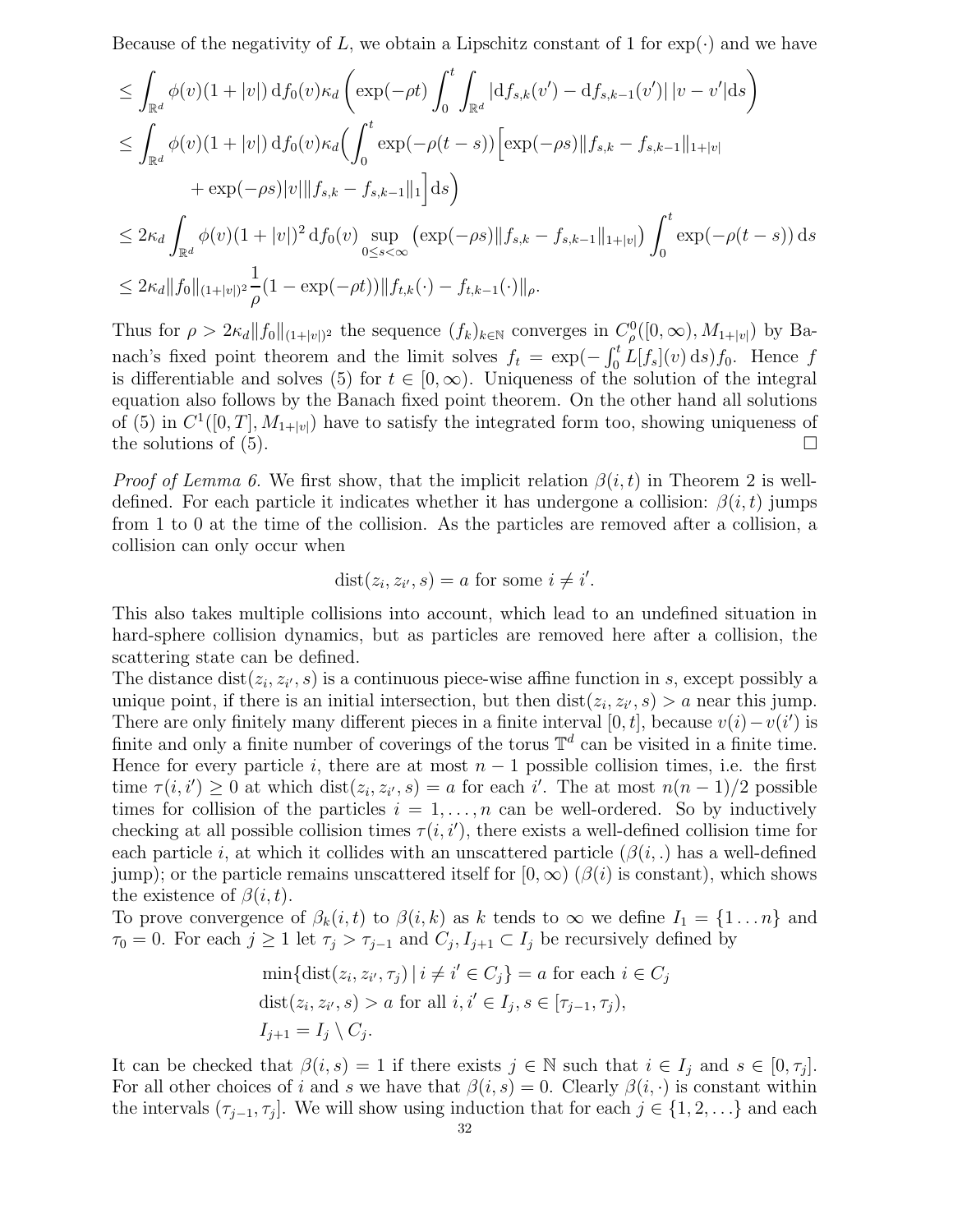Because of the negativity of $L$, we obtain a Lipschitz constant of 1 for $\exp(\cdot)$ and we have

$$
\begin{aligned}
&\leq \int_{\mathbb{R}^d} \phi(v)(1+|v|)\,\mathrm{d}f_0(v)\kappa_d \left( \exp(-\rho t) \int_0^t \int_{\mathbb{R}^d} |\mathrm{d}f_{s,k}(v') - \mathrm{d}f_{s,k-1}(v')|\,|v-v'|\mathrm{d}s \right) \\
&\leq \int_{\mathbb{R}^d} \phi(v)(1+|v|)\,\mathrm{d}f_0(v)\kappa_d \Big( \int_0^t \exp(-\rho(t-s)) \Big[ \exp(-\rho s) \|f_{s,k} - f_{s,k-1}\|_{1+|v|} \\
&\qquad + \exp(-\rho s)|v| \|f_{s,k} - f_{s,k-1}\|_1 \Big] \mathrm{d}s \Big) \\
&\leq 2\kappa_d \int_{\mathbb{R}^d} \phi(v)(1+|v|)^2\,\mathrm{d}f_0(v) \sup_{0\leq s<\infty} \big( \exp(-\rho s) \|f_{s,k} - f_{s,k-1}\|_{1+|v|} \big) \int_0^t \exp(-\rho(t-s))\,\mathrm{d}s \\
&\leq 2\kappa_d \|f_0\|_{(1+|v|)^2} \frac{1}{\rho}(1 - \exp(-\rho t)) \|f_{t,k}(\cdot) - f_{t,k-1}(\cdot)\|_\rho.
\end{aligned}
$$

Thus for $\rho > 2\kappa_d \|f_0\|_{(1+|v|)^2}$ the sequence $(f_k)_{k\in\mathbb{N}}$ converges in $C^0_\rho([0,\infty), M_{1+|v|})$ by Banach's fixed point theorem and the limit solves $f_t = \exp(-\int_0^t L[f_s](v)\,\mathrm{d}s) f_0$. Hence $f$ is differentiable and solves (5) for $t \in [0,\infty)$. Uniqueness of the solution of the integral equation also follows by the Banach fixed point theorem. On the other hand all solutions of (5) in $C^1([0,T], M_{1+|v|})$ have to satisfy the integrated form too, showing uniqueness of the solutions of (5). $\square$

*Proof of Lemma 6.* We first show, that the implicit relation $\beta(i,t)$ in Theorem 2 is well-defined. For each particle it indicates whether it has undergone a collision: $\beta(i,t)$ jumps from 1 to 0 at the time of the collision. As the particles are removed after a collision, a collision can only occur when

$$
\operatorname{dist}(z_i, z_{i'}, s) = a \text{ for some } i \neq i'.
$$

This also takes multiple collisions into account, which lead to an undefined situation in hard-sphere collision dynamics, but as particles are removed here after a collision, the scattering state can be defined.
The distance $\operatorname{dist}(z_i, z_{i'}, s)$ is a continuous piece-wise affine function in $s$, except possibly a unique point, if there is an initial intersection, but then $\operatorname{dist}(z_i, z_{i'}, s) > a$ near this jump. There are only finitely many different pieces in a finite interval $[0,t]$, because $v(i) - v(i')$ is finite and only a finite number of coverings of the torus $\mathbb{T}^d$ can be visited in a finite time. Hence for every particle $i$, there are at most $n-1$ possible collision times, i.e. the first time $\tau(i,i') \geq 0$ at which $\operatorname{dist}(z_i, z_{i'}, s) = a$ for each $i'$. The at most $n(n-1)/2$ possible times for collision of the particles $i = 1, \ldots, n$ can be well-ordered. So by inductively checking at all possible collision times $\tau(i,i')$, there exists a well-defined collision time for each particle $i$, at which it collides with an unscattered particle ($\beta(i,.)$ has a well-defined jump); or the particle remains unscattered itself for $[0,\infty)$ ($\beta(i)$ is constant), which shows the existence of $\beta(i,t)$.
To prove convergence of $\beta_k(i,t)$ to $\beta(i,k)$ as $k$ tends to $\infty$ we define $I_1 = \{1 \ldots n\}$ and $\tau_0 = 0$. For each $j \geq 1$ let $\tau_j > \tau_{j-1}$ and $C_j, I_{j+1} \subset I_j$ be recursively defined by

$$
\begin{aligned}
&\min\{\operatorname{dist}(z_i, z_{i'}, \tau_j) \,|\, i \neq i' \in C_j\} = a \text{ for each } i \in C_j \\
&\operatorname{dist}(z_i, z_{i'}, s) > a \text{ for all } i, i' \in I_j, s \in [\tau_{j-1}, \tau_j), \\
&I_{j+1} = I_j \setminus C_j.
\end{aligned}
$$

It can be checked that $\beta(i,s) = 1$ if there exists $j \in \mathbb{N}$ such that $i \in I_j$ and $s \in [0, \tau_j]$. For all other choices of $i$ and $s$ we have that $\beta(i,s) = 0$. Clearly $\beta(i,\cdot)$ is constant within the intervals $(\tau_{j-1}, \tau_j]$. We will show using induction that for each $j \in \{1, 2, \ldots\}$ and each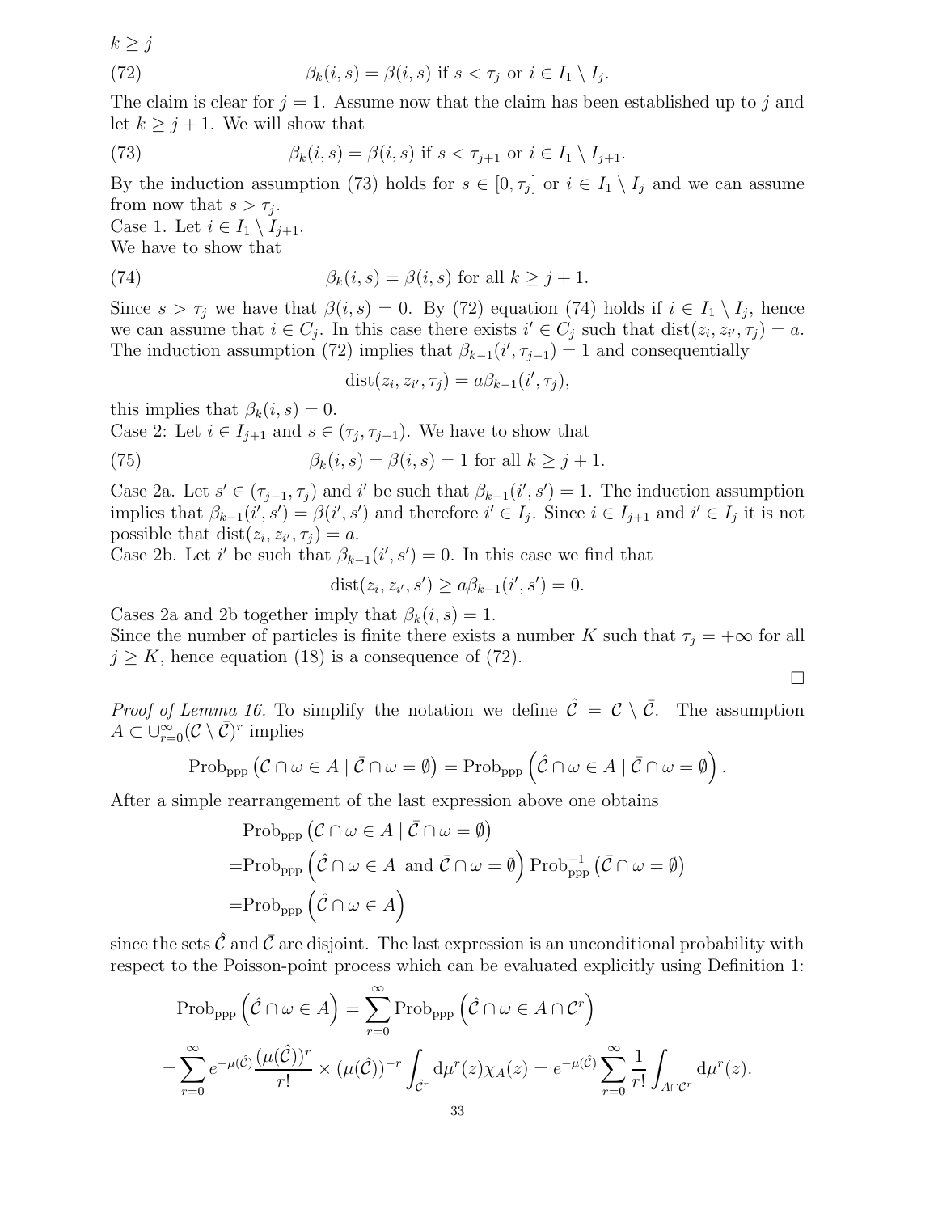$k \geq j$

$$\beta_k(i,s) = \beta(i,s) \text{ if } s < \tau_j \text{ or } i \in I_1 \setminus I_j. \tag{72}$$

The claim is clear for $j = 1$. Assume now that the claim has been established up to $j$ and let $k \geq j+1$. We will show that

$$\beta_k(i,s) = \beta(i,s) \text{ if } s < \tau_{j+1} \text{ or } i \in I_1 \setminus I_{j+1}. \tag{73}$$

By the induction assumption (73) holds for $s \in [0, \tau_j]$ or $i \in I_1 \setminus I_j$ and we can assume from now that $s > \tau_j$.

Case 1. Let $i \in I_1 \setminus I_{j+1}$.

We have to show that

$$\beta_k(i,s) = \beta(i,s) \text{ for all } k \geq j+1. \tag{74}$$

Since $s > \tau_j$ we have that $\beta(i,s) = 0$. By (72) equation (74) holds if $i \in I_1 \setminus I_j$, hence we can assume that $i \in C_j$. In this case there exists $i' \in C_j$ such that $\mathrm{dist}(z_i, z_{i'}, \tau_j) = a$. The induction assumption (72) implies that $\beta_{k-1}(i', \tau_{j-1}) = 1$ and consequentially

$$\mathrm{dist}(z_i, z_{i'}, \tau_j) = a\beta_{k-1}(i', \tau_j),$$

this implies that $\beta_k(i,s) = 0$.

Case 2: Let $i \in I_{j+1}$ and $s \in (\tau_j, \tau_{j+1})$. We have to show that

$$\beta_k(i,s) = \beta(i,s) = 1 \text{ for all } k \geq j+1. \tag{75}$$

Case 2a. Let $s' \in (\tau_{j-1}, \tau_j)$ and $i'$ be such that $\beta_{k-1}(i', s') = 1$. The induction assumption implies that $\beta_{k-1}(i', s') = \beta(i', s')$ and therefore $i' \in I_j$. Since $i \in I_{j+1}$ and $i' \in I_j$ it is not possible that $\mathrm{dist}(z_i, z_{i'}, \tau_j) = a$.

Case 2b. Let $i'$ be such that $\beta_{k-1}(i', s') = 0$. In this case we find that

$$\mathrm{dist}(z_i, z_{i'}, s') \geq a\beta_{k-1}(i', s') = 0.$$

Cases 2a and 2b together imply that $\beta_k(i,s) = 1$.

Since the number of particles is finite there exists a number $K$ such that $\tau_j = +\infty$ for all $j \geq K$, hence equation (18) is a consequence of (72).

$\square$

*Proof of Lemma 16.* To simplify the notation we define $\hat{\mathcal{C}} = \mathcal{C} \setminus \bar{\mathcal{C}}$. The assumption $A \subset \cup_{r=0}^{\infty} (\mathcal{C} \setminus \bar{\mathcal{C}})^r$ implies

$$\mathrm{Prob}_{\mathrm{ppp}}\left(\mathcal{C} \cap \omega \in A \mid \bar{\mathcal{C}} \cap \omega = \emptyset\right) = \mathrm{Prob}_{\mathrm{ppp}}\left(\hat{\mathcal{C}} \cap \omega \in A \mid \bar{\mathcal{C}} \cap \omega = \emptyset\right).$$

After a simple rearrangement of the last expression above one obtains

$$\begin{aligned}
&\mathrm{Prob}_{\mathrm{ppp}}\left(\mathcal{C} \cap \omega \in A \mid \bar{\mathcal{C}} \cap \omega = \emptyset\right) \\
=&\mathrm{Prob}_{\mathrm{ppp}}\left(\hat{\mathcal{C}} \cap \omega \in A \text{ and } \bar{\mathcal{C}} \cap \omega = \emptyset\right) \mathrm{Prob}_{\mathrm{ppp}}^{-1}\left(\bar{\mathcal{C}} \cap \omega = \emptyset\right) \\
=&\mathrm{Prob}_{\mathrm{ppp}}\left(\hat{\mathcal{C}} \cap \omega \in A\right)
\end{aligned}$$

since the sets $\hat{\mathcal{C}}$ and $\bar{\mathcal{C}}$ are disjoint. The last expression is an unconditional probability with respect to the Poisson-point process which can be evaluated explicitly using Definition 1:

$$\begin{aligned}
&\mathrm{Prob}_{\mathrm{ppp}}\left(\hat{\mathcal{C}} \cap \omega \in A\right) = \sum_{r=0}^{\infty} \mathrm{Prob}_{\mathrm{ppp}}\left(\hat{\mathcal{C}} \cap \omega \in A \cap \mathcal{C}^r\right) \\
=&\sum_{r=0}^{\infty} e^{-\mu(\hat{\mathcal{C}})} \frac{(\mu(\hat{\mathcal{C}}))^r}{r!} \times (\mu(\hat{\mathcal{C}}))^{-r} \int_{\hat{\mathcal{C}}^r} \mathrm{d}\mu^r(z) \chi_A(z) = e^{-\mu(\hat{\mathcal{C}})} \sum_{r=0}^{\infty} \frac{1}{r!} \int_{A \cap \mathcal{C}^r} \mathrm{d}\mu^r(z).
\end{aligned}$$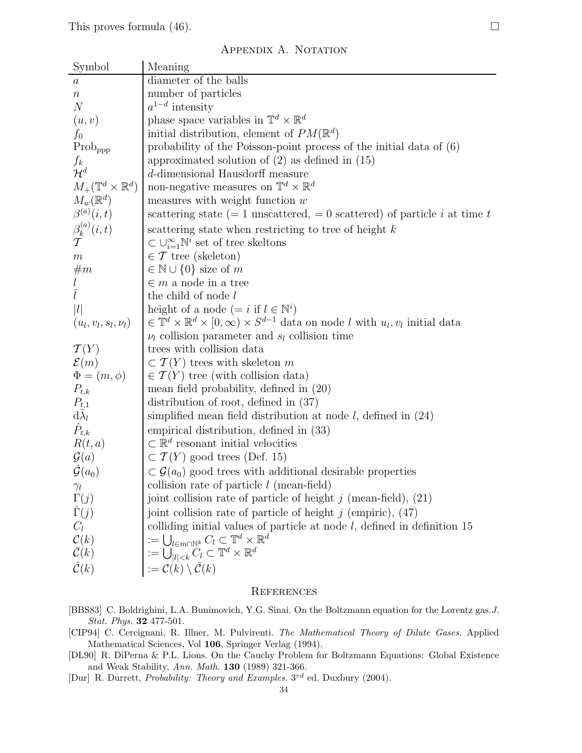This proves formula (46). □

## Appendix A. Notation

| Symbol | Meaning |
|---|---|
| $a$ | diameter of the balls |
| $n$ | number of particles |
| $N$ | $a^{1-d}$ intensity |
| $(u, v)$ | phase space variables in $\mathbb{T}^d \times \mathbb{R}^d$ |
| $f_0$ | initial distribution, element of $PM(\mathbb{R}^d)$ |
| $\mathrm{Prob}_{\mathrm{ppp}}$ | probability of the Poisson-point process of the initial data of (6) |
| $f_k$ | approximated solution of (2) as defined in (15) |
| $\mathcal{H}^d$ | $d$-dimensional Hausdorff measure |
| $M_+(\mathbb{T}^d \times \mathbb{R}^d)$ | non-negative measures on $\mathbb{T}^d \times \mathbb{R}^d$ |
| $M_w(\mathbb{R}^d)$ | measures with weight function $w$ |
| $\beta^{(a)}(i,t)$ | scattering state (= 1 unscattered, = 0 scattered) of particle $i$ at time $t$ |
| $\beta_k^{(a)}(i,t)$ | scattering state when restricting to tree of height $k$ |
| $\mathcal{T}$ | $\subset \cup_{i=1}^{\infty} \mathbb{N}^i$ set of tree skeltons |
| $m$ | $\in \mathcal{T}$ tree (skeleton) |
| $\#m$ | $\in \mathbb{N} \cup \{0\}$ size of $m$ |
| $l$ | $\in m$ a node in a tree |
| $\bar{l}$ | the child of node $l$ |
| $\|l\|$ | height of a node (= $i$ if $l \in \mathbb{N}^i$) |
| $(u_l, v_l, s_l, \nu_l)$ | $\in \mathbb{T}^d \times \mathbb{R}^d \times [0, \infty) \times S^{d-1}$ data on node $l$ with $u_l, v_l$ initial data $\nu_l$ collision parameter and $s_l$ collision time |
| $\mathcal{T}(Y)$ | trees with collision data |
| $\mathcal{E}(m)$ | $\subset \mathcal{T}(Y)$ trees with skeleton $m$ |
| $\Phi = (m, \phi)$ | $\in \mathcal{T}(Y)$ tree (with collision data) |
| $P_{t,k}$ | mean field probability, defined in (20) |
| $P_{t,1}$ | distribution of root, defined in (37) |
| $\mathrm{d}\bar{\lambda}_l$ | simplified mean field distribution at node $l$, defined in (24) |
| $\hat{P}_{t,k}$ | empirical distribution, defined in (33) |
| $R(t,a)$ | $\subset \mathbb{R}^d$ resonant initial velocities |
| $\mathcal{G}(a)$ | $\subset \mathcal{T}(Y)$ good trees (Def. 15) |
| $\hat{\mathcal{G}}(a_0)$ | $\subset \mathcal{G}(a_0)$ good trees with additional desirable properties |
| $\gamma_l$ | collision rate of particle $l$ (mean-field) |
| $\Gamma(j)$ | joint collision rate of particle of height $j$ (mean-field), (21) |
| $\hat{\Gamma}(j)$ | joint collision rate of particle of height $j$ (empiric), (47) |
| $C_l$ | colliding initial values of particle at node $l$, defined in definition 15 |
| $\mathcal{C}(k)$ | $:= \bigcup_{l \in m \cap \mathbb{N}^k} C_l \subset \mathbb{T}^d \times \mathbb{R}^d$ |
| $\bar{\mathcal{C}}(k)$ | $:= \bigcup_{\|l\|<k} C_l \subset \mathbb{T}^d \times \mathbb{R}^d$ |
| $\hat{\mathcal{C}}(k)$ | $:= \mathcal{C}(k) \setminus \bar{\mathcal{C}}(k)$ |

## References

[BBS83] C. Boldrighini, L.A. Bunimovich, Y.G. Sinai. On the Boltzmann equation for the Lorentz gas. *J. Stat. Phys.* **32** 477-501.

[CIP94] C. Cercignani, R. Illner, M. Pulvirenti. *The Mathematical Theory of Dilute Gases.* Applied Mathematical Sciences, Vol **106**, Springer Verlag (1994).

[DL90] R. DiPerna & P.L. Lions. On the Cauchy Problem for Boltzmann Equations: Global Existence and Weak Stability, *Ann. Math.* **130** (1989) 321-366.

[Dur] R. Durrett, *Probability: Theory and Examples.* $3^{rd}$ ed. Duxbury (2004).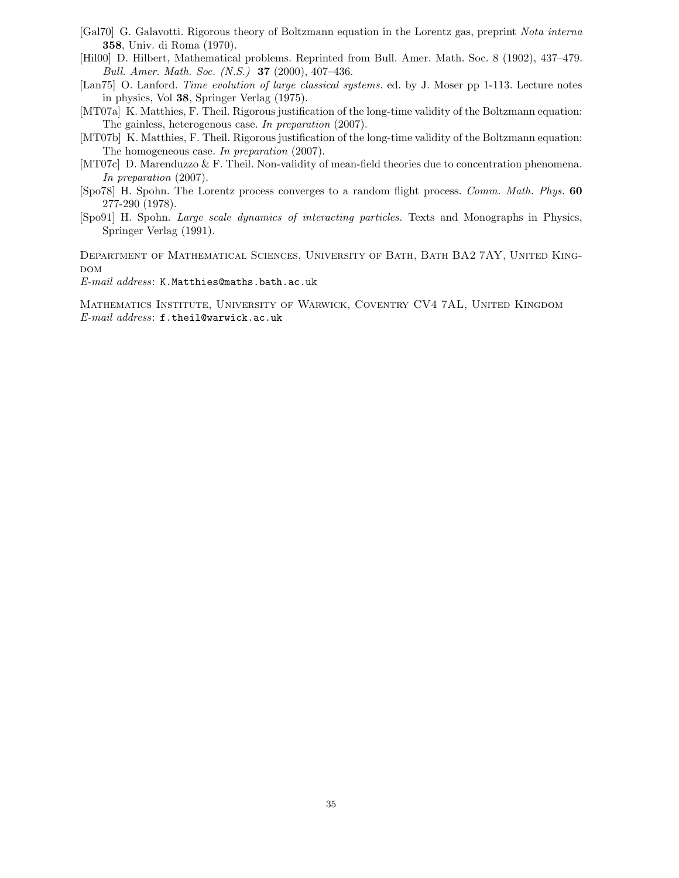[Gal70] G. Galavotti. Rigorous theory of Boltzmann equation in the Lorentz gas, preprint *Nota interna* **358**, Univ. di Roma (1970).

[Hil00] D. Hilbert, Mathematical problems. Reprinted from Bull. Amer. Math. Soc. 8 (1902), 437–479. *Bull. Amer. Math. Soc. (N.S.)* **37** (2000), 407–436.

[Lan75] O. Lanford. *Time evolution of large classical systems.* ed. by J. Moser pp 1-113. Lecture notes in physics, Vol **38**, Springer Verlag (1975).

[MT07a] K. Matthies, F. Theil. Rigorous justification of the long-time validity of the Boltzmann equation: The gainless, heterogenous case. *In preparation* (2007).

[MT07b] K. Matthies, F. Theil. Rigorous justification of the long-time validity of the Boltzmann equation: The homogeneous case. *In preparation* (2007).

[MT07c] D. Marenduzzo & F. Theil. Non-validity of mean-field theories due to concentration phenomena. *In preparation* (2007).

[Spo78] H. Spohn. The Lorentz process converges to a random flight process. *Comm. Math. Phys.* **60** 277-290 (1978).

[Spo91] H. Spohn. *Large scale dynamics of interacting particles.* Texts and Monographs in Physics, Springer Verlag (1991).

Department of Mathematical Sciences, University of Bath, Bath BA2 7AY, United Kingdom

*E-mail address*: K.Matthies@maths.bath.ac.uk

Mathematics Institute, University of Warwick, Coventry CV4 7AL, United Kingdom

*E-mail address*: f.theil@warwick.ac.uk